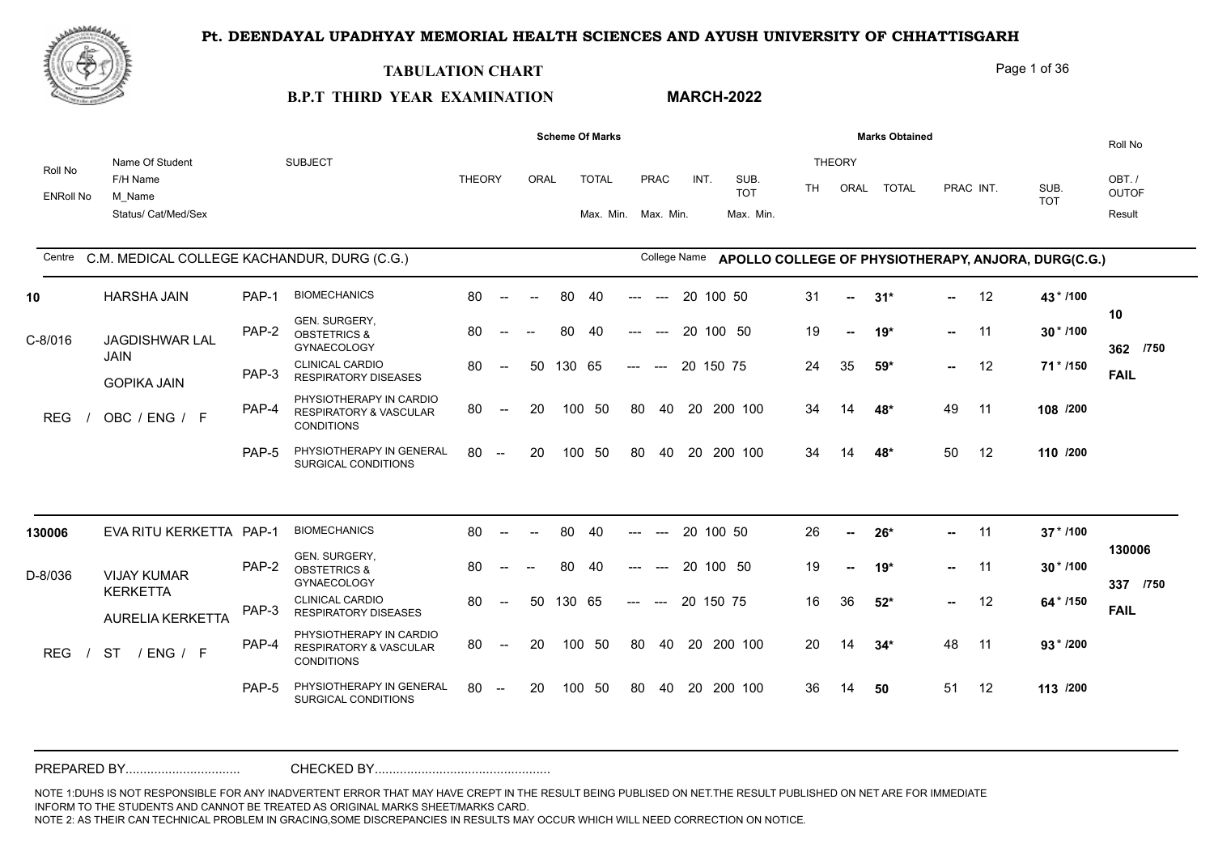# Pt. DEENDAYAL UPADHYAY MEMORIAL HEALTH SCIENCES AND AYUSH UNIVERSITY OF CHHATTISGARH

## TABULATION CHART

**B.P.T THIRD YEAR EXAMINATION** **MARCH-2022**

Centre: C.M. MEDICAL COLLEGE KACHANDUR, DURG (C.G.)

College Name: **APOLLO COLLEGE OF PHYSIOTHERAPY, ANJORA, DURG(C.G.)**

| Roll No / ENRoll No | Name Of Student / F/H Name / M_Name / Status/ Cat/Med/Sex | | SUBJECT | THEORY | | ORAL | TOTAL Max. | TOTAL Min. | PRAC Max. | PRAC Min. | INT. | SUB. TOT Max. | SUB. TOT Min. | TH | ORAL | TOTAL | PRAC | INT. | SUB. TOT | Roll No / OBT. / OUTOF / Result |
|---|---|---|---|---|---|---|---|---|---|---|---|---|---|---|---|---|---|---|---|---|
| 10 | HARSHA JAIN | PAP-1 | BIOMECHANICS | 80 | -- | -- | 80 | 40 | --- | --- | 20 | 100 | 50 | 31 | -- | 31* | -- | 12 | 43* /100 | 10 |
| C-8/016 | JAGDISHWAR LAL JAIN | PAP-2 | GEN. SURGERY, OBSTETRICS & GYNAECOLOGY | 80 | -- | -- | 80 | 40 | --- | --- | 20 | 100 | 50 | 19 | -- | 19* | -- | 11 | 30* /100 | 362 /750 |
| | GOPIKA JAIN | PAP-3 | CLINICAL CARDIO RESPIRATORY DISEASES | 80 | -- | 50 | 130 | 65 | --- | --- | 20 | 150 | 75 | 24 | 35 | 59* | -- | 12 | 71* /150 | FAIL |
| | REG / OBC / ENG / F | PAP-4 | PHYSIOTHERAPY IN CARDIO RESPIRATORY & VASCULAR CONDITIONS | 80 | -- | 20 | 100 | 50 | 80 | 40 | 20 | 200 | 100 | 34 | 14 | 48* | 49 | 11 | 108 /200 | |
| | | PAP-5 | PHYSIOTHERAPY IN GENERAL SURGICAL CONDITIONS | 80 | -- | 20 | 100 | 50 | 80 | 40 | 20 | 200 | 100 | 34 | 14 | 48* | 50 | 12 | 110 /200 | |
| 130006 | EVA RITU KERKETTA | PAP-1 | BIOMECHANICS | 80 | -- | -- | 80 | 40 | --- | --- | 20 | 100 | 50 | 26 | -- | 26* | -- | 11 | 37* /100 | 130006 |
| D-8/036 | VIJAY KUMAR KERKETTA | PAP-2 | GEN. SURGERY, OBSTETRICS & GYNAECOLOGY | 80 | -- | -- | 80 | 40 | --- | --- | 20 | 100 | 50 | 19 | -- | 19* | -- | 11 | 30* /100 | 337 /750 |
| | AURELIA KERKETTA | PAP-3 | CLINICAL CARDIO RESPIRATORY DISEASES | 80 | -- | 50 | 130 | 65 | --- | --- | 20 | 150 | 75 | 16 | 36 | 52* | -- | 12 | 64* /150 | FAIL |
| | REG / ST / ENG / F | PAP-4 | PHYSIOTHERAPY IN CARDIO RESPIRATORY & VASCULAR CONDITIONS | 80 | -- | 20 | 100 | 50 | 80 | 40 | 20 | 200 | 100 | 20 | 14 | 34* | 48 | 11 | 93* /200 | |
| | | PAP-5 | PHYSIOTHERAPY IN GENERAL SURGICAL CONDITIONS | 80 | -- | 20 | 100 | 50 | 80 | 40 | 20 | 200 | 100 | 36 | 14 | 50 | 51 | 12 | 113 /200 | |

PREPARED BY................................ CHECKED BY................................................

NOTE 1:DUHS IS NOT RESPONSIBLE FOR ANY INADVERTENT ERROR THAT MAY HAVE CREPT IN THE RESULT BEING PUBLISED ON NET.THE RESULT PUBLISHED ON NET ARE FOR IMMEDIATE INFORM TO THE STUDENTS AND CANNOT BE TREATED AS ORIGINAL MARKS SHEET/MARKS CARD.

NOTE 2: AS THEIR CAN TECHNICAL PROBLEM IN GRACING,SOME DISCREPANCIES IN RESULTS MAY OCCUR WHICH WILL NEED CORRECTION ON NOTICE.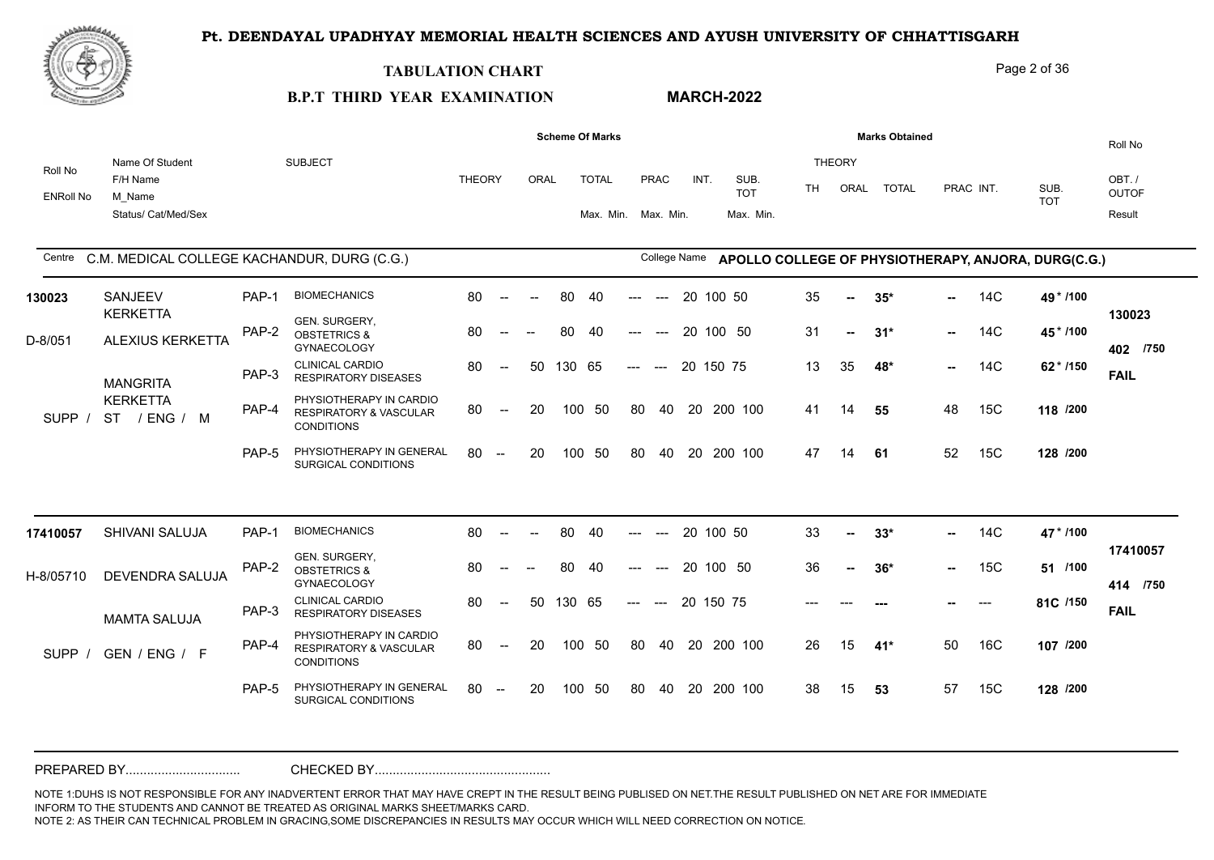# Pt. DEENDAYAL UPADHYAY MEMORIAL HEALTH SCIENCES AND AYUSH UNIVERSITY OF CHHATTISGARH

## TABULATION CHART

**B.P.T THIRD YEAR EXAMINATION** **MARCH-2022**

Centre: C.M. MEDICAL COLLEGE KACHANDUR, DURG (C.G.)

College Name: APOLLO COLLEGE OF PHYSIOTHERAPY, ANJORA, DURG(C.G.)

| Roll No / ENRoll No | Name Of Student / F/H Name / M_Name / Status/ Cat/Med/Sex | | SUBJECT | THEORY | ORAL | TOTAL Max. | TOTAL Min. | PRAC Max. | PRAC Min. | INT. | SUB. TOT Max. | SUB. TOT Min. | TH | ORAL | TOTAL | PRAC | INT. | SUB. TOT | Roll No / OBT. / OUTOF / Result |
|---|---|---|---|---|---|---|---|---|---|---|---|---|---|---|---|---|---|---|---|
| 130023 | SANJEEV KERKETTA | PAP-1 | BIOMECHANICS | 80 | -- | 80 | 40 | --- | --- | 20 | 100 | 50 | 35 | -- | 35* | -- | 14C | 49 * /100 | 130023 |
| D-8/051 | ALEXIUS KERKETTA | PAP-2 | GEN. SURGERY, OBSTETRICS & GYNAECOLOGY | 80 | -- | 80 | 40 | --- | --- | 20 | 100 | 50 | 31 | -- | 31* | -- | 14C | 45 * /100 | 402 /750 |
| | MANGRITA KERKETTA | PAP-3 | CLINICAL CARDIO RESPIRATORY DISEASES | 80 | 50 | 130 | 65 | --- | --- | 20 | 150 | 75 | 13 | 35 | 48* | -- | 14C | 62 * /150 | FAIL |
| | SUPP / ST / ENG / M | PAP-4 | PHYSIOTHERAPY IN CARDIO RESPIRATORY & VASCULAR CONDITIONS | 80 | 20 | 100 | 50 | 80 | 40 | 20 | 200 | 100 | 41 | 14 | 55 | 48 | 15C | 118 /200 | |
| | | PAP-5 | PHYSIOTHERAPY IN GENERAL SURGICAL CONDITIONS | 80 | 20 | 100 | 50 | 80 | 40 | 20 | 200 | 100 | 47 | 14 | 61 | 52 | 15C | 128 /200 | |
| 17410057 | SHIVANI SALUJA | PAP-1 | BIOMECHANICS | 80 | -- | 80 | 40 | --- | --- | 20 | 100 | 50 | 33 | -- | 33* | -- | 14C | 47 * /100 | 17410057 |
| H-8/05710 | DEVENDRA SALUJA | PAP-2 | GEN. SURGERY, OBSTETRICS & GYNAECOLOGY | 80 | -- | 80 | 40 | --- | --- | 20 | 100 | 50 | 36 | -- | 36* | -- | 15C | 51 /100 | 414 /750 |
| | MAMTA SALUJA | PAP-3 | CLINICAL CARDIO RESPIRATORY DISEASES | 80 | 50 | 130 | 65 | --- | --- | 20 | 150 | 75 | --- | --- | --- | -- | --- | 81C /150 | FAIL |
| | SUPP / GEN / ENG / F | PAP-4 | PHYSIOTHERAPY IN CARDIO RESPIRATORY & VASCULAR CONDITIONS | 80 | 20 | 100 | 50 | 80 | 40 | 20 | 200 | 100 | 26 | 15 | 41* | 50 | 16C | 107 /200 | |
| | | PAP-5 | PHYSIOTHERAPY IN GENERAL SURGICAL CONDITIONS | 80 | 20 | 100 | 50 | 80 | 40 | 20 | 200 | 100 | 38 | 15 | 53 | 57 | 15C | 128 /200 | |

PREPARED BY................................ CHECKED BY................................................

NOTE 1:DUHS IS NOT RESPONSIBLE FOR ANY INADVERTENT ERROR THAT MAY HAVE CREPT IN THE RESULT BEING PUBLISED ON NET.THE RESULT PUBLISHED ON NET ARE FOR IMMEDIATE INFORM TO THE STUDENTS AND CANNOT BE TREATED AS ORIGINAL MARKS SHEET/MARKS CARD.
NOTE 2: AS THEIR CAN TECHNICAL PROBLEM IN GRACING,SOME DISCREPANCIES IN RESULTS MAY OCCUR WHICH WILL NEED CORRECTION ON NOTICE.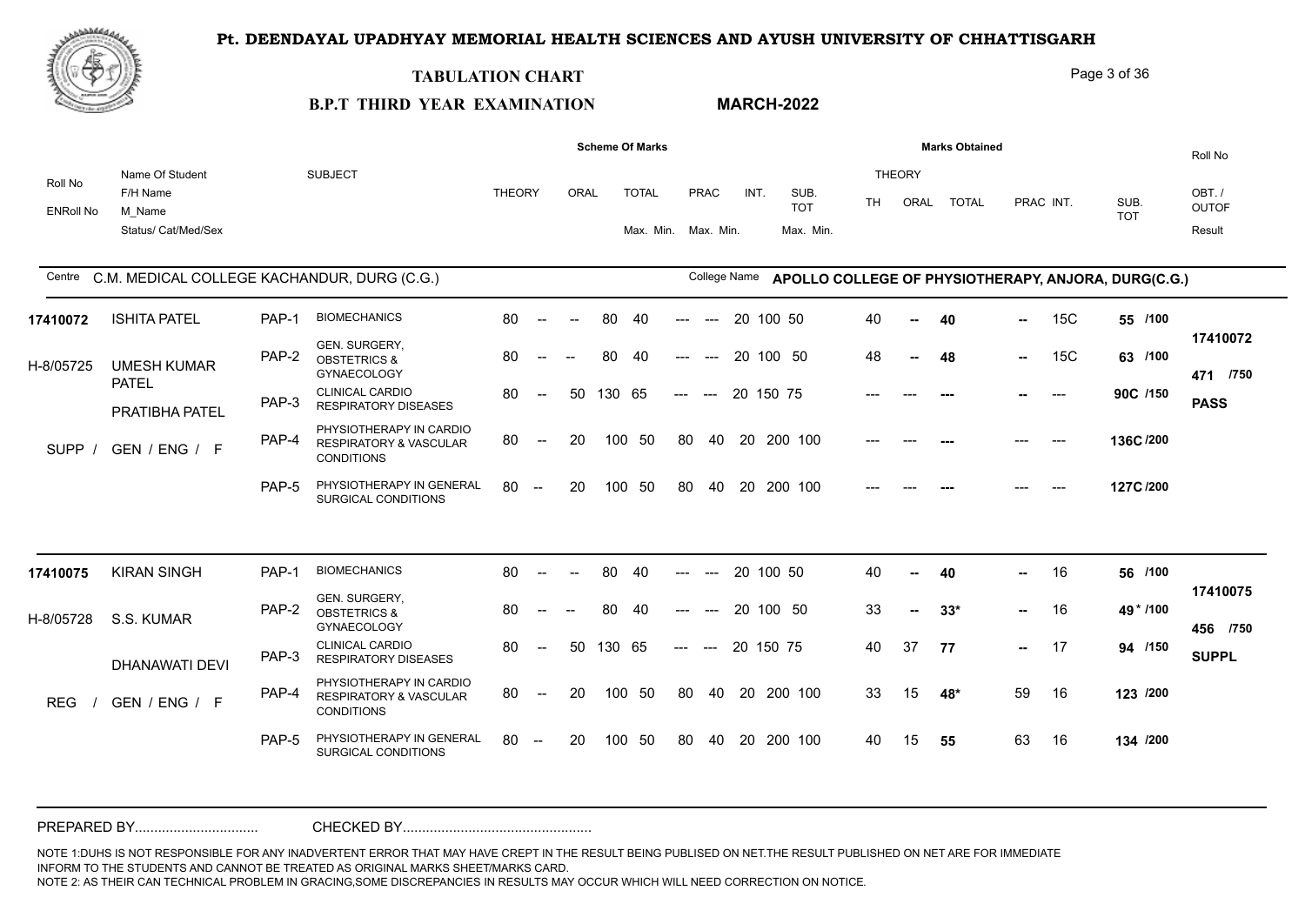# Pt. DEENDAYAL UPADHYAY MEMORIAL HEALTH SCIENCES AND AYUSH UNIVERSITY OF CHHATTISGARH

## TABULATION CHART

**B.P.T THIRD YEAR EXAMINATION** **MARCH-2022**

Centre: C.M. MEDICAL COLLEGE KACHANDUR, DURG (C.G.)

College Name: **APOLLO COLLEGE OF PHYSIOTHERAPY, ANJORA, DURG(C.G.)**

| Roll No / ENRoll No | Name Of Student / F/H Name / M_Name / Status/ Cat/Med/Sex | | SUBJECT | THEORY | ORAL | TOTAL Max. | TOTAL Min. | PRAC Max. | PRAC Min. | INT. | SUB. TOT Max. | SUB. TOT Min. | TH | ORAL | TOTAL | PRAC | INT. | SUB. TOT | Roll No / OBT. / OUTOF / Result |
|---|---|---|---|---|---|---|---|---|---|---|---|---|---|---|---|---|---|---|---|
| **17410072** | ISHITA PATEL | PAP-1 | BIOMECHANICS | 80 | -- | 80 | 40 | --- | --- | 20 | 100 | 50 | 40 | -- | 40 | -- | 15C | 55 /100 | 17410072 |
| H-8/05725 | UMESH KUMAR PATEL | PAP-2 | GEN. SURGERY, OBSTETRICS & GYNAECOLOGY | 80 | -- | 80 | 40 | --- | --- | 20 | 100 | 50 | 48 | -- | 48 | -- | 15C | 63 /100 | 471 /750 |
| | PRATIBHA PATEL | PAP-3 | CLINICAL CARDIO RESPIRATORY DISEASES | 80 | 50 | 130 | 65 | --- | --- | 20 | 150 | 75 | --- | --- | --- | -- | --- | 90C /150 | PASS |
| SUPP / | GEN / ENG / F | PAP-4 | PHYSIOTHERAPY IN CARDIO RESPIRATORY & VASCULAR CONDITIONS | 80 | 20 | 100 | 50 | 80 | 40 | 20 | 200 | 100 | --- | --- | --- | --- | --- | 136C /200 | |
| | | PAP-5 | PHYSIOTHERAPY IN GENERAL SURGICAL CONDITIONS | 80 | 20 | 100 | 50 | 80 | 40 | 20 | 200 | 100 | --- | --- | --- | --- | --- | 127C /200 | |
| **17410075** | KIRAN SINGH | PAP-1 | BIOMECHANICS | 80 | -- | 80 | 40 | --- | --- | 20 | 100 | 50 | 40 | -- | 40 | -- | 16 | 56 /100 | 17410075 |
| H-8/05728 | S.S. KUMAR | PAP-2 | GEN. SURGERY, OBSTETRICS & GYNAECOLOGY | 80 | -- | 80 | 40 | --- | --- | 20 | 100 | 50 | 33 | -- | 33* | -- | 16 | 49* /100 | 456 /750 |
| | DHANAWATI DEVI | PAP-3 | CLINICAL CARDIO RESPIRATORY DISEASES | 80 | 50 | 130 | 65 | --- | --- | 20 | 150 | 75 | 40 | 37 | 77 | -- | 17 | 94 /150 | SUPPL |
| REG / | GEN / ENG / F | PAP-4 | PHYSIOTHERAPY IN CARDIO RESPIRATORY & VASCULAR CONDITIONS | 80 | 20 | 100 | 50 | 80 | 40 | 20 | 200 | 100 | 33 | 15 | 48* | 59 | 16 | 123 /200 | |
| | | PAP-5 | PHYSIOTHERAPY IN GENERAL SURGICAL CONDITIONS | 80 | 20 | 100 | 50 | 80 | 40 | 20 | 200 | 100 | 40 | 15 | 55 | 63 | 16 | 134 /200 | |

PREPARED BY................................ CHECKED BY................................................

NOTE 1:DUHS IS NOT RESPONSIBLE FOR ANY INADVERTENT ERROR THAT MAY HAVE CREPT IN THE RESULT BEING PUBLISED ON NET.THE RESULT PUBLISHED ON NET ARE FOR IMMEDIATE INFORM TO THE STUDENTS AND CANNOT BE TREATED AS ORIGINAL MARKS SHEET/MARKS CARD.
NOTE 2: AS THEIR CAN TECHNICAL PROBLEM IN GRACING,SOME DISCREPANCIES IN RESULTS MAY OCCUR WHICH WILL NEED CORRECTION ON NOTICE.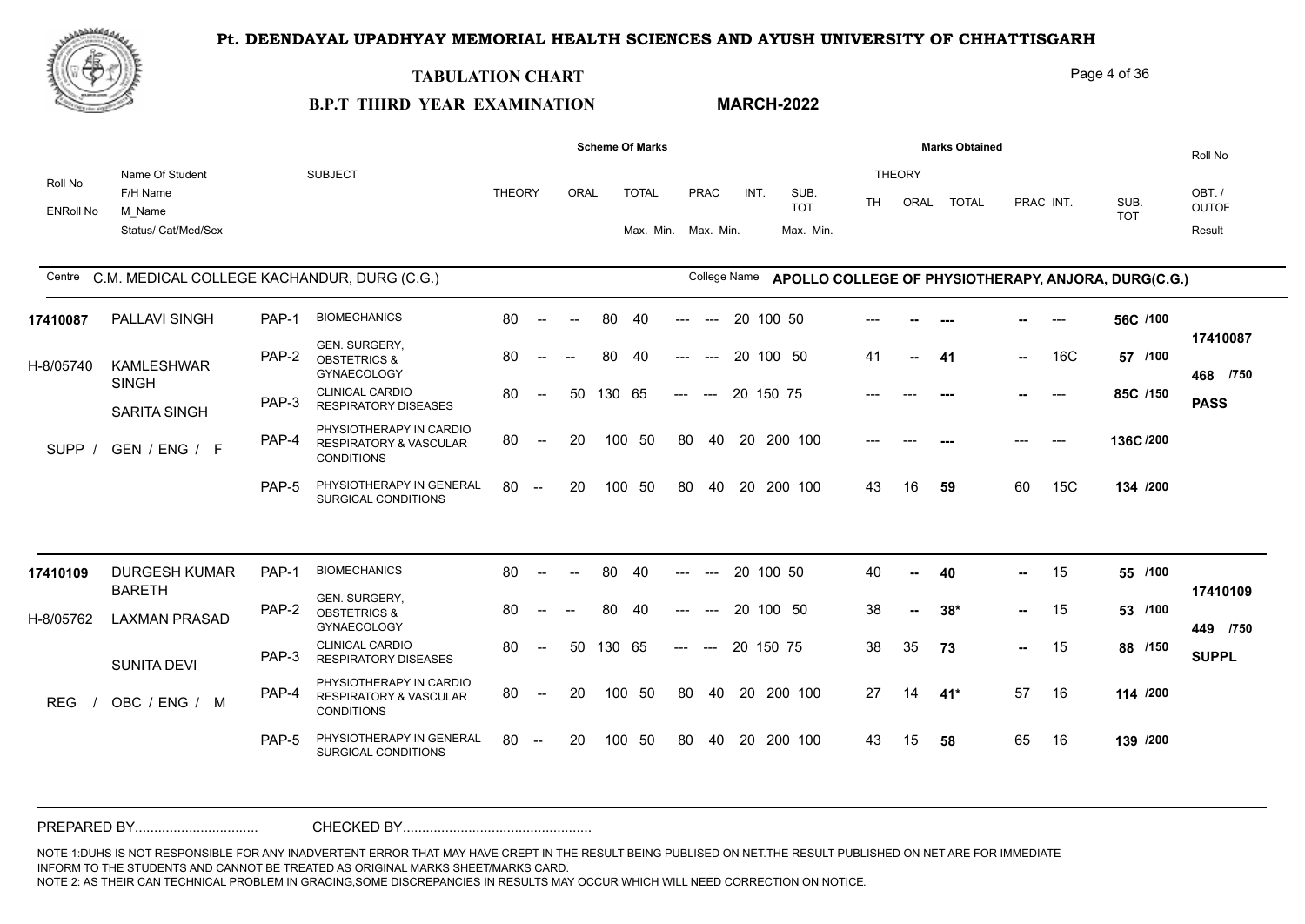# Pt. DEENDAYAL UPADHYAY MEMORIAL HEALTH SCIENCES AND AYUSH UNIVERSITY OF CHHATTISGARH

## TABULATION CHART

**B.P.T THIRD YEAR EXAMINATION** **MARCH-2022**

Centre: C.M. MEDICAL COLLEGE KACHANDUR, DURG (C.G.)

College Name: **APOLLO COLLEGE OF PHYSIOTHERAPY, ANJORA, DURG(C.G.)**

| Roll No / ENRoll No | Name Of Student / F/H Name / M_Name / Status/ Cat/Med/Sex | | SUBJECT | THEORY | ORAL | TOTAL Max. | TOTAL Min. | PRAC Max. | PRAC Min. | INT. | SUB. TOT Max. | SUB. TOT Min. | TH | ORAL | TOTAL | PRAC | INT. | SUB. TOT | Roll No / OBT. / OUTOF / Result |
|---|---|---|---|---|---|---|---|---|---|---|---|---|---|---|---|---|---|---|---|
| 17410087 | PALLAVI SINGH | PAP-1 | BIOMECHANICS | 80 | -- | 80 | 40 | --- | --- | 20 | 100 | 50 | --- | -- | --- | -- | --- | 56C /100 | 17410087 |
| H-8/05740 | KAMLESHWAR SINGH | PAP-2 | GEN. SURGERY, OBSTETRICS & GYNAECOLOGY | 80 | -- | 80 | 40 | --- | --- | 20 | 100 | 50 | 41 | -- | 41 | -- | 16C | 57 /100 | 468 /750 |
| | SARITA SINGH | PAP-3 | CLINICAL CARDIO RESPIRATORY DISEASES | 80 | 50 | 130 | 65 | --- | --- | 20 | 150 | 75 | --- | --- | --- | -- | --- | 85C /150 | PASS |
| | SUPP / GEN / ENG / F | PAP-4 | PHYSIOTHERAPY IN CARDIO RESPIRATORY & VASCULAR CONDITIONS | 80 | 20 | 100 | 50 | 80 | 40 | 20 | 200 | 100 | --- | --- | --- | --- | --- | 136C /200 | |
| | | PAP-5 | PHYSIOTHERAPY IN GENERAL SURGICAL CONDITIONS | 80 | 20 | 100 | 50 | 80 | 40 | 20 | 200 | 100 | 43 | 16 | 59 | 60 | 15C | 134 /200 | |
| 17410109 | DURGESH KUMAR BARETH | PAP-1 | BIOMECHANICS | 80 | -- | 80 | 40 | --- | --- | 20 | 100 | 50 | 40 | -- | 40 | -- | 15 | 55 /100 | 17410109 |
| H-8/05762 | LAXMAN PRASAD | PAP-2 | GEN. SURGERY, OBSTETRICS & GYNAECOLOGY | 80 | -- | 80 | 40 | --- | --- | 20 | 100 | 50 | 38 | -- | 38* | -- | 15 | 53 /100 | 449 /750 |
| | SUNITA DEVI | PAP-3 | CLINICAL CARDIO RESPIRATORY DISEASES | 80 | 50 | 130 | 65 | --- | --- | 20 | 150 | 75 | 38 | 35 | 73 | -- | 15 | 88 /150 | SUPPL |
| | REG / OBC / ENG / M | PAP-4 | PHYSIOTHERAPY IN CARDIO RESPIRATORY & VASCULAR CONDITIONS | 80 | 20 | 100 | 50 | 80 | 40 | 20 | 200 | 100 | 27 | 14 | 41* | 57 | 16 | 114 /200 | |
| | | PAP-5 | PHYSIOTHERAPY IN GENERAL SURGICAL CONDITIONS | 80 | 20 | 100 | 50 | 80 | 40 | 20 | 200 | 100 | 43 | 15 | 58 | 65 | 16 | 139 /200 | |

PREPARED BY................................ CHECKED BY................................................

NOTE 1:DUHS IS NOT RESPONSIBLE FOR ANY INADVERTENT ERROR THAT MAY HAVE CREPT IN THE RESULT BEING PUBLISED ON NET.THE RESULT PUBLISHED ON NET ARE FOR IMMEDIATE INFORM TO THE STUDENTS AND CANNOT BE TREATED AS ORIGINAL MARKS SHEET/MARKS CARD.
NOTE 2: AS THEIR CAN TECHNICAL PROBLEM IN GRACING,SOME DISCREPANCIES IN RESULTS MAY OCCUR WHICH WILL NEED CORRECTION ON NOTICE.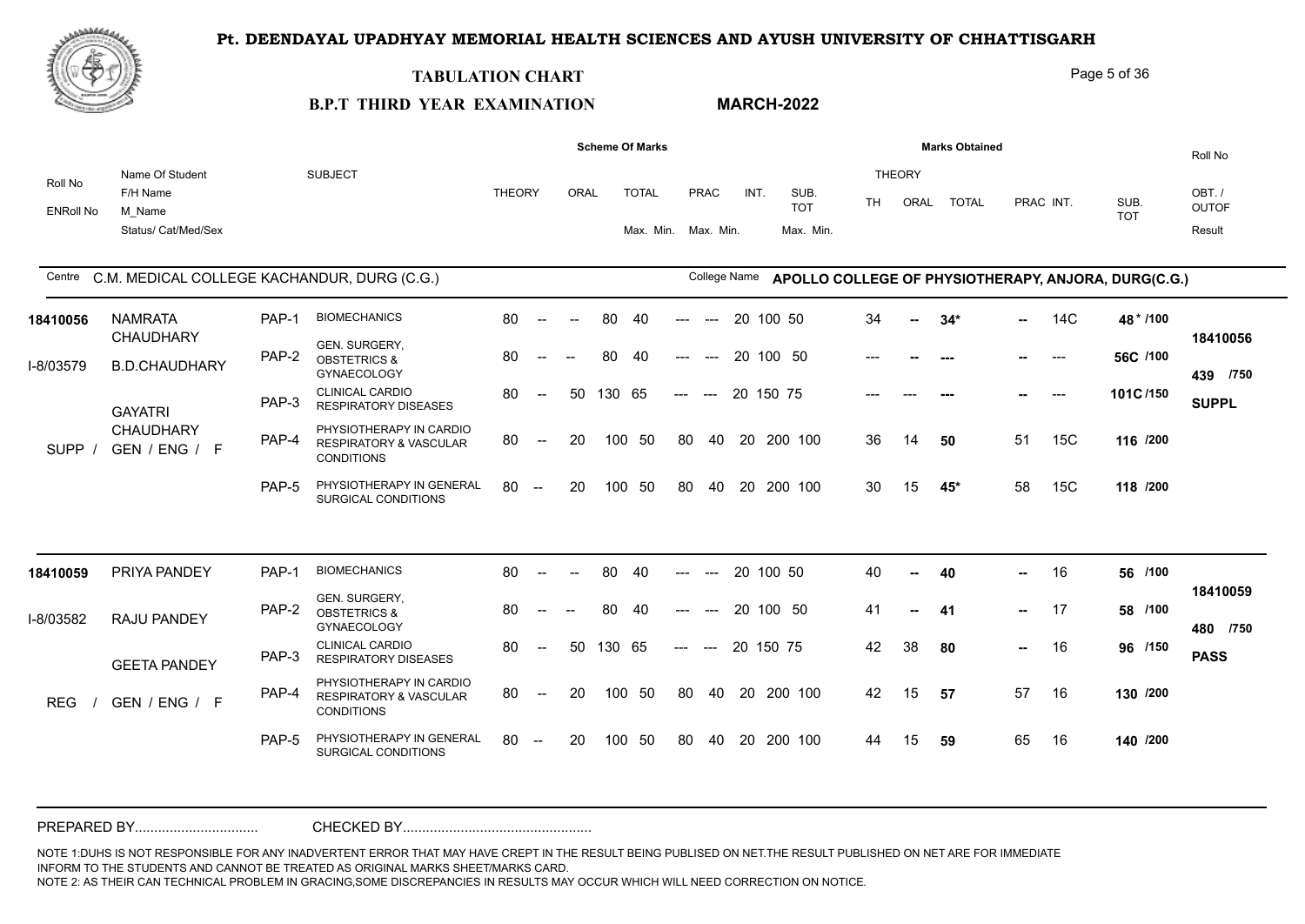# Pt. DEENDAYAL UPADHYAY MEMORIAL HEALTH SCIENCES AND AYUSH UNIVERSITY OF CHHATTISGARH

## TABULATION CHART

**B.P.T THIRD YEAR EXAMINATION** **MARCH-2022**

Centre: C.M. MEDICAL COLLEGE KACHANDUR, DURG (C.G.)

College Name: APOLLO COLLEGE OF PHYSIOTHERAPY, ANJORA, DURG(C.G.)

| Roll No / ENRoll No | Name Of Student / F/H Name / M_Name / Status/ Cat/Med/Sex | | SUBJECT | Scheme: THEORY | ORAL | TOTAL Max. | TOTAL Min. | PRAC Max. | PRAC Min. | INT. | SUB. TOT Max. | SUB. TOT Min. | Obtained: TH | ORAL | TOTAL | PRAC | INT. | SUB. TOT | OBT. / OUTOF / Result |
|---|---|---|---|---|---|---|---|---|---|---|---|---|---|---|---|---|---|---|---|
| **18410056** | NAMRATA CHAUDHARY | PAP-1 | BIOMECHANICS | 80 | -- | 80 | 40 | --- | --- | 20 | 100 | 50 | 34 | -- | **34*** | -- | 14C | **48 * /100** | **18410056** |
| I-8/03579 | B.D.CHAUDHARY | PAP-2 | GEN. SURGERY, OBSTETRICS & GYNAECOLOGY | 80 | -- | 80 | 40 | --- | --- | 20 | 100 | 50 | --- | -- | --- | -- | --- | **56C /100** | **439 /750** |
| | GAYATRI CHAUDHARY | PAP-3 | CLINICAL CARDIO RESPIRATORY DISEASES | 80 | 50 | 130 | 65 | --- | --- | 20 | 150 | 75 | --- | --- | --- | -- | --- | **101C /150** | **SUPPL** |
| | SUPP / GEN / ENG / F | PAP-4 | PHYSIOTHERAPY IN CARDIO RESPIRATORY & VASCULAR CONDITIONS | 80 | 20 | 100 | 50 | 80 | 40 | 20 | 200 | 100 | 36 | 14 | **50** | 51 | 15C | **116 /200** | |
| | | PAP-5 | PHYSIOTHERAPY IN GENERAL SURGICAL CONDITIONS | 80 | 20 | 100 | 50 | 80 | 40 | 20 | 200 | 100 | 30 | 15 | **45*** | 58 | 15C | **118 /200** | |
| **18410059** | PRIYA PANDEY | PAP-1 | BIOMECHANICS | 80 | -- | 80 | 40 | --- | --- | 20 | 100 | 50 | 40 | -- | **40** | -- | 16 | **56 /100** | **18410059** |
| I-8/03582 | RAJU PANDEY | PAP-2 | GEN. SURGERY, OBSTETRICS & GYNAECOLOGY | 80 | -- | 80 | 40 | --- | --- | 20 | 100 | 50 | 41 | -- | **41** | -- | 17 | **58 /100** | **480 /750** |
| | GEETA PANDEY | PAP-3 | CLINICAL CARDIO RESPIRATORY DISEASES | 80 | 50 | 130 | 65 | --- | --- | 20 | 150 | 75 | 42 | 38 | **80** | -- | 16 | **96 /150** | **PASS** |
| | REG / GEN / ENG / F | PAP-4 | PHYSIOTHERAPY IN CARDIO RESPIRATORY & VASCULAR CONDITIONS | 80 | 20 | 100 | 50 | 80 | 40 | 20 | 200 | 100 | 42 | 15 | **57** | 57 | 16 | **130 /200** | |
| | | PAP-5 | PHYSIOTHERAPY IN GENERAL SURGICAL CONDITIONS | 80 | 20 | 100 | 50 | 80 | 40 | 20 | 200 | 100 | 44 | 15 | **59** | 65 | 16 | **140 /200** | |

PREPARED BY................................ CHECKED BY................................................

NOTE 1:DUHS IS NOT RESPONSIBLE FOR ANY INADVERTENT ERROR THAT MAY HAVE CREPT IN THE RESULT BEING PUBLISED ON NET.THE RESULT PUBLISHED ON NET ARE FOR IMMEDIATE INFORM TO THE STUDENTS AND CANNOT BE TREATED AS ORIGINAL MARKS SHEET/MARKS CARD.
NOTE 2: AS THEIR CAN TECHNICAL PROBLEM IN GRACING,SOME DISCREPANCIES IN RESULTS MAY OCCUR WHICH WILL NEED CORRECTION ON NOTICE.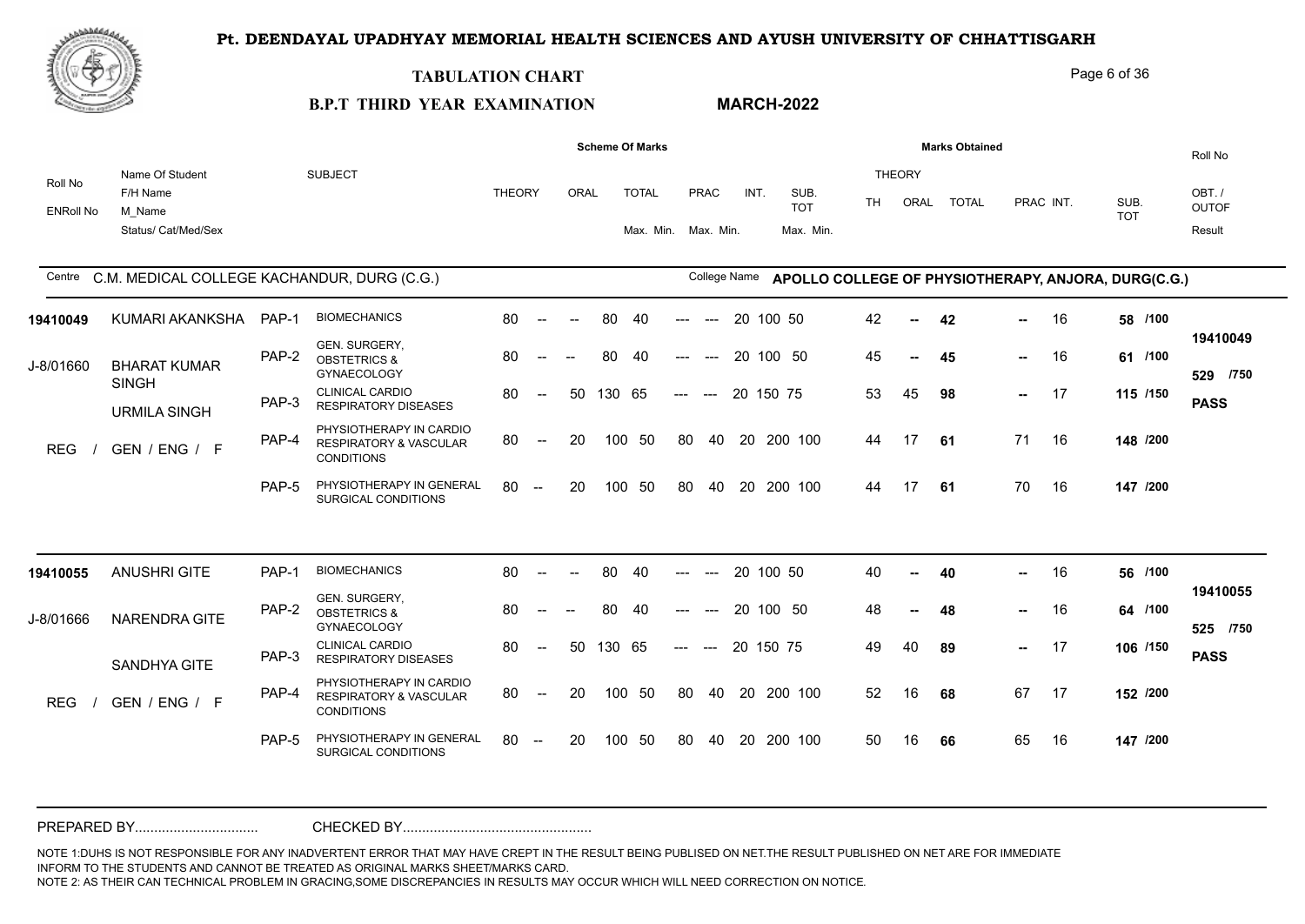# Pt. DEENDAYAL UPADHYAY MEMORIAL HEALTH SCIENCES AND AYUSH UNIVERSITY OF CHHATTISGARH

## TABULATION CHART

**B.P.T THIRD YEAR EXAMINATION** **MARCH-2022**

Centre: C.M. MEDICAL COLLEGE KACHANDUR, DURG (C.G.)

College Name: **APOLLO COLLEGE OF PHYSIOTHERAPY, ANJORA, DURG(C.G.)**

| Roll No / ENRoll No | Name Of Student / F/H Name / M_Name / Status/ Cat/Med/Sex | | SUBJECT | THEORY | ORAL | TOTAL Max. | TOTAL Min. | PRAC Max. | PRAC Min. | INT. | SUB. TOT Max. | SUB. TOT Min. | TH | ORAL | TOTAL | PRAC | INT. | SUB. TOT | Roll No / OBT. / OUTOF / Result |
|---|---|---|---|---|---|---|---|---|---|---|---|---|---|---|---|---|---|---|---|
| 19410049 | KUMARI AKANKSHA | PAP-1 | BIOMECHANICS | 80 | -- | 80 | 40 | --- | --- | 20 | 100 | 50 | 42 | -- | 42 | -- | 16 | 58 /100 | 19410049 |
| J-8/01660 | BHARAT KUMAR SINGH | PAP-2 | GEN. SURGERY, OBSTETRICS & GYNAECOLOGY | 80 | -- | 80 | 40 | --- | --- | 20 | 100 | 50 | 45 | -- | 45 | -- | 16 | 61 /100 | 529 /750 |
| | URMILA SINGH | PAP-3 | CLINICAL CARDIO RESPIRATORY DISEASES | 80 | 50 | 130 | 65 | --- | --- | 20 | 150 | 75 | 53 | 45 | 98 | -- | 17 | 115 /150 | PASS |
| REG | GEN / ENG / F | PAP-4 | PHYSIOTHERAPY IN CARDIO RESPIRATORY & VASCULAR CONDITIONS | 80 | 20 | 100 | 50 | 80 | 40 | 20 | 200 | 100 | 44 | 17 | 61 | 71 | 16 | 148 /200 | |
| | | PAP-5 | PHYSIOTHERAPY IN GENERAL SURGICAL CONDITIONS | 80 | 20 | 100 | 50 | 80 | 40 | 20 | 200 | 100 | 44 | 17 | 61 | 70 | 16 | 147 /200 | |
| 19410055 | ANUSHRI GITE | PAP-1 | BIOMECHANICS | 80 | -- | 80 | 40 | --- | --- | 20 | 100 | 50 | 40 | -- | 40 | -- | 16 | 56 /100 | 19410055 |
| J-8/01666 | NARENDRA GITE | PAP-2 | GEN. SURGERY, OBSTETRICS & GYNAECOLOGY | 80 | -- | 80 | 40 | --- | --- | 20 | 100 | 50 | 48 | -- | 48 | -- | 16 | 64 /100 | 525 /750 |
| | SANDHYA GITE | PAP-3 | CLINICAL CARDIO RESPIRATORY DISEASES | 80 | 50 | 130 | 65 | --- | --- | 20 | 150 | 75 | 49 | 40 | 89 | -- | 17 | 106 /150 | PASS |
| REG | GEN / ENG / F | PAP-4 | PHYSIOTHERAPY IN CARDIO RESPIRATORY & VASCULAR CONDITIONS | 80 | 20 | 100 | 50 | 80 | 40 | 20 | 200 | 100 | 52 | 16 | 68 | 67 | 17 | 152 /200 | |
| | | PAP-5 | PHYSIOTHERAPY IN GENERAL SURGICAL CONDITIONS | 80 | 20 | 100 | 50 | 80 | 40 | 20 | 200 | 100 | 50 | 16 | 66 | 65 | 16 | 147 /200 | |

PREPARED BY................................ CHECKED BY................................................

NOTE 1:DUHS IS NOT RESPONSIBLE FOR ANY INADVERTENT ERROR THAT MAY HAVE CREPT IN THE RESULT BEING PUBLISED ON NET.THE RESULT PUBLISHED ON NET ARE FOR IMMEDIATE INFORM TO THE STUDENTS AND CANNOT BE TREATED AS ORIGINAL MARKS SHEET/MARKS CARD.
NOTE 2: AS THEIR CAN TECHNICAL PROBLEM IN GRACING,SOME DISCREPANCIES IN RESULTS MAY OCCUR WHICH WILL NEED CORRECTION ON NOTICE.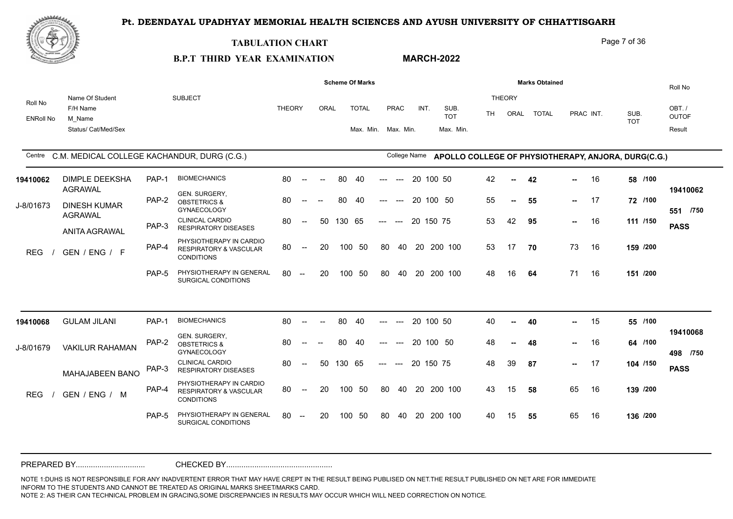# Pt. DEENDAYAL UPADHYAY MEMORIAL HEALTH SCIENCES AND AYUSH UNIVERSITY OF CHHATTISGARH

## TABULATION CHART

**B.P.T THIRD YEAR EXAMINATION** **MARCH-2022**

Centre: C.M. MEDICAL COLLEGE KACHANDUR, DURG (C.G.)

College Name: **APOLLO COLLEGE OF PHYSIOTHERAPY, ANJORA, DURG(C.G.)**

| Roll No / ENRoll No | Name Of Student / F/H Name / M_Name / Status/ Cat/Med/Sex | | SUBJECT | THEORY | ORAL | TOTAL Max. | TOTAL Min. | PRAC Max. | PRAC Min. | INT. | SUB. TOT Max. | SUB. TOT Min. | TH | ORAL | TOTAL | PRAC | INT. | SUB. TOT | Roll No / OBT. / OUTOF / Result |
|---|---|---|---|---|---|---|---|---|---|---|---|---|---|---|---|---|---|---|---|
| **19410062** | DIMPLE DEEKSHA AGRAWAL | PAP-1 | BIOMECHANICS | 80 | -- | 80 | 40 | --- | --- | 20 | 100 | 50 | 42 | -- | **42** | -- | 16 | **58 /100** | **19410062** |
| J-8/01673 | DINESH KUMAR AGRAWAL | PAP-2 | GEN. SURGERY, OBSTETRICS & GYNAECOLOGY | 80 | -- | 80 | 40 | --- | --- | 20 | 100 | 50 | 55 | -- | **55** | -- | 17 | **72 /100** | **551 /750** |
| | ANITA AGRAWAL | PAP-3 | CLINICAL CARDIO RESPIRATORY DISEASES | 80 | 50 | 130 | 65 | --- | --- | 20 | 150 | 75 | 53 | 42 | **95** | -- | 16 | **111 /150** | **PASS** |
| | REG / GEN / ENG / F | PAP-4 | PHYSIOTHERAPY IN CARDIO RESPIRATORY & VASCULAR CONDITIONS | 80 | 20 | 100 | 50 | 80 | 40 | 20 | 200 | 100 | 53 | 17 | **70** | 73 | 16 | **159 /200** | |
| | | PAP-5 | PHYSIOTHERAPY IN GENERAL SURGICAL CONDITIONS | 80 | 20 | 100 | 50 | 80 | 40 | 20 | 200 | 100 | 48 | 16 | **64** | 71 | 16 | **151 /200** | |
| **19410068** | GULAM JILANI | PAP-1 | BIOMECHANICS | 80 | -- | 80 | 40 | --- | --- | 20 | 100 | 50 | 40 | -- | **40** | -- | 15 | **55 /100** | **19410068** |
| J-8/01679 | VAKILUR RAHAMAN | PAP-2 | GEN. SURGERY, OBSTETRICS & GYNAECOLOGY | 80 | -- | 80 | 40 | --- | --- | 20 | 100 | 50 | 48 | -- | **48** | -- | 16 | **64 /100** | **498 /750** |
| | MAHAJABEEN BANO | PAP-3 | CLINICAL CARDIO RESPIRATORY DISEASES | 80 | 50 | 130 | 65 | --- | --- | 20 | 150 | 75 | 48 | 39 | **87** | -- | 17 | **104 /150** | **PASS** |
| | REG / GEN / ENG / M | PAP-4 | PHYSIOTHERAPY IN CARDIO RESPIRATORY & VASCULAR CONDITIONS | 80 | 20 | 100 | 50 | 80 | 40 | 20 | 200 | 100 | 43 | 15 | **58** | 65 | 16 | **139 /200** | |
| | | PAP-5 | PHYSIOTHERAPY IN GENERAL SURGICAL CONDITIONS | 80 | 20 | 100 | 50 | 80 | 40 | 20 | 200 | 100 | 40 | 15 | **55** | 65 | 16 | **136 /200** | |

PREPARED BY................................ CHECKED BY................................................

NOTE 1:DUHS IS NOT RESPONSIBLE FOR ANY INADVERTENT ERROR THAT MAY HAVE CREPT IN THE RESULT BEING PUBLISED ON NET.THE RESULT PUBLISHED ON NET ARE FOR IMMEDIATE INFORM TO THE STUDENTS AND CANNOT BE TREATED AS ORIGINAL MARKS SHEET/MARKS CARD.
NOTE 2: AS THEIR CAN TECHNICAL PROBLEM IN GRACING,SOME DISCREPANCIES IN RESULTS MAY OCCUR WHICH WILL NEED CORRECTION ON NOTICE.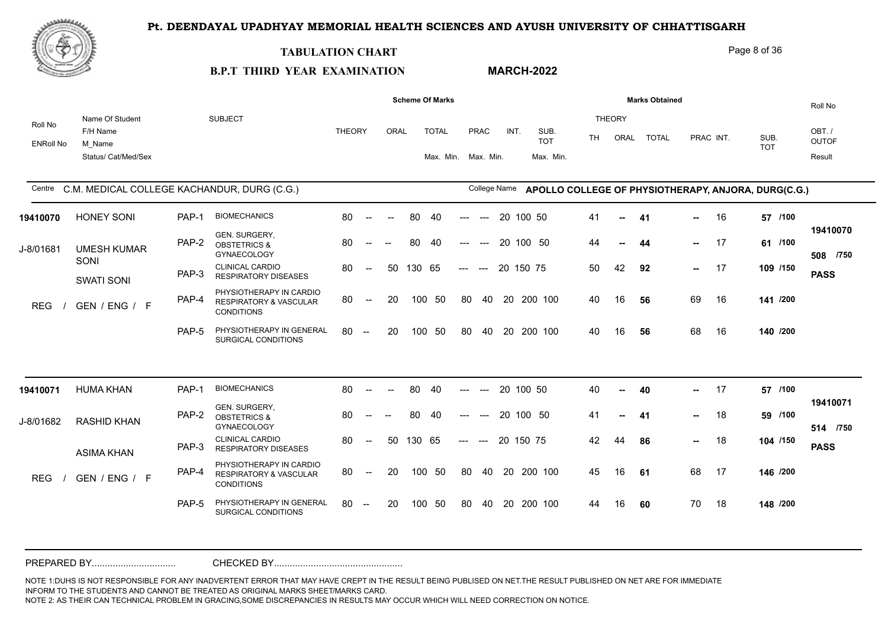# Pt. DEENDAYAL UPADHYAY MEMORIAL HEALTH SCIENCES AND AYUSH UNIVERSITY OF CHHATTISGARH

## TABULATION CHART

**B.P.T THIRD YEAR EXAMINATION** **MARCH-2022**

Centre: C.M. MEDICAL COLLEGE KACHANDUR, DURG (C.G.)

College Name: APOLLO COLLEGE OF PHYSIOTHERAPY, ANJORA, DURG(C.G.)

| Roll No / ENRoll No | Name Of Student / F/H Name / M_Name / Status/ Cat/Med/Sex | | SUBJECT | THEORY | ORAL | TOTAL Max. Min. | PRAC Max. Min. | INT. | SUB. TOT Max. Min. | TH | ORAL | TOTAL | PRAC | INT. | SUB. TOT | Roll No / OBT. / OUTOF / Result |
|---|---|---|---|---|---|---|---|---|---|---|---|---|---|---|---|---|
| 19410070 | HONEY SONI | PAP-1 | BIOMECHANICS | 80 -- | -- | 80 40 | --- --- | 20 | 100 50 | 41 | -- | **41** | -- | 16 | **57 /100** | 19410070 |
| J-8/01681 | UMESH KUMAR SONI | PAP-2 | GEN. SURGERY, OBSTETRICS & GYNAECOLOGY | 80 -- | -- | 80 40 | --- --- | 20 | 100 50 | 44 | -- | **44** | -- | 17 | **61 /100** | 508 /750 |
| | SWATI SONI | PAP-3 | CLINICAL CARDIO RESPIRATORY DISEASES | 80 -- | 50 | 130 65 | --- --- | 20 | 150 75 | 50 | 42 | **92** | -- | 17 | **109 /150** | PASS |
| REG / GEN / ENG / F | | PAP-4 | PHYSIOTHERAPY IN CARDIO RESPIRATORY & VASCULAR CONDITIONS | 80 -- | 20 | 100 50 | 80 40 | 20 | 200 100 | 40 | 16 | **56** | 69 | 16 | **141 /200** | |
| | | PAP-5 | PHYSIOTHERAPY IN GENERAL SURGICAL CONDITIONS | 80 -- | 20 | 100 50 | 80 40 | 20 | 200 100 | 40 | 16 | **56** | 68 | 16 | **140 /200** | |
| 19410071 | HUMA KHAN | PAP-1 | BIOMECHANICS | 80 -- | -- | 80 40 | --- --- | 20 | 100 50 | 40 | -- | **40** | -- | 17 | **57 /100** | 19410071 |
| J-8/01682 | RASHID KHAN | PAP-2 | GEN. SURGERY, OBSTETRICS & GYNAECOLOGY | 80 -- | -- | 80 40 | --- --- | 20 | 100 50 | 41 | -- | **41** | -- | 18 | **59 /100** | 514 /750 |
| | ASIMA KHAN | PAP-3 | CLINICAL CARDIO RESPIRATORY DISEASES | 80 -- | 50 | 130 65 | --- --- | 20 | 150 75 | 42 | 44 | **86** | -- | 18 | **104 /150** | PASS |
| REG / GEN / ENG / F | | PAP-4 | PHYSIOTHERAPY IN CARDIO RESPIRATORY & VASCULAR CONDITIONS | 80 -- | 20 | 100 50 | 80 40 | 20 | 200 100 | 45 | 16 | **61** | 68 | 17 | **146 /200** | |
| | | PAP-5 | PHYSIOTHERAPY IN GENERAL SURGICAL CONDITIONS | 80 -- | 20 | 100 50 | 80 40 | 20 | 200 100 | 44 | 16 | **60** | 70 | 18 | **148 /200** | |

PREPARED BY................................ CHECKED BY................................................

NOTE 1:DUHS IS NOT RESPONSIBLE FOR ANY INADVERTENT ERROR THAT MAY HAVE CREPT IN THE RESULT BEING PUBLISED ON NET.THE RESULT PUBLISHED ON NET ARE FOR IMMEDIATE INFORM TO THE STUDENTS AND CANNOT BE TREATED AS ORIGINAL MARKS SHEET/MARKS CARD.
NOTE 2: AS THEIR CAN TECHNICAL PROBLEM IN GRACING,SOME DISCREPANCIES IN RESULTS MAY OCCUR WHICH WILL NEED CORRECTION ON NOTICE.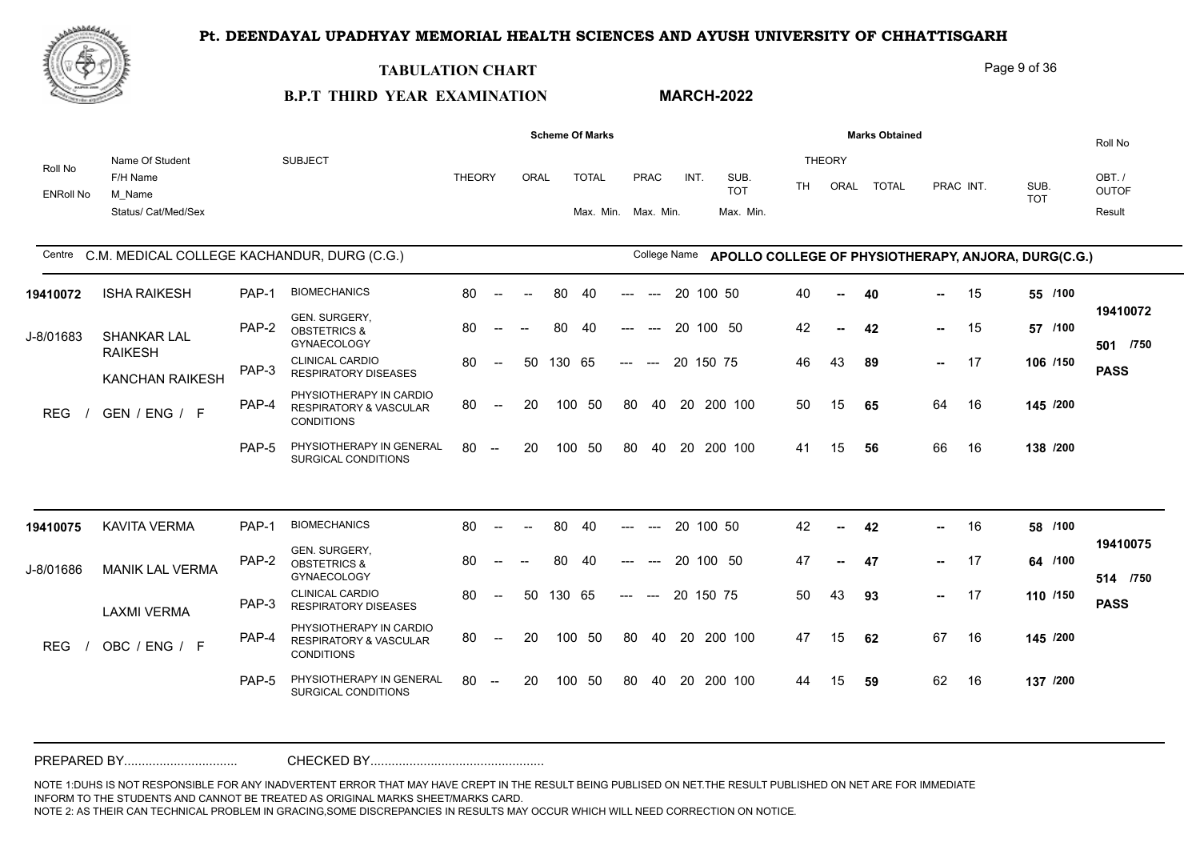# Pt. DEENDAYAL UPADHYAY MEMORIAL HEALTH SCIENCES AND AYUSH UNIVERSITY OF CHHATTISGARH

## TABULATION CHART

**B.P.T THIRD YEAR EXAMINATION** **MARCH-2022**

Centre: C.M. MEDICAL COLLEGE KACHANDUR, DURG (C.G.)

College Name: APOLLO COLLEGE OF PHYSIOTHERAPY, ANJORA, DURG(C.G.)

| Roll No / ENRoll No | Name Of Student / F/H Name / M_Name / Status/ Cat/Med/Sex | | SUBJECT | THEORY | ORAL | TOTAL Max. | TOTAL Min. | PRAC Max. | PRAC Min. | INT. | SUB. TOT Max. | SUB. TOT Min. | TH | ORAL | TOTAL | PRAC | INT. | SUB. TOT | Roll No / OBT. / OUTOF / Result |
|---|---|---|---|---|---|---|---|---|---|---|---|---|---|---|---|---|---|---|---|
| 19410072 | ISHA RAIKESH | PAP-1 | BIOMECHANICS | 80 | -- | 80 | 40 | --- | --- | 20 | 100 | 50 | 40 | -- | 40 | -- | 15 | 55 /100 | 19410072 |
| J-8/01683 | SHANKAR LAL RAIKESH | PAP-2 | GEN. SURGERY, OBSTETRICS & GYNAECOLOGY | 80 | -- | 80 | 40 | --- | --- | 20 | 100 | 50 | 42 | -- | 42 | -- | 15 | 57 /100 | 501 /750 |
| | KANCHAN RAIKESH | PAP-3 | CLINICAL CARDIO RESPIRATORY DISEASES | 80 | 50 | 130 | 65 | --- | --- | 20 | 150 | 75 | 46 | 43 | 89 | -- | 17 | 106 /150 | PASS |
| | REG / GEN / ENG / F | PAP-4 | PHYSIOTHERAPY IN CARDIO RESPIRATORY & VASCULAR CONDITIONS | 80 | 20 | 100 | 50 | 80 | 40 | 20 | 200 | 100 | 50 | 15 | 65 | 64 | 16 | 145 /200 | |
| | | PAP-5 | PHYSIOTHERAPY IN GENERAL SURGICAL CONDITIONS | 80 | 20 | 100 | 50 | 80 | 40 | 20 | 200 | 100 | 41 | 15 | 56 | 66 | 16 | 138 /200 | |
| 19410075 | KAVITA VERMA | PAP-1 | BIOMECHANICS | 80 | -- | 80 | 40 | --- | --- | 20 | 100 | 50 | 42 | -- | 42 | -- | 16 | 58 /100 | 19410075 |
| J-8/01686 | MANIK LAL VERMA | PAP-2 | GEN. SURGERY, OBSTETRICS & GYNAECOLOGY | 80 | -- | 80 | 40 | --- | --- | 20 | 100 | 50 | 47 | -- | 47 | -- | 17 | 64 /100 | 514 /750 |
| | LAXMI VERMA | PAP-3 | CLINICAL CARDIO RESPIRATORY DISEASES | 80 | 50 | 130 | 65 | --- | --- | 20 | 150 | 75 | 50 | 43 | 93 | -- | 17 | 110 /150 | PASS |
| | REG / OBC / ENG / F | PAP-4 | PHYSIOTHERAPY IN CARDIO RESPIRATORY & VASCULAR CONDITIONS | 80 | 20 | 100 | 50 | 80 | 40 | 20 | 200 | 100 | 47 | 15 | 62 | 67 | 16 | 145 /200 | |
| | | PAP-5 | PHYSIOTHERAPY IN GENERAL SURGICAL CONDITIONS | 80 | 20 | 100 | 50 | 80 | 40 | 20 | 200 | 100 | 44 | 15 | 59 | 62 | 16 | 137 /200 | |

PREPARED BY................................ CHECKED BY................................................

NOTE 1:DUHS IS NOT RESPONSIBLE FOR ANY INADVERTENT ERROR THAT MAY HAVE CREPT IN THE RESULT BEING PUBLISED ON NET.THE RESULT PUBLISHED ON NET ARE FOR IMMEDIATE INFORM TO THE STUDENTS AND CANNOT BE TREATED AS ORIGINAL MARKS SHEET/MARKS CARD.
NOTE 2: AS THEIR CAN TECHNICAL PROBLEM IN GRACING,SOME DISCREPANCIES IN RESULTS MAY OCCUR WHICH WILL NEED CORRECTION ON NOTICE.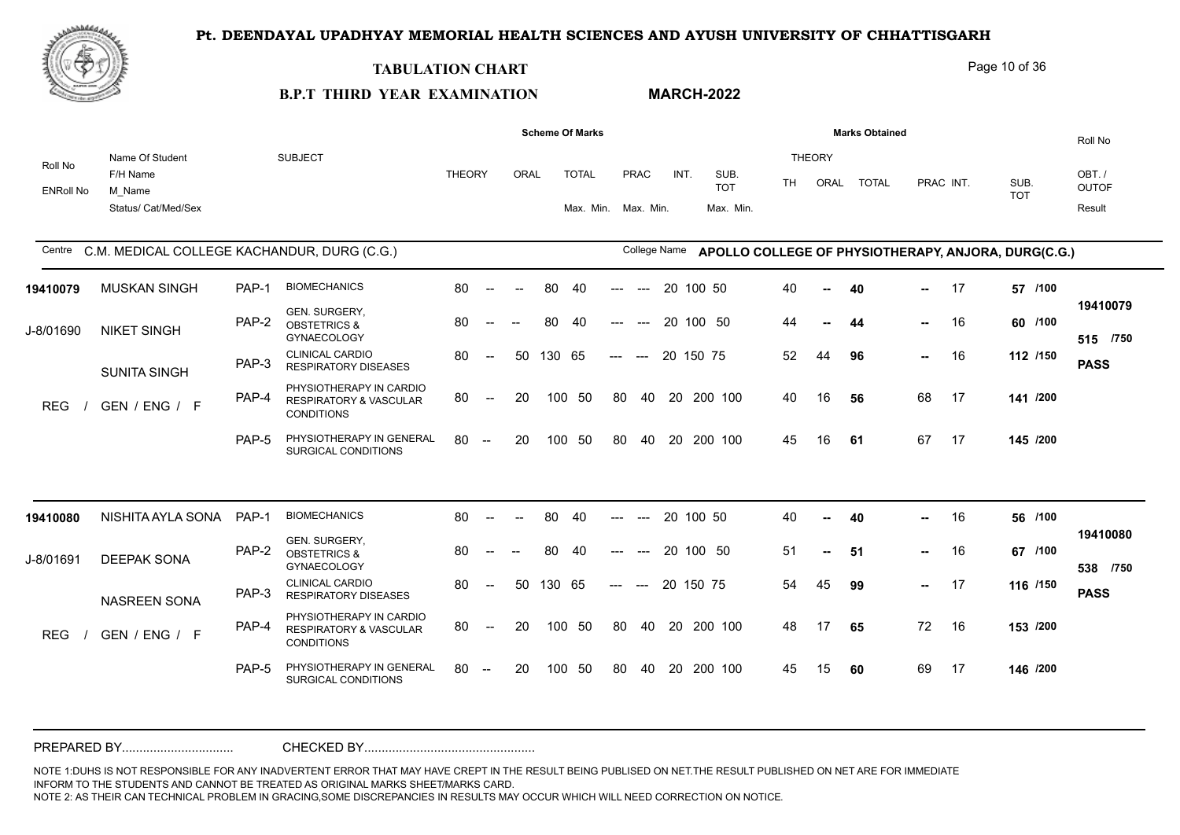# Pt. DEENDAYAL UPADHYAY MEMORIAL HEALTH SCIENCES AND AYUSH UNIVERSITY OF CHHATTISGARH

## TABULATION CHART

**B.P.T THIRD YEAR EXAMINATION** **MARCH-2022**

Centre: C.M. MEDICAL COLLEGE KACHANDUR, DURG (C.G.)

College Name: **APOLLO COLLEGE OF PHYSIOTHERAPY, ANJORA, DURG(C.G.)**

| Roll No / ENRoll No | Name Of Student / F/H Name / M_Name / Status/ Cat/Med/Sex | | SUBJECT | THEORY | ORAL | TOTAL Max. | TOTAL Min. | PRAC Max. | PRAC Min. | INT. | SUB. TOT Max. | SUB. TOT Min. | TH | ORAL | TOTAL | PRAC | INT. | SUB. TOT | Roll No / OBT. / OUTOF / Result |
|---|---|---|---|---|---|---|---|---|---|---|---|---|---|---|---|---|---|---|---|
| **19410079** | MUSKAN SINGH | PAP-1 | BIOMECHANICS | 80 | -- | 80 | 40 | --- | --- | 20 | 100 | 50 | 40 | -- | **40** | -- | 17 | **57 /100** | **19410079** |
| J-8/01690 | NIKET SINGH | PAP-2 | GEN. SURGERY, OBSTETRICS & GYNAECOLOGY | 80 | -- | 80 | 40 | --- | --- | 20 | 100 | 50 | 44 | -- | **44** | -- | 16 | **60 /100** | **515 /750** |
| | SUNITA SINGH | PAP-3 | CLINICAL CARDIO RESPIRATORY DISEASES | 80 | 50 | 130 | 65 | --- | --- | 20 | 150 | 75 | 52 | 44 | **96** | -- | 16 | **112 /150** | **PASS** |
| | REG / GEN / ENG / F | PAP-4 | PHYSIOTHERAPY IN CARDIO RESPIRATORY & VASCULAR CONDITIONS | 80 | 20 | 100 | 50 | 80 | 40 | 20 | 200 | 100 | 40 | 16 | **56** | 68 | 17 | **141 /200** | |
| | | PAP-5 | PHYSIOTHERAPY IN GENERAL SURGICAL CONDITIONS | 80 | 20 | 100 | 50 | 80 | 40 | 20 | 200 | 100 | 45 | 16 | **61** | 67 | 17 | **145 /200** | |
| **19410080** | NISHITA AYLA SONA | PAP-1 | BIOMECHANICS | 80 | -- | 80 | 40 | --- | --- | 20 | 100 | 50 | 40 | -- | **40** | -- | 16 | **56 /100** | **19410080** |
| J-8/01691 | DEEPAK SONA | PAP-2 | GEN. SURGERY, OBSTETRICS & GYNAECOLOGY | 80 | -- | 80 | 40 | --- | --- | 20 | 100 | 50 | 51 | -- | **51** | -- | 16 | **67 /100** | **538 /750** |
| | NASREEN SONA | PAP-3 | CLINICAL CARDIO RESPIRATORY DISEASES | 80 | 50 | 130 | 65 | --- | --- | 20 | 150 | 75 | 54 | 45 | **99** | -- | 17 | **116 /150** | **PASS** |
| | REG / GEN / ENG / F | PAP-4 | PHYSIOTHERAPY IN CARDIO RESPIRATORY & VASCULAR CONDITIONS | 80 | 20 | 100 | 50 | 80 | 40 | 20 | 200 | 100 | 48 | 17 | **65** | 72 | 16 | **153 /200** | |
| | | PAP-5 | PHYSIOTHERAPY IN GENERAL SURGICAL CONDITIONS | 80 | 20 | 100 | 50 | 80 | 40 | 20 | 200 | 100 | 45 | 15 | **60** | 69 | 17 | **146 /200** | |

PREPARED BY................................ CHECKED BY................................................

NOTE 1:DUHS IS NOT RESPONSIBLE FOR ANY INADVERTENT ERROR THAT MAY HAVE CREPT IN THE RESULT BEING PUBLISED ON NET.THE RESULT PUBLISHED ON NET ARE FOR IMMEDIATE INFORM TO THE STUDENTS AND CANNOT BE TREATED AS ORIGINAL MARKS SHEET/MARKS CARD.

NOTE 2: AS THEIR CAN TECHNICAL PROBLEM IN GRACING,SOME DISCREPANCIES IN RESULTS MAY OCCUR WHICH WILL NEED CORRECTION ON NOTICE.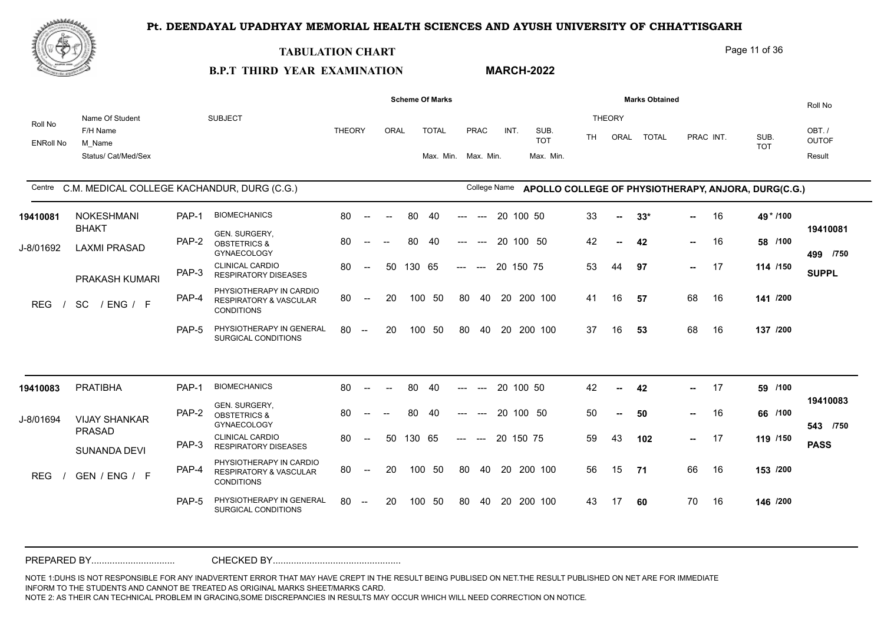# Pt. DEENDAYAL UPADHYAY MEMORIAL HEALTH SCIENCES AND AYUSH UNIVERSITY OF CHHATTISGARH

## TABULATION CHART

**B.P.T THIRD YEAR EXAMINATION** — **MARCH-2022**

Centre: C.M. MEDICAL COLLEGE KACHANDUR, DURG (C.G.)

College Name: **APOLLO COLLEGE OF PHYSIOTHERAPY, ANJORA, DURG(C.G.)**

| Roll No / ENRoll No | Name Of Student / F/H Name / M_Name / Status/ Cat/Med/Sex | | SUBJECT | THEORY | ORAL | TOTAL Max. | TOTAL Min. | PRAC Max. | PRAC Min. | INT. | SUB. TOT Max. | SUB. TOT Min. | TH | ORAL | TOTAL | PRAC | INT. | SUB. TOT | Roll No / OBT. / OUTOF / Result |
|---|---|---|---|---|---|---|---|---|---|---|---|---|---|---|---|---|---|---|---|
| **19410081** | NOKESHMANI BHAKT | PAP-1 | BIOMECHANICS | 80 | -- | 80 | 40 | --- | --- | 20 | 100 | 50 | 33 | -- | 33* | -- | 16 | 49 * /100 | **19410081** |
| J-8/01692 | LAXMI PRASAD | PAP-2 | GEN. SURGERY, OBSTETRICS & GYNAECOLOGY | 80 | -- | 80 | 40 | --- | --- | 20 | 100 | 50 | 42 | -- | 42 | -- | 16 | 58 /100 | **499 /750** |
| | PRAKASH KUMARI | PAP-3 | CLINICAL CARDIO RESPIRATORY DISEASES | 80 | 50 | 130 | 65 | --- | --- | 20 | 150 | 75 | 53 | 44 | 97 | -- | 17 | 114 /150 | **SUPPL** |
| | REG / SC / ENG / F | PAP-4 | PHYSIOTHERAPY IN CARDIO RESPIRATORY & VASCULAR CONDITIONS | 80 | 20 | 100 | 50 | 80 | 40 | 20 | 200 | 100 | 41 | 16 | 57 | 68 | 16 | 141 /200 | |
| | | PAP-5 | PHYSIOTHERAPY IN GENERAL SURGICAL CONDITIONS | 80 | 20 | 100 | 50 | 80 | 40 | 20 | 200 | 100 | 37 | 16 | 53 | 68 | 16 | 137 /200 | |
| **19410083** | PRATIBHA | PAP-1 | BIOMECHANICS | 80 | -- | 80 | 40 | --- | --- | 20 | 100 | 50 | 42 | -- | 42 | -- | 17 | 59 /100 | **19410083** |
| J-8/01694 | VIJAY SHANKAR PRASAD | PAP-2 | GEN. SURGERY, OBSTETRICS & GYNAECOLOGY | 80 | -- | 80 | 40 | --- | --- | 20 | 100 | 50 | 50 | -- | 50 | -- | 16 | 66 /100 | **543 /750** |
| | SUNANDA DEVI | PAP-3 | CLINICAL CARDIO RESPIRATORY DISEASES | 80 | 50 | 130 | 65 | --- | --- | 20 | 150 | 75 | 59 | 43 | 102 | -- | 17 | 119 /150 | **PASS** |
| | REG / GEN / ENG / F | PAP-4 | PHYSIOTHERAPY IN CARDIO RESPIRATORY & VASCULAR CONDITIONS | 80 | 20 | 100 | 50 | 80 | 40 | 20 | 200 | 100 | 56 | 15 | 71 | 66 | 16 | 153 /200 | |
| | | PAP-5 | PHYSIOTHERAPY IN GENERAL SURGICAL CONDITIONS | 80 | 20 | 100 | 50 | 80 | 40 | 20 | 200 | 100 | 43 | 17 | 60 | 70 | 16 | 146 /200 | |

PREPARED BY................................ CHECKED BY................................................

NOTE 1:DUHS IS NOT RESPONSIBLE FOR ANY INADVERTENT ERROR THAT MAY HAVE CREPT IN THE RESULT BEING PUBLISED ON NET.THE RESULT PUBLISHED ON NET ARE FOR IMMEDIATE INFORM TO THE STUDENTS AND CANNOT BE TREATED AS ORIGINAL MARKS SHEET/MARKS CARD.
NOTE 2: AS THEIR CAN TECHNICAL PROBLEM IN GRACING,SOME DISCREPANCIES IN RESULTS MAY OCCUR WHICH WILL NEED CORRECTION ON NOTICE.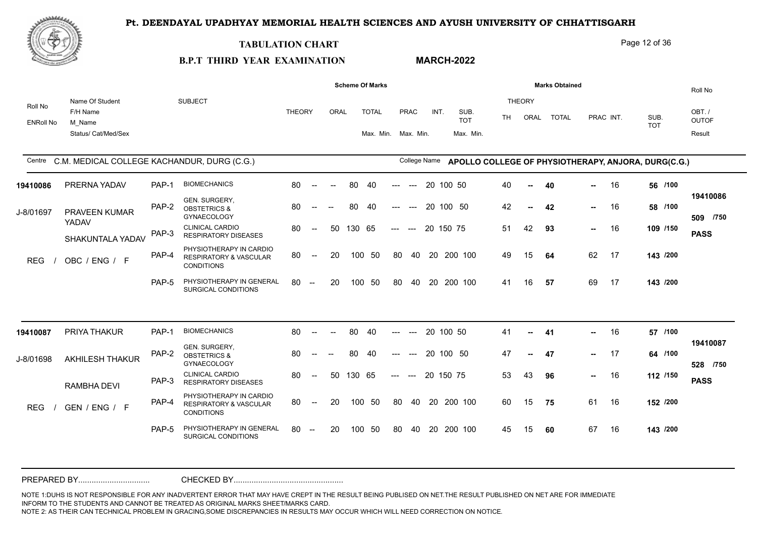# Pt. DEENDAYAL UPADHYAY MEMORIAL HEALTH SCIENCES AND AYUSH UNIVERSITY OF CHHATTISGARH

## TABULATION CHART

**B.P.T THIRD YEAR EXAMINATION** **MARCH-2022**

Centre: C.M. MEDICAL COLLEGE KACHANDUR, DURG (C.G.)

College Name: **APOLLO COLLEGE OF PHYSIOTHERAPY, ANJORA, DURG(C.G.)**

| Roll No / ENRoll No | Name Of Student / F/H Name / M_Name / Status/ Cat/Med/Sex | | SUBJECT | THEORY | ORAL | TOTAL Max. | TOTAL Min. | PRAC Max. | PRAC Min. | INT. | SUB. TOT Max. | SUB. TOT Min. | TH | ORAL | TOTAL | PRAC | INT. | SUB. TOT | Roll No / OBT. / OUTOF / Result |
|---|---|---|---|---|---|---|---|---|---|---|---|---|---|---|---|---|---|---|---|
| **19410086** | PRERNA YADAV | PAP-1 | BIOMECHANICS | 80 | -- | 80 | 40 | --- | --- | 20 | 100 | 50 | 40 | -- | **40** | -- | 16 | **56 /100** | **19410086** |
| J-8/01697 | PRAVEEN KUMAR YADAV | PAP-2 | GEN. SURGERY, OBSTETRICS & GYNAECOLOGY | 80 | -- | 80 | 40 | --- | --- | 20 | 100 | 50 | 42 | -- | **42** | -- | 16 | **58 /100** | **509 /750** |
| | SHAKUNTALA YADAV | PAP-3 | CLINICAL CARDIO RESPIRATORY DISEASES | 80 | 50 | 130 | 65 | --- | --- | 20 | 150 | 75 | 51 | 42 | **93** | -- | 16 | **109 /150** | **PASS** |
| | REG / OBC / ENG / F | PAP-4 | PHYSIOTHERAPY IN CARDIO RESPIRATORY & VASCULAR CONDITIONS | 80 | 20 | 100 | 50 | 80 | 40 | 20 | 200 | 100 | 49 | 15 | **64** | 62 | 17 | **143 /200** | |
| | | PAP-5 | PHYSIOTHERAPY IN GENERAL SURGICAL CONDITIONS | 80 | 20 | 100 | 50 | 80 | 40 | 20 | 200 | 100 | 41 | 16 | **57** | 69 | 17 | **143 /200** | |
| **19410087** | PRIYA THAKUR | PAP-1 | BIOMECHANICS | 80 | -- | 80 | 40 | --- | --- | 20 | 100 | 50 | 41 | -- | **41** | -- | 16 | **57 /100** | **19410087** |
| J-8/01698 | AKHILESH THAKUR | PAP-2 | GEN. SURGERY, OBSTETRICS & GYNAECOLOGY | 80 | -- | 80 | 40 | --- | --- | 20 | 100 | 50 | 47 | -- | **47** | -- | 17 | **64 /100** | **528 /750** |
| | RAMBHA DEVI | PAP-3 | CLINICAL CARDIO RESPIRATORY DISEASES | 80 | 50 | 130 | 65 | --- | --- | 20 | 150 | 75 | 53 | 43 | **96** | -- | 16 | **112 /150** | **PASS** |
| | REG / GEN / ENG / F | PAP-4 | PHYSIOTHERAPY IN CARDIO RESPIRATORY & VASCULAR CONDITIONS | 80 | 20 | 100 | 50 | 80 | 40 | 20 | 200 | 100 | 60 | 15 | **75** | 61 | 16 | **152 /200** | |
| | | PAP-5 | PHYSIOTHERAPY IN GENERAL SURGICAL CONDITIONS | 80 | 20 | 100 | 50 | 80 | 40 | 20 | 200 | 100 | 45 | 15 | **60** | 67 | 16 | **143 /200** | |

PREPARED BY................................ CHECKED BY................................................

NOTE 1:DUHS IS NOT RESPONSIBLE FOR ANY INADVERTENT ERROR THAT MAY HAVE CREPT IN THE RESULT BEING PUBLISED ON NET.THE RESULT PUBLISHED ON NET ARE FOR IMMEDIATE INFORM TO THE STUDENTS AND CANNOT BE TREATED AS ORIGINAL MARKS SHEET/MARKS CARD.
NOTE 2: AS THEIR CAN TECHNICAL PROBLEM IN GRACING,SOME DISCREPANCIES IN RESULTS MAY OCCUR WHICH WILL NEED CORRECTION ON NOTICE.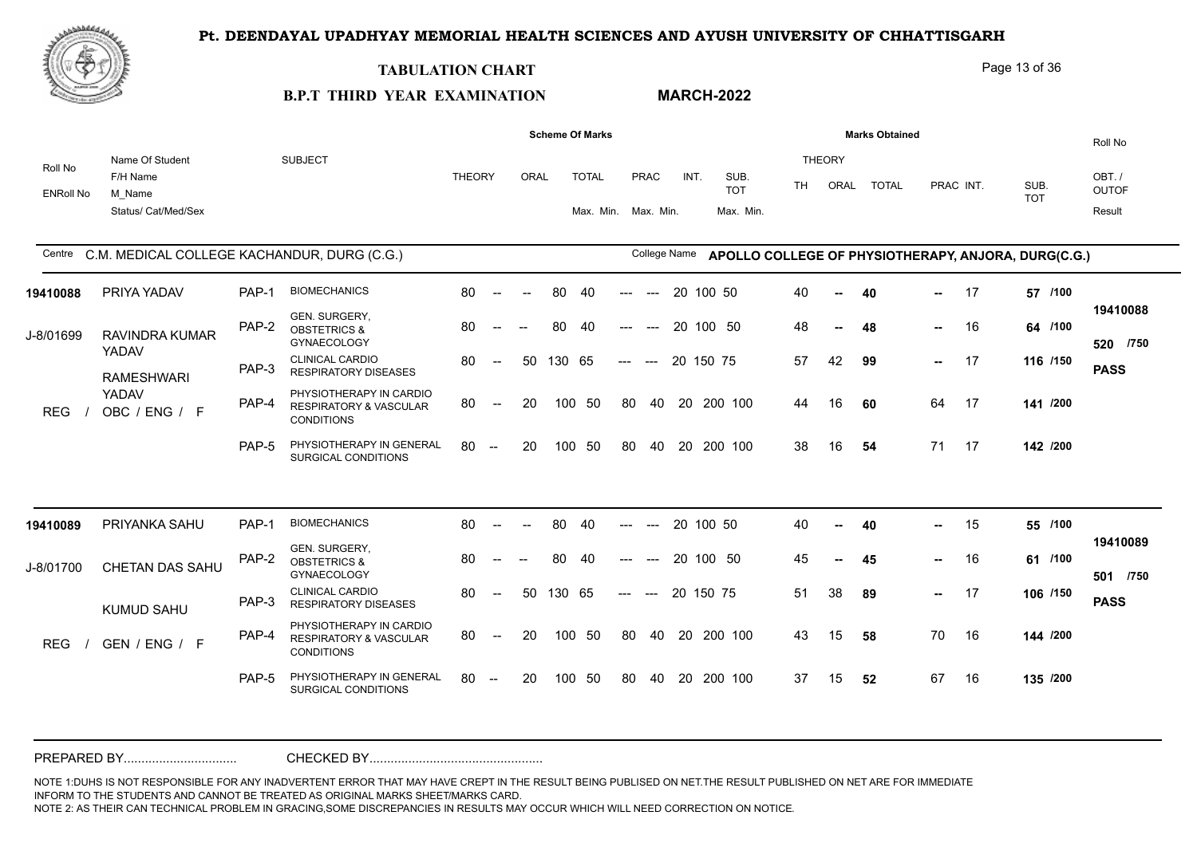# Pt. DEENDAYAL UPADHYAY MEMORIAL HEALTH SCIENCES AND AYUSH UNIVERSITY OF CHHATTISGARH

## TABULATION CHART

**B.P.T THIRD YEAR EXAMINATION** **MARCH-2022**

Centre: C.M. MEDICAL COLLEGE KACHANDUR, DURG (C.G.)

College Name: **APOLLO COLLEGE OF PHYSIOTHERAPY, ANJORA, DURG(C.G.)**

| Roll No / ENRoll No | Name Of Student / F/H Name / M_Name / Status/ Cat/Med/Sex | Code | SUBJECT | THEORY | ORAL | TOTAL Max. | TOTAL Min. | PRAC Max. | PRAC Min. | INT. | SUB. TOT Max. | SUB. TOT Min. | TH | ORAL | TOTAL | PRAC | INT. | SUB. TOT | Roll No / OBT. / OUTOF / Result |
|---|---|---|---|---|---|---|---|---|---|---|---|---|---|---|---|---|---|---|---|
| **19410088** | PRIYA YADAV | PAP-1 | BIOMECHANICS | 80 | -- | 80 | 40 | --- | --- | 20 | 100 | 50 | 40 | -- | **40** | -- | 17 | **57 /100** | **19410088** |
| J-8/01699 | RAVINDRA KUMAR YADAV | PAP-2 | GEN. SURGERY, OBSTETRICS & GYNAECOLOGY | 80 | -- | 80 | 40 | --- | --- | 20 | 100 | 50 | 48 | -- | **48** | -- | 16 | **64 /100** | **520 /750** |
| | RAMESHWARI YADAV | PAP-3 | CLINICAL CARDIO RESPIRATORY DISEASES | 80 | 50 | 130 | 65 | --- | --- | 20 | 150 | 75 | 57 | 42 | **99** | -- | 17 | **116 /150** | **PASS** |
| | REG / OBC / ENG / F | PAP-4 | PHYSIOTHERAPY IN CARDIO RESPIRATORY & VASCULAR CONDITIONS | 80 | 20 | 100 | 50 | 80 | 40 | 20 | 200 | 100 | 44 | 16 | **60** | 64 | 17 | **141 /200** | |
| | | PAP-5 | PHYSIOTHERAPY IN GENERAL SURGICAL CONDITIONS | 80 | 20 | 100 | 50 | 80 | 40 | 20 | 200 | 100 | 38 | 16 | **54** | 71 | 17 | **142 /200** | |
| **19410089** | PRIYANKA SAHU | PAP-1 | BIOMECHANICS | 80 | -- | 80 | 40 | --- | --- | 20 | 100 | 50 | 40 | -- | **40** | -- | 15 | **55 /100** | **19410089** |
| J-8/01700 | CHETAN DAS SAHU | PAP-2 | GEN. SURGERY, OBSTETRICS & GYNAECOLOGY | 80 | -- | 80 | 40 | --- | --- | 20 | 100 | 50 | 45 | -- | **45** | -- | 16 | **61 /100** | **501 /750** |
| | KUMUD SAHU | PAP-3 | CLINICAL CARDIO RESPIRATORY DISEASES | 80 | 50 | 130 | 65 | --- | --- | 20 | 150 | 75 | 51 | 38 | **89** | -- | 17 | **106 /150** | **PASS** |
| | REG / GEN / ENG / F | PAP-4 | PHYSIOTHERAPY IN CARDIO RESPIRATORY & VASCULAR CONDITIONS | 80 | 20 | 100 | 50 | 80 | 40 | 20 | 200 | 100 | 43 | 15 | **58** | 70 | 16 | **144 /200** | |
| | | PAP-5 | PHYSIOTHERAPY IN GENERAL SURGICAL CONDITIONS | 80 | 20 | 100 | 50 | 80 | 40 | 20 | 200 | 100 | 37 | 15 | **52** | 67 | 16 | **135 /200** | |

PREPARED BY................................ CHECKED BY................................................

NOTE 1:DUHS IS NOT RESPONSIBLE FOR ANY INADVERTENT ERROR THAT MAY HAVE CREPT IN THE RESULT BEING PUBLISED ON NET.THE RESULT PUBLISHED ON NET ARE FOR IMMEDIATE INFORM TO THE STUDENTS AND CANNOT BE TREATED AS ORIGINAL MARKS SHEET/MARKS CARD.

NOTE 2: AS THEIR CAN TECHNICAL PROBLEM IN GRACING,SOME DISCREPANCIES IN RESULTS MAY OCCUR WHICH WILL NEED CORRECTION ON NOTICE.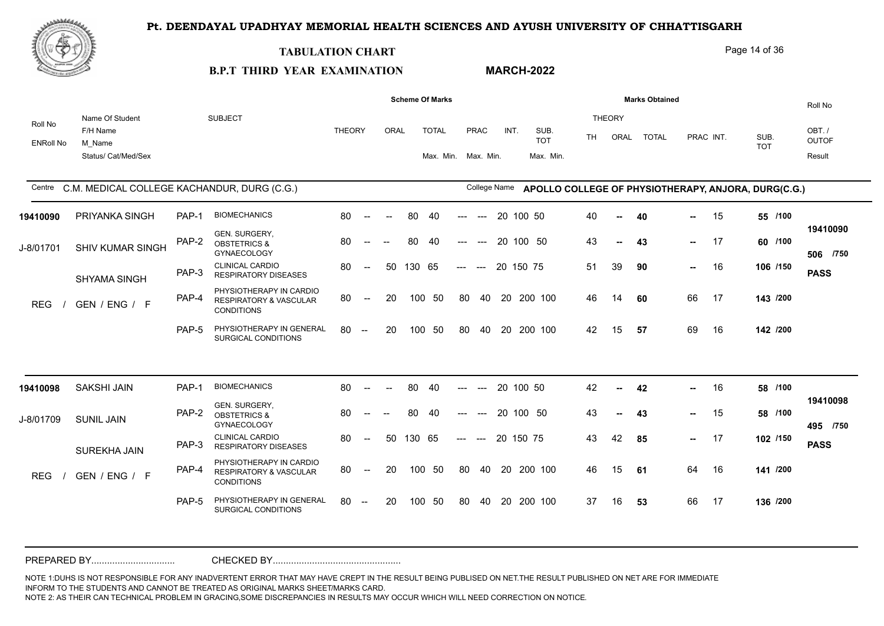# Pt. DEENDAYAL UPADHYAY MEMORIAL HEALTH SCIENCES AND AYUSH UNIVERSITY OF CHHATTISGARH

## TABULATION CHART

**B.P.T THIRD YEAR EXAMINATION** **MARCH-2022**

Centre: C.M. MEDICAL COLLEGE KACHANDUR, DURG (C.G.)

College Name: APOLLO COLLEGE OF PHYSIOTHERAPY, ANJORA, DURG(C.G.)

| Roll No / ENRoll No | Name Of Student / F/H Name / M_Name / Status/ Cat/Med/Sex | | SUBJECT | THEORY | ORAL | TOTAL Max. | TOTAL Min. | PRAC Max. | PRAC Min. | INT. | SUB. TOT Max. | SUB. TOT Min. | TH | ORAL | TOTAL | PRAC | INT. | SUB. TOT | Roll No / OBT. / OUTOF / Result |
|---|---|---|---|---|---|---|---|---|---|---|---|---|---|---|---|---|---|---|---|
| 19410090 | PRIYANKA SINGH | PAP-1 | BIOMECHANICS | 80 | -- | 80 | 40 | --- | --- | 20 | 100 | 50 | 40 | -- | 40 | -- | 15 | 55 /100 | 19410090 |
| J-8/01701 | SHIV KUMAR SINGH | PAP-2 | GEN. SURGERY, OBSTETRICS & GYNAECOLOGY | 80 | -- | 80 | 40 | --- | --- | 20 | 100 | 50 | 43 | -- | 43 | -- | 17 | 60 /100 | 506 /750 |
| | SHYAMA SINGH | PAP-3 | CLINICAL CARDIO RESPIRATORY DISEASES | 80 | 50 | 130 | 65 | --- | --- | 20 | 150 | 75 | 51 | 39 | 90 | -- | 16 | 106 /150 | PASS |
| | REG / GEN / ENG / F | PAP-4 | PHYSIOTHERAPY IN CARDIO RESPIRATORY & VASCULAR CONDITIONS | 80 | 20 | 100 | 50 | 80 | 40 | 20 | 200 | 100 | 46 | 14 | 60 | 66 | 17 | 143 /200 | |
| | | PAP-5 | PHYSIOTHERAPY IN GENERAL SURGICAL CONDITIONS | 80 | 20 | 100 | 50 | 80 | 40 | 20 | 200 | 100 | 42 | 15 | 57 | 69 | 16 | 142 /200 | |
| 19410098 | SAKSHI JAIN | PAP-1 | BIOMECHANICS | 80 | -- | 80 | 40 | --- | --- | 20 | 100 | 50 | 42 | -- | 42 | -- | 16 | 58 /100 | 19410098 |
| J-8/01709 | SUNIL JAIN | PAP-2 | GEN. SURGERY, OBSTETRICS & GYNAECOLOGY | 80 | -- | 80 | 40 | --- | --- | 20 | 100 | 50 | 43 | -- | 43 | -- | 15 | 58 /100 | 495 /750 |
| | SUREKHA JAIN | PAP-3 | CLINICAL CARDIO RESPIRATORY DISEASES | 80 | 50 | 130 | 65 | --- | --- | 20 | 150 | 75 | 43 | 42 | 85 | -- | 17 | 102 /150 | PASS |
| | REG / GEN / ENG / F | PAP-4 | PHYSIOTHERAPY IN CARDIO RESPIRATORY & VASCULAR CONDITIONS | 80 | 20 | 100 | 50 | 80 | 40 | 20 | 200 | 100 | 46 | 15 | 61 | 64 | 16 | 141 /200 | |
| | | PAP-5 | PHYSIOTHERAPY IN GENERAL SURGICAL CONDITIONS | 80 | 20 | 100 | 50 | 80 | 40 | 20 | 200 | 100 | 37 | 16 | 53 | 66 | 17 | 136 /200 | |

PREPARED BY................................ CHECKED BY.................................................

NOTE 1:DUHS IS NOT RESPONSIBLE FOR ANY INADVERTENT ERROR THAT MAY HAVE CREPT IN THE RESULT BEING PUBLISED ON NET.THE RESULT PUBLISHED ON NET ARE FOR IMMEDIATE INFORM TO THE STUDENTS AND CANNOT BE TREATED AS ORIGINAL MARKS SHEET/MARKS CARD.
NOTE 2: AS THEIR CAN TECHNICAL PROBLEM IN GRACING,SOME DISCREPANCIES IN RESULTS MAY OCCUR WHICH WILL NEED CORRECTION ON NOTICE.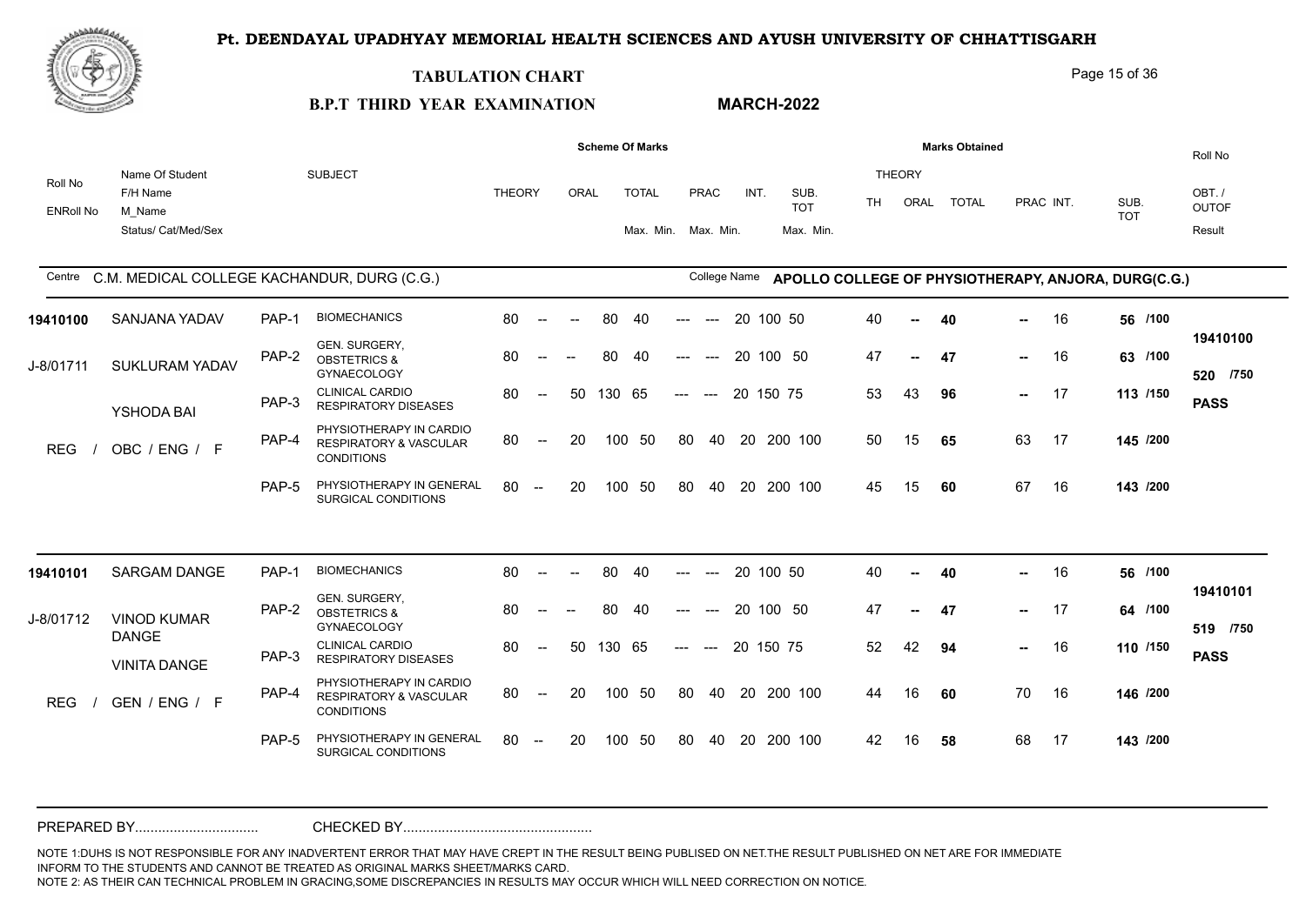# Pt. DEENDAYAL UPADHYAY MEMORIAL HEALTH SCIENCES AND AYUSH UNIVERSITY OF CHHATTISGARH

## TABULATION CHART

**B.P.T THIRD YEAR EXAMINATION** **MARCH-2022**

Centre: C.M. MEDICAL COLLEGE KACHANDUR, DURG (C.G.)

College Name: **APOLLO COLLEGE OF PHYSIOTHERAPY, ANJORA, DURG(C.G.)**

| Roll No / ENRoll No | Name Of Student / F/H Name / M_Name / Status/ Cat/Med/Sex | | SUBJECT | THEORY | ORAL | TOTAL Max. Min. | PRAC Max. Min. | INT. | SUB. TOT Max. Min. | TH | ORAL | TOTAL | PRAC | INT. | SUB. TOT | Roll No / OBT. / OUTOF / Result |
|---|---|---|---|---|---|---|---|---|---|---|---|---|---|---|---|---|
| **19410100** | SANJANA YADAV | PAP-1 | BIOMECHANICS | 80 -- | -- | 80 40 | --- --- | 20 | 100 50 | 40 | -- | **40** | -- | 16 | **56 /100** | |
| J-8/01711 | SUKLURAM YADAV | PAP-2 | GEN. SURGERY, OBSTETRICS & GYNAECOLOGY | 80 -- | -- | 80 40 | --- --- | 20 | 100 50 | 47 | -- | **47** | -- | 16 | **63 /100** | **19410100** |
| | YSHODA BAI | PAP-3 | CLINICAL CARDIO RESPIRATORY DISEASES | 80 -- | 50 | 130 65 | --- --- | 20 | 150 75 | 53 | 43 | **96** | -- | 17 | **113 /150** | **520 /750** |
| | REG / OBC / ENG / F | PAP-4 | PHYSIOTHERAPY IN CARDIO RESPIRATORY & VASCULAR CONDITIONS | 80 -- | 20 | 100 50 | 80 40 | 20 | 200 100 | 50 | 15 | **65** | 63 | 17 | **145 /200** | **PASS** |
| | | PAP-5 | PHYSIOTHERAPY IN GENERAL SURGICAL CONDITIONS | 80 -- | 20 | 100 50 | 80 40 | 20 | 200 100 | 45 | 15 | **60** | 67 | 16 | **143 /200** | |
| **19410101** | SARGAM DANGE | PAP-1 | BIOMECHANICS | 80 -- | -- | 80 40 | --- --- | 20 | 100 50 | 40 | -- | **40** | -- | 16 | **56 /100** | |
| J-8/01712 | VINOD KUMAR DANGE | PAP-2 | GEN. SURGERY, OBSTETRICS & GYNAECOLOGY | 80 -- | -- | 80 40 | --- --- | 20 | 100 50 | 47 | -- | **47** | -- | 17 | **64 /100** | **19410101** |
| | VINITA DANGE | PAP-3 | CLINICAL CARDIO RESPIRATORY DISEASES | 80 -- | 50 | 130 65 | --- --- | 20 | 150 75 | 52 | 42 | **94** | -- | 16 | **110 /150** | **519 /750** |
| | REG / GEN / ENG / F | PAP-4 | PHYSIOTHERAPY IN CARDIO RESPIRATORY & VASCULAR CONDITIONS | 80 -- | 20 | 100 50 | 80 40 | 20 | 200 100 | 44 | 16 | **60** | 70 | 16 | **146 /200** | **PASS** |
| | | PAP-5 | PHYSIOTHERAPY IN GENERAL SURGICAL CONDITIONS | 80 -- | 20 | 100 50 | 80 40 | 20 | 200 100 | 42 | 16 | **58** | 68 | 17 | **143 /200** | |

PREPARED BY................................ CHECKED BY.................................................

NOTE 1:DUHS IS NOT RESPONSIBLE FOR ANY INADVERTENT ERROR THAT MAY HAVE CREPT IN THE RESULT BEING PUBLISED ON NET.THE RESULT PUBLISHED ON NET ARE FOR IMMEDIATE INFORM TO THE STUDENTS AND CANNOT BE TREATED AS ORIGINAL MARKS SHEET/MARKS CARD.

NOTE 2: AS THEIR CAN TECHNICAL PROBLEM IN GRACING,SOME DISCREPANCIES IN RESULTS MAY OCCUR WHICH WILL NEED CORRECTION ON NOTICE.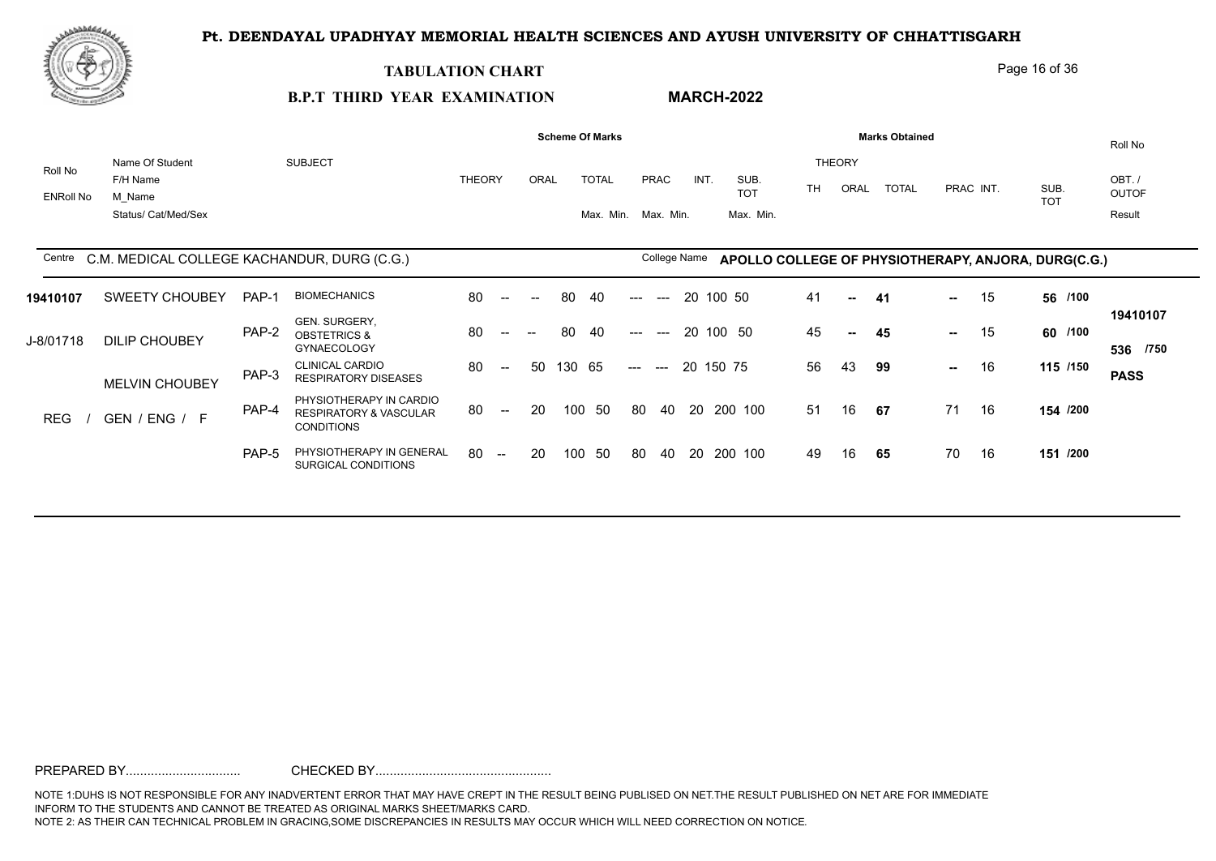# Pt. DEENDAYAL UPADHYAY MEMORIAL HEALTH SCIENCES AND AYUSH UNIVERSITY OF CHHATTISGARH

## TABULATION CHART

**B.P.T THIRD YEAR EXAMINATION** **MARCH-2022**

Centre: C.M. MEDICAL COLLEGE KACHANDUR, DURG (C.G.)

College Name: **APOLLO COLLEGE OF PHYSIOTHERAPY, ANJORA, DURG(C.G.)**

| Roll No / ENRoll No | Name Of Student / F/H Name / M_Name / Status/ Cat/Med/Sex | | SUBJECT | Scheme: THEORY | ORAL | TOTAL Max. | TOTAL Min. | PRAC Max. | PRAC Min. | INT. | SUB. TOT Max. | SUB. TOT Min. | Obtained: TH | ORAL | TOTAL | PRAC | INT. | SUB. TOT | Roll No / OBT. / OUTOF / Result |
|---|---|---|---|---|---|---|---|---|---|---|---|---|---|---|---|---|---|---|---|
| 19410107 | SWEETY CHOUBEY | PAP-1 | BIOMECHANICS | 80 -- | -- | 80 | 40 | --- | --- | 20 | 100 | 50 | 41 | -- | 41 | -- | 15 | 56 /100 | 19410107 |
| J-8/01718 | DILIP CHOUBEY | PAP-2 | GEN. SURGERY, OBSTETRICS & GYNAECOLOGY | 80 -- | -- | 80 | 40 | --- | --- | 20 | 100 | 50 | 45 | -- | 45 | -- | 15 | 60 /100 | 536 /750 |
| | MELVIN CHOUBEY | PAP-3 | CLINICAL CARDIO RESPIRATORY DISEASES | 80 -- | 50 | 130 | 65 | --- | --- | 20 | 150 | 75 | 56 | 43 | 99 | -- | 16 | 115 /150 | PASS |
| | REG / GEN / ENG / F | PAP-4 | PHYSIOTHERAPY IN CARDIO RESPIRATORY & VASCULAR CONDITIONS | 80 -- | 20 | 100 | 50 | 80 | 40 | 20 | 200 | 100 | 51 | 16 | 67 | 71 | 16 | 154 /200 | |
| | | PAP-5 | PHYSIOTHERAPY IN GENERAL SURGICAL CONDITIONS | 80 -- | 20 | 100 | 50 | 80 | 40 | 20 | 200 | 100 | 49 | 16 | 65 | 70 | 16 | 151 /200 | |

PREPARED BY................................ CHECKED BY................................................

NOTE 1:DUHS IS NOT RESPONSIBLE FOR ANY INADVERTENT ERROR THAT MAY HAVE CREPT IN THE RESULT BEING PUBLISED ON NET.THE RESULT PUBLISHED ON NET ARE FOR IMMEDIATE INFORM TO THE STUDENTS AND CANNOT BE TREATED AS ORIGINAL MARKS SHEET/MARKS CARD.
NOTE 2: AS THEIR CAN TECHNICAL PROBLEM IN GRACING,SOME DISCREPANCIES IN RESULTS MAY OCCUR WHICH WILL NEED CORRECTION ON NOTICE.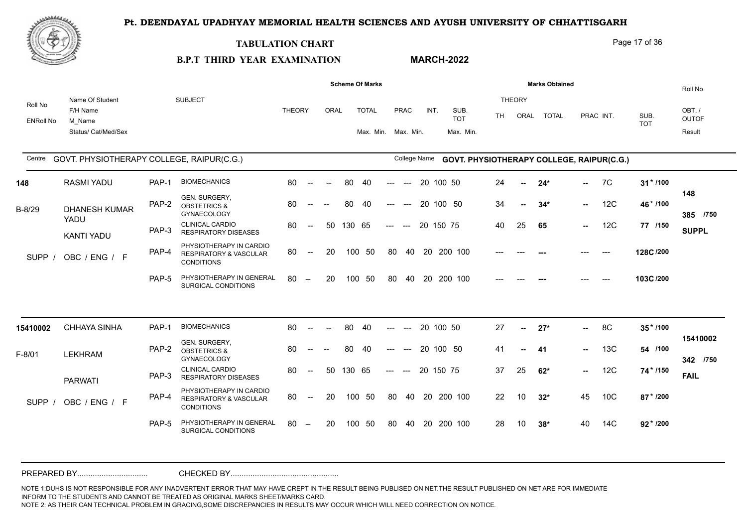# Pt. DEENDAYAL UPADHYAY MEMORIAL HEALTH SCIENCES AND AYUSH UNIVERSITY OF CHHATTISGARH

## TABULATION CHART

**B.P.T THIRD YEAR EXAMINATION** **MARCH-2022**

| Roll No / ENRoll No | Name Of Student / F/H Name / M_Name / Status/ Cat/Med/Sex | | SUBJECT | THEORY | ORAL | TOTAL Max. | TOTAL Min. | PRAC Max. | PRAC Min. | INT. | SUB. TOT Max. | SUB. TOT Min. | TH | ORAL | TOTAL | PRAC | INT. | SUB. TOT | Roll No / OBT. / OUTOF / Result |
|---|---|---|---|---|---|---|---|---|---|---|---|---|---|---|---|---|---|---|---|

Centre: GOVT. PHYSIOTHERAPY COLLEGE, RAIPUR(C.G.) — College Name: GOVT. PHYSIOTHERAPY COLLEGE, RAIPUR(C.G.)

| Roll No / ENRoll No | Name Of Student / F/H Name / M_Name / Status/ Cat/Med/Sex | | SUBJECT | THEORY | ORAL | TOTAL Max. | TOTAL Min. | PRAC Max. | PRAC Min. | INT. | SUB. TOT Max. | SUB. TOT Min. | TH | ORAL | TOTAL | PRAC | INT. | SUB. TOT | Roll No / OBT. / OUTOF / Result |
|---|---|---|---|---|---|---|---|---|---|---|---|---|---|---|---|---|---|---|---|
| 148 | RASMI YADU | PAP-1 | BIOMECHANICS | 80 | -- | 80 | 40 | --- | --- | 20 | 100 | 50 | 24 | -- | 24* | -- | 7C | 31 * /100 | 148 |
| B-8/29 | DHANESH KUMAR YADU | PAP-2 | GEN. SURGERY, OBSTETRICS & GYNAECOLOGY | 80 | -- | 80 | 40 | --- | --- | 20 | 100 | 50 | 34 | -- | 34* | -- | 12C | 46 * /100 | 385 /750 |
| | KANTI YADU | PAP-3 | CLINICAL CARDIO RESPIRATORY DISEASES | 80 | 50 | 130 | 65 | --- | --- | 20 | 150 | 75 | 40 | 25 | 65 | -- | 12C | 77 /150 | SUPPL |
| | SUPP / OBC / ENG / F | PAP-4 | PHYSIOTHERAPY IN CARDIO RESPIRATORY & VASCULAR CONDITIONS | 80 | 20 | 100 | 50 | 80 | 40 | 20 | 200 | 100 | --- | --- | --- | --- | --- | 128C /200 | |
| | | PAP-5 | PHYSIOTHERAPY IN GENERAL SURGICAL CONDITIONS | 80 | 20 | 100 | 50 | 80 | 40 | 20 | 200 | 100 | --- | --- | --- | --- | --- | 103C /200 | |
| 15410002 | CHHAYA SINHA | PAP-1 | BIOMECHANICS | 80 | -- | 80 | 40 | --- | --- | 20 | 100 | 50 | 27 | -- | 27* | -- | 8C | 35 * /100 | 15410002 |
| F-8/01 | LEKHRAM | PAP-2 | GEN. SURGERY, OBSTETRICS & GYNAECOLOGY | 80 | -- | 80 | 40 | --- | --- | 20 | 100 | 50 | 41 | -- | 41 | -- | 13C | 54 /100 | 342 /750 |
| | PARWATI | PAP-3 | CLINICAL CARDIO RESPIRATORY DISEASES | 80 | 50 | 130 | 65 | --- | --- | 20 | 150 | 75 | 37 | 25 | 62* | -- | 12C | 74 * /150 | FAIL |
| | SUPP / OBC / ENG / F | PAP-4 | PHYSIOTHERAPY IN CARDIO RESPIRATORY & VASCULAR CONDITIONS | 80 | 20 | 100 | 50 | 80 | 40 | 20 | 200 | 100 | 22 | 10 | 32* | 45 | 10C | 87 * /200 | |
| | | PAP-5 | PHYSIOTHERAPY IN GENERAL SURGICAL CONDITIONS | 80 | 20 | 100 | 50 | 80 | 40 | 20 | 200 | 100 | 28 | 10 | 38* | 40 | 14C | 92 * /200 | |

PREPARED BY................................ CHECKED BY................................................

NOTE 1:DUHS IS NOT RESPONSIBLE FOR ANY INADVERTENT ERROR THAT MAY HAVE CREPT IN THE RESULT BEING PUBLISED ON NET.THE RESULT PUBLISHED ON NET ARE FOR IMMEDIATE INFORM TO THE STUDENTS AND CANNOT BE TREATED AS ORIGINAL MARKS SHEET/MARKS CARD.
NOTE 2: AS THEIR CAN TECHNICAL PROBLEM IN GRACING,SOME DISCREPANCIES IN RESULTS MAY OCCUR WHICH WILL NEED CORRECTION ON NOTICE.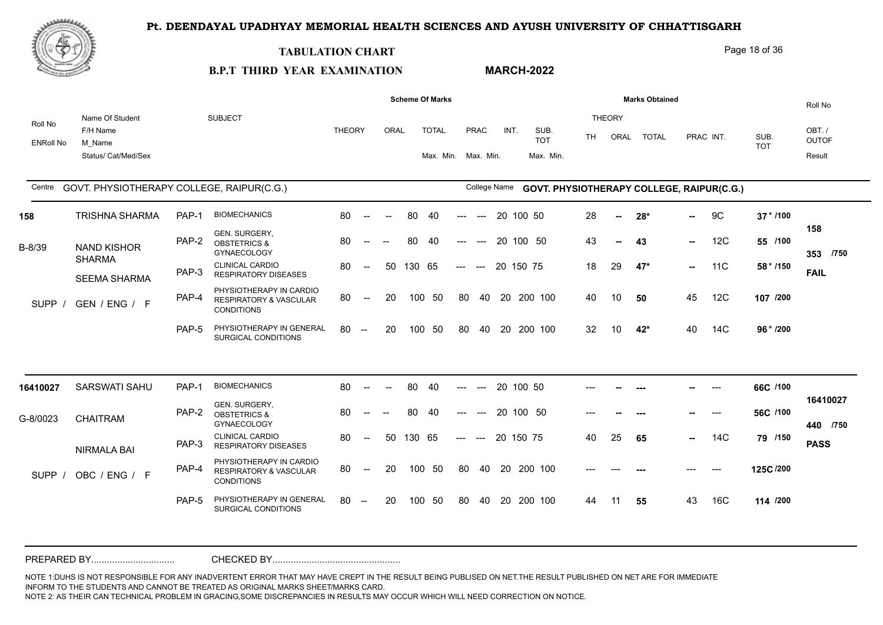# Pt. DEENDAYAL UPADHYAY MEMORIAL HEALTH SCIENCES AND AYUSH UNIVERSITY OF CHHATTISGARH

## TABULATION CHART

**B.P.T THIRD YEAR EXAMINATION** **MARCH-2022**

Centre: GOVT. PHYSIOTHERAPY COLLEGE, RAIPUR(C.G.) | College Name: GOVT. PHYSIOTHERAPY COLLEGE, RAIPUR(C.G.)

| Roll No / ENRoll No | Name Of Student / F/H Name / M_Name / Status/ Cat/Med/Sex | | SUBJECT | THEORY | ORAL | TOTAL Max. | TOTAL Min. | PRAC Max. | PRAC Min. | INT. | SUB. TOT Max. | SUB. TOT Min. | TH | ORAL | TOTAL | PRAC | INT. | SUB. TOT | Roll No / OBT. / OUTOF / Result |
|---|---|---|---|---|---|---|---|---|---|---|---|---|---|---|---|---|---|---|---|
| 158 | TRISHNA SHARMA | PAP-1 | BIOMECHANICS | 80 | -- | 80 | 40 | --- | --- | 20 | 100 | 50 | 28 | -- | 28* | -- | 9C | 37* /100 | 158 |
| B-8/39 | NAND KISHOR SHARMA | PAP-2 | GEN. SURGERY, OBSTETRICS & GYNAECOLOGY | 80 | -- | 80 | 40 | --- | --- | 20 | 100 | 50 | 43 | -- | 43 | -- | 12C | 55 /100 | 353 /750 |
| | SEEMA SHARMA | PAP-3 | CLINICAL CARDIO RESPIRATORY DISEASES | 80 | 50 | 130 | 65 | --- | --- | 20 | 150 | 75 | 18 | 29 | 47* | -- | 11C | 58* /150 | FAIL |
| SUPP / | GEN / ENG / F | PAP-4 | PHYSIOTHERAPY IN CARDIO RESPIRATORY & VASCULAR CONDITIONS | 80 | 20 | 100 | 50 | 80 | 40 | 20 | 200 | 100 | 40 | 10 | 50 | 45 | 12C | 107 /200 | |
| | | PAP-5 | PHYSIOTHERAPY IN GENERAL SURGICAL CONDITIONS | 80 | 20 | 100 | 50 | 80 | 40 | 20 | 200 | 100 | 32 | 10 | 42* | 40 | 14C | 96* /200 | |
| 16410027 | SARSWATI SAHU | PAP-1 | BIOMECHANICS | 80 | -- | 80 | 40 | --- | --- | 20 | 100 | 50 | --- | -- | --- | -- | --- | 66C /100 | 16410027 |
| G-8/0023 | CHAITRAM | PAP-2 | GEN. SURGERY, OBSTETRICS & GYNAECOLOGY | 80 | -- | 80 | 40 | --- | --- | 20 | 100 | 50 | --- | -- | --- | -- | --- | 56C /100 | 440 /750 |
| | NIRMALA BAI | PAP-3 | CLINICAL CARDIO RESPIRATORY DISEASES | 80 | 50 | 130 | 65 | --- | --- | 20 | 150 | 75 | 40 | 25 | 65 | -- | 14C | 79 /150 | PASS |
| SUPP / | OBC / ENG / F | PAP-4 | PHYSIOTHERAPY IN CARDIO RESPIRATORY & VASCULAR CONDITIONS | 80 | 20 | 100 | 50 | 80 | 40 | 20 | 200 | 100 | --- | --- | --- | --- | --- | 125C /200 | |
| | | PAP-5 | PHYSIOTHERAPY IN GENERAL SURGICAL CONDITIONS | 80 | 20 | 100 | 50 | 80 | 40 | 20 | 200 | 100 | 44 | 11 | 55 | 43 | 16C | 114 /200 | |

PREPARED BY................................ CHECKED BY................................................

NOTE 1:DUHS IS NOT RESPONSIBLE FOR ANY INADVERTENT ERROR THAT MAY HAVE CREPT IN THE RESULT BEING PUBLISED ON NET.THE RESULT PUBLISHED ON NET ARE FOR IMMEDIATE INFORM TO THE STUDENTS AND CANNOT BE TREATED AS ORIGINAL MARKS SHEET/MARKS CARD.
NOTE 2: AS THEIR CAN TECHNICAL PROBLEM IN GRACING,SOME DISCREPANCIES IN RESULTS MAY OCCUR WHICH WILL NEED CORRECTION ON NOTICE.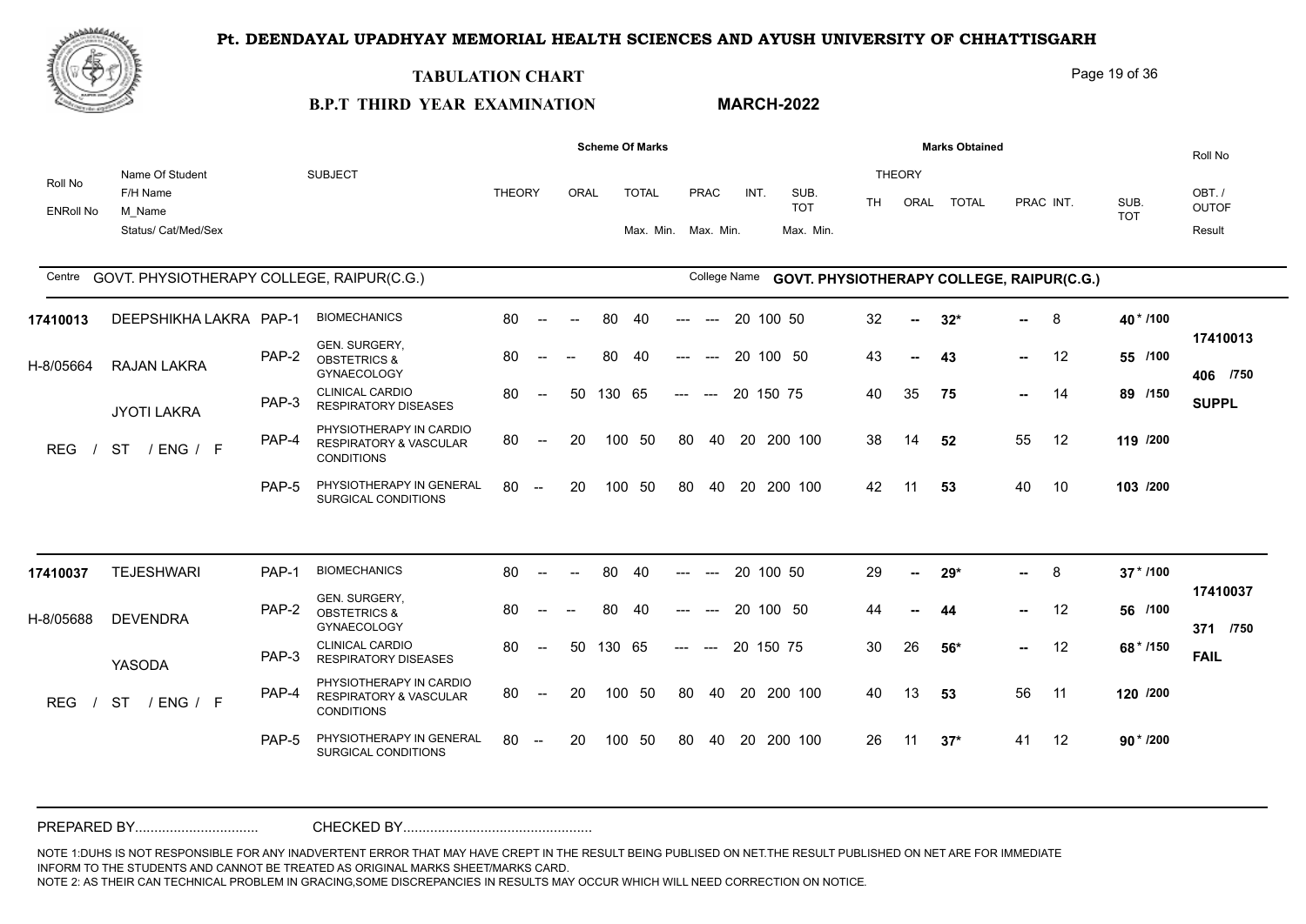# Pt. DEENDAYAL UPADHYAY MEMORIAL HEALTH SCIENCES AND AYUSH UNIVERSITY OF CHHATTISGARH

## TABULATION CHART

**B.P.T THIRD YEAR EXAMINATION** **MARCH-2022**

Centre: GOVT. PHYSIOTHERAPY COLLEGE, RAIPUR(C.G.) — College Name: GOVT. PHYSIOTHERAPY COLLEGE, RAIPUR(C.G.)

| Roll No / ENRoll No / Name / F/H Name / M_Name / Status/Cat/Med/Sex | | Subject | Theory | Oral | Total Max. | Total Min. | Prac Max. | Prac Min. | Int. | Sub. Tot Max. | Sub. Tot Min. | TH | Oral | Total | Prac | Int. | Sub. Tot | Roll No / Obt./Outof / Result |
|---|---|---|---|---|---|---|---|---|---|---|---|---|---|---|---|---|---|---|
| 17410013 DEEPSHIKHA LAKRA | PAP-1 | BIOMECHANICS | 80 | -- | 80 | 40 | --- | --- | 20 | 100 | 50 | 32 | -- | 32* | -- | 8 | 40 * /100 | 17410013 |
| H-8/05664 RAJAN LAKRA | PAP-2 | GEN. SURGERY, OBSTETRICS & GYNAECOLOGY | 80 | -- | 80 | 40 | --- | --- | 20 | 100 | 50 | 43 | -- | 43 | -- | 12 | 55 /100 | 406 /750 |
| JYOTI LAKRA | PAP-3 | CLINICAL CARDIO RESPIRATORY DISEASES | 80 | 50 | 130 | 65 | --- | --- | 20 | 150 | 75 | 40 | 35 | 75 | -- | 14 | 89 /150 | SUPPL |
| REG / ST / ENG / F | PAP-4 | PHYSIOTHERAPY IN CARDIO RESPIRATORY & VASCULAR CONDITIONS | 80 | 20 | 100 | 50 | 80 | 40 | 20 | 200 | 100 | 38 | 14 | 52 | 55 | 12 | 119 /200 | |
| | PAP-5 | PHYSIOTHERAPY IN GENERAL SURGICAL CONDITIONS | 80 | 20 | 100 | 50 | 80 | 40 | 20 | 200 | 100 | 42 | 11 | 53 | 40 | 10 | 103 /200 | |
| 17410037 TEJESHWARI | PAP-1 | BIOMECHANICS | 80 | -- | 80 | 40 | --- | --- | 20 | 100 | 50 | 29 | -- | 29* | -- | 8 | 37 * /100 | 17410037 |
| H-8/05688 DEVENDRA | PAP-2 | GEN. SURGERY, OBSTETRICS & GYNAECOLOGY | 80 | -- | 80 | 40 | --- | --- | 20 | 100 | 50 | 44 | -- | 44 | -- | 12 | 56 /100 | 371 /750 |
| YASODA | PAP-3 | CLINICAL CARDIO RESPIRATORY DISEASES | 80 | 50 | 130 | 65 | --- | --- | 20 | 150 | 75 | 30 | 26 | 56* | -- | 12 | 68 * /150 | FAIL |
| REG / ST / ENG / F | PAP-4 | PHYSIOTHERAPY IN CARDIO RESPIRATORY & VASCULAR CONDITIONS | 80 | 20 | 100 | 50 | 80 | 40 | 20 | 200 | 100 | 40 | 13 | 53 | 56 | 11 | 120 /200 | |
| | PAP-5 | PHYSIOTHERAPY IN GENERAL SURGICAL CONDITIONS | 80 | 20 | 100 | 50 | 80 | 40 | 20 | 200 | 100 | 26 | 11 | 37* | 41 | 12 | 90 * /200 | |

PREPARED BY................................ CHECKED BY................................................

NOTE 1:DUHS IS NOT RESPONSIBLE FOR ANY INADVERTENT ERROR THAT MAY HAVE CREPT IN THE RESULT BEING PUBLISED ON NET.THE RESULT PUBLISHED ON NET ARE FOR IMMEDIATE INFORM TO THE STUDENTS AND CANNOT BE TREATED AS ORIGINAL MARKS SHEET/MARKS CARD.
NOTE 2: AS THEIR CAN TECHNICAL PROBLEM IN GRACING,SOME DISCREPANCIES IN RESULTS MAY OCCUR WHICH WILL NEED CORRECTION ON NOTICE.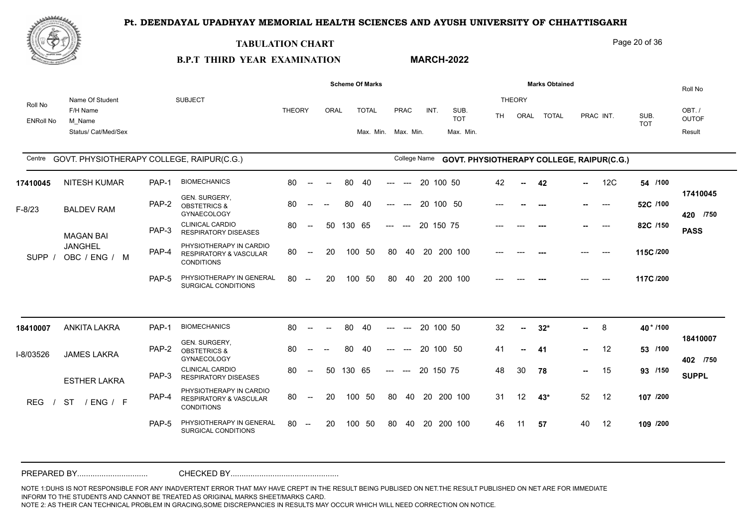# Pt. DEENDAYAL UPADHYAY MEMORIAL HEALTH SCIENCES AND AYUSH UNIVERSITY OF CHHATTISGARH

## TABULATION CHART

**B.P.T THIRD YEAR EXAMINATION** **MARCH-2022**

Centre: GOVT. PHYSIOTHERAPY COLLEGE, RAIPUR(C.G.) — College Name: GOVT. PHYSIOTHERAPY COLLEGE, RAIPUR(C.G.)

| Roll No / ENRoll No | Name Of Student / F/H Name / M_Name / Status/ Cat/Med/Sex | | SUBJECT | THEORY | ORAL | TOTAL Max. | TOTAL Min. | PRAC Max. | PRAC Min. | INT. | SUB. TOT Max. | SUB. TOT Min. | TH | ORAL | TOTAL | PRAC | INT. | SUB. TOT | OBT. / OUTOF / Result |
|---|---|---|---|---|---|---|---|---|---|---|---|---|---|---|---|---|---|---|---|
| 17410045 | NITESH KUMAR | PAP-1 | BIOMECHANICS | 80 | -- | 80 | 40 | --- | --- | 20 | 100 | 50 | 42 | -- | 42 | -- | 12C | 54 /100 | 17410045 |
| F-8/23 | BALDEV RAM | PAP-2 | GEN. SURGERY, OBSTETRICS & GYNAECOLOGY | 80 | -- | 80 | 40 | --- | --- | 20 | 100 | 50 | --- | -- | --- | -- | --- | 52C /100 | 420 /750 |
| | MAGAN BAI | PAP-3 | CLINICAL CARDIO RESPIRATORY DISEASES | 80 | 50 | 130 | 65 | --- | --- | 20 | 150 | 75 | --- | --- | --- | -- | --- | 82C /150 | PASS |
| SUPP / | JANGHEL OBC / ENG / M | PAP-4 | PHYSIOTHERAPY IN CARDIO RESPIRATORY & VASCULAR CONDITIONS | 80 | 20 | 100 | 50 | 80 | 40 | 20 | 200 | 100 | --- | --- | --- | --- | --- | 115C /200 | |
| | | PAP-5 | PHYSIOTHERAPY IN GENERAL SURGICAL CONDITIONS | 80 | 20 | 100 | 50 | 80 | 40 | 20 | 200 | 100 | --- | --- | --- | --- | --- | 117C /200 | |
| 18410007 | ANKITA LAKRA | PAP-1 | BIOMECHANICS | 80 | -- | 80 | 40 | --- | --- | 20 | 100 | 50 | 32 | -- | 32* | -- | 8 | 40* /100 | 18410007 |
| I-8/03526 | JAMES LAKRA | PAP-2 | GEN. SURGERY, OBSTETRICS & GYNAECOLOGY | 80 | -- | 80 | 40 | --- | --- | 20 | 100 | 50 | 41 | -- | 41 | -- | 12 | 53 /100 | 402 /750 |
| | ESTHER LAKRA | PAP-3 | CLINICAL CARDIO RESPIRATORY DISEASES | 80 | 50 | 130 | 65 | --- | --- | 20 | 150 | 75 | 48 | 30 | 78 | -- | 15 | 93 /150 | SUPPL |
| REG / | ST / ENG / F | PAP-4 | PHYSIOTHERAPY IN CARDIO RESPIRATORY & VASCULAR CONDITIONS | 80 | 20 | 100 | 50 | 80 | 40 | 20 | 200 | 100 | 31 | 12 | 43* | 52 | 12 | 107 /200 | |
| | | PAP-5 | PHYSIOTHERAPY IN GENERAL SURGICAL CONDITIONS | 80 | 20 | 100 | 50 | 80 | 40 | 20 | 200 | 100 | 46 | 11 | 57 | 40 | 12 | 109 /200 | |

PREPARED BY................................ CHECKED BY................................................

NOTE 1:DUHS IS NOT RESPONSIBLE FOR ANY INADVERTENT ERROR THAT MAY HAVE CREPT IN THE RESULT BEING PUBLISED ON NET.THE RESULT PUBLISHED ON NET ARE FOR IMMEDIATE INFORM TO THE STUDENTS AND CANNOT BE TREATED AS ORIGINAL MARKS SHEET/MARKS CARD.
NOTE 2: AS THEIR CAN TECHNICAL PROBLEM IN GRACING,SOME DISCREPANCIES IN RESULTS MAY OCCUR WHICH WILL NEED CORRECTION ON NOTICE.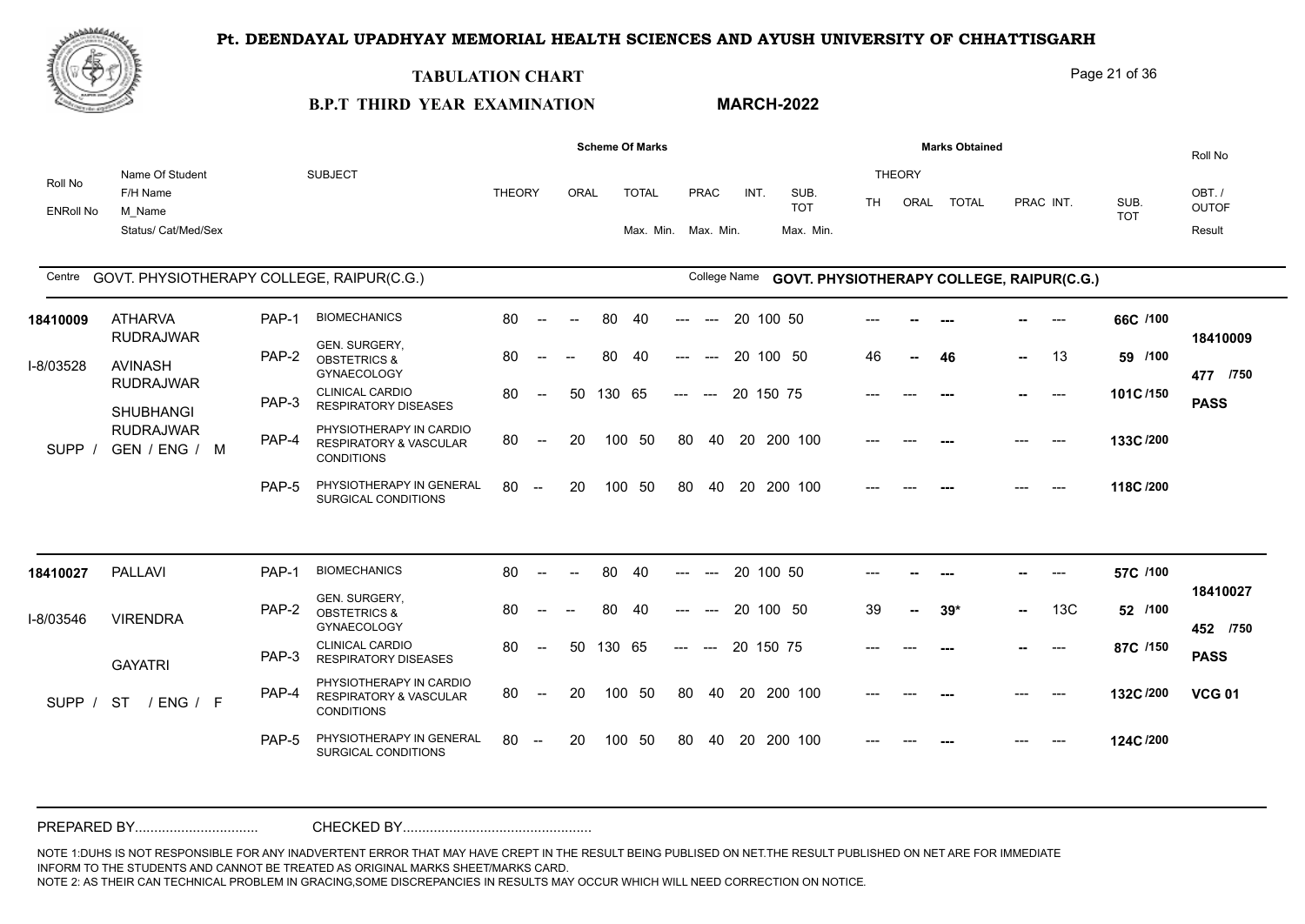# Pt. DEENDAYAL UPADHYAY MEMORIAL HEALTH SCIENCES AND AYUSH UNIVERSITY OF CHHATTISGARH

## TABULATION CHART

**B.P.T THIRD YEAR EXAMINATION** **MARCH-2022**

Centre: GOVT. PHYSIOTHERAPY COLLEGE, RAIPUR(C.G.) — College Name: GOVT. PHYSIOTHERAPY COLLEGE, RAIPUR(C.G.)

| Roll No / ENRoll No | Name Of Student / F/H Name / M_Name / Status/ Cat/Med/Sex | | SUBJECT | THEORY | ORAL | TOTAL Max. | TOTAL Min. | PRAC Max. | PRAC Min. | INT. | SUB. TOT Max. | SUB. TOT Min. | TH | ORAL | TOTAL | PRAC | INT. | SUB. TOT | Roll No / OBT./OUTOF / Result |
|---|---|---|---|---|---|---|---|---|---|---|---|---|---|---|---|---|---|---|---|
| 18410009 | ATHARVA RUDRAJWAR | PAP-1 | BIOMECHANICS | 80 | -- | 80 | 40 | --- | --- | 20 | 100 | 50 | --- | -- | --- | -- | --- | 66C /100 | 18410009 |
| I-8/03528 | AVINASH RUDRAJWAR | PAP-2 | GEN. SURGERY, OBSTETRICS & GYNAECOLOGY | 80 | -- | 80 | 40 | --- | --- | 20 | 100 | 50 | 46 | -- | 46 | -- | 13 | 59 /100 | 477 /750 |
| | SHUBHANGI RUDRAJWAR | PAP-3 | CLINICAL CARDIO RESPIRATORY DISEASES | 80 | 50 | 130 | 65 | --- | --- | 20 | 150 | 75 | --- | --- | --- | -- | --- | 101C /150 | PASS |
| | SUPP / GEN / ENG / M | PAP-4 | PHYSIOTHERAPY IN CARDIO RESPIRATORY & VASCULAR CONDITIONS | 80 | 20 | 100 | 50 | 80 | 40 | 20 | 200 | 100 | --- | --- | --- | --- | --- | 133C /200 | |
| | | PAP-5 | PHYSIOTHERAPY IN GENERAL SURGICAL CONDITIONS | 80 | 20 | 100 | 50 | 80 | 40 | 20 | 200 | 100 | --- | --- | --- | --- | --- | 118C /200 | |
| 18410027 | PALLAVI | PAP-1 | BIOMECHANICS | 80 | -- | 80 | 40 | --- | --- | 20 | 100 | 50 | --- | -- | --- | -- | --- | 57C /100 | 18410027 |
| I-8/03546 | VIRENDRA | PAP-2 | GEN. SURGERY, OBSTETRICS & GYNAECOLOGY | 80 | -- | 80 | 40 | --- | --- | 20 | 100 | 50 | 39 | -- | 39* | -- | 13C | 52 /100 | 452 /750 |
| | GAYATRI | PAP-3 | CLINICAL CARDIO RESPIRATORY DISEASES | 80 | 50 | 130 | 65 | --- | --- | 20 | 150 | 75 | --- | --- | --- | -- | --- | 87C /150 | PASS |
| | SUPP / ST / ENG / F | PAP-4 | PHYSIOTHERAPY IN CARDIO RESPIRATORY & VASCULAR CONDITIONS | 80 | 20 | 100 | 50 | 80 | 40 | 20 | 200 | 100 | --- | --- | --- | --- | --- | 132C /200 | VCG 01 |
| | | PAP-5 | PHYSIOTHERAPY IN GENERAL SURGICAL CONDITIONS | 80 | 20 | 100 | 50 | 80 | 40 | 20 | 200 | 100 | --- | --- | --- | --- | --- | 124C /200 | |

PREPARED BY................................ CHECKED BY................................................

NOTE 1:DUHS IS NOT RESPONSIBLE FOR ANY INADVERTENT ERROR THAT MAY HAVE CREPT IN THE RESULT BEING PUBLISED ON NET.THE RESULT PUBLISHED ON NET ARE FOR IMMEDIATE INFORM TO THE STUDENTS AND CANNOT BE TREATED AS ORIGINAL MARKS SHEET/MARKS CARD.
NOTE 2: AS THEIR CAN TECHNICAL PROBLEM IN GRACING,SOME DISCREPANCIES IN RESULTS MAY OCCUR WHICH WILL NEED CORRECTION ON NOTICE.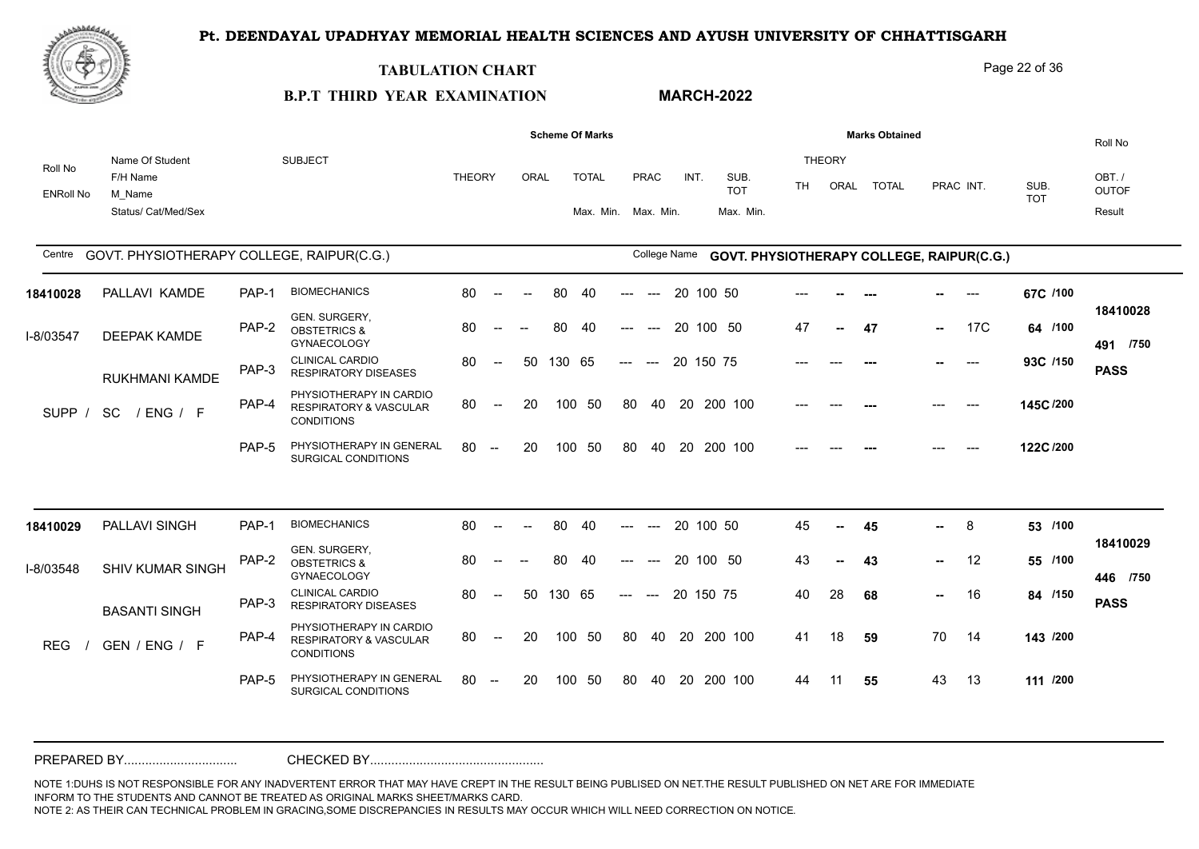# Pt. DEENDAYAL UPADHYAY MEMORIAL HEALTH SCIENCES AND AYUSH UNIVERSITY OF CHHATTISGARH

## TABULATION CHART

**B.P.T THIRD YEAR EXAMINATION** **MARCH-2022**

Centre: GOVT. PHYSIOTHERAPY COLLEGE, RAIPUR(C.G.) | College Name: GOVT. PHYSIOTHERAPY COLLEGE, RAIPUR(C.G.)

| Roll No / ENRoll No | Name Of Student / F/H Name / M_Name / Status/ Cat/Med/Sex | Code | SUBJECT | THEORY | ORAL | TOTAL Max. | TOTAL Min. | PRAC Max. | PRAC Min. | INT. | SUB. TOT Max. | SUB. TOT Min. | TH | ORAL | TOTAL | PRAC | INT. | SUB. TOT | OBT. / OUTOF / Result |
|---|---|---|---|---|---|---|---|---|---|---|---|---|---|---|---|---|---|---|---|
| 18410028 | PALLAVI KAMDE | PAP-1 | BIOMECHANICS | 80 | -- | 80 | 40 | --- | --- | 20 | 100 | 50 | --- | -- | --- | -- | --- | 67C /100 | 18410028 |
| I-8/03547 | DEEPAK KAMDE | PAP-2 | GEN. SURGERY, OBSTETRICS & GYNAECOLOGY | 80 | -- | 80 | 40 | --- | --- | 20 | 100 | 50 | 47 | -- | 47 | -- | 17C | 64 /100 | 491 /750 |
| | RUKHMANI KAMDE | PAP-3 | CLINICAL CARDIO RESPIRATORY DISEASES | 80 | 50 | 130 | 65 | --- | --- | 20 | 150 | 75 | --- | --- | --- | -- | --- | 93C /150 | PASS |
| | SUPP / SC / ENG / F | PAP-4 | PHYSIOTHERAPY IN CARDIO RESPIRATORY & VASCULAR CONDITIONS | 80 | 20 | 100 | 50 | 80 | 40 | 20 | 200 | 100 | --- | --- | --- | --- | --- | 145C /200 | |
| | | PAP-5 | PHYSIOTHERAPY IN GENERAL SURGICAL CONDITIONS | 80 | 20 | 100 | 50 | 80 | 40 | 20 | 200 | 100 | --- | --- | --- | --- | --- | 122C /200 | |
| 18410029 | PALLAVI SINGH | PAP-1 | BIOMECHANICS | 80 | -- | 80 | 40 | --- | --- | 20 | 100 | 50 | 45 | -- | 45 | -- | 8 | 53 /100 | 18410029 |
| I-8/03548 | SHIV KUMAR SINGH | PAP-2 | GEN. SURGERY, OBSTETRICS & GYNAECOLOGY | 80 | -- | 80 | 40 | --- | --- | 20 | 100 | 50 | 43 | -- | 43 | -- | 12 | 55 /100 | 446 /750 |
| | BASANTI SINGH | PAP-3 | CLINICAL CARDIO RESPIRATORY DISEASES | 80 | 50 | 130 | 65 | --- | --- | 20 | 150 | 75 | 40 | 28 | 68 | -- | 16 | 84 /150 | PASS |
| | REG / GEN / ENG / F | PAP-4 | PHYSIOTHERAPY IN CARDIO RESPIRATORY & VASCULAR CONDITIONS | 80 | 20 | 100 | 50 | 80 | 40 | 20 | 200 | 100 | 41 | 18 | 59 | 70 | 14 | 143 /200 | |
| | | PAP-5 | PHYSIOTHERAPY IN GENERAL SURGICAL CONDITIONS | 80 | 20 | 100 | 50 | 80 | 40 | 20 | 200 | 100 | 44 | 11 | 55 | 43 | 13 | 111 /200 | |

PREPARED BY................................ CHECKED BY................................................

NOTE 1:DUHS IS NOT RESPONSIBLE FOR ANY INADVERTENT ERROR THAT MAY HAVE CREPT IN THE RESULT BEING PUBLISED ON NET.THE RESULT PUBLISHED ON NET ARE FOR IMMEDIATE INFORM TO THE STUDENTS AND CANNOT BE TREATED AS ORIGINAL MARKS SHEET/MARKS CARD.
NOTE 2: AS THEIR CAN TECHNICAL PROBLEM IN GRACING,SOME DISCREPANCIES IN RESULTS MAY OCCUR WHICH WILL NEED CORRECTION ON NOTICE.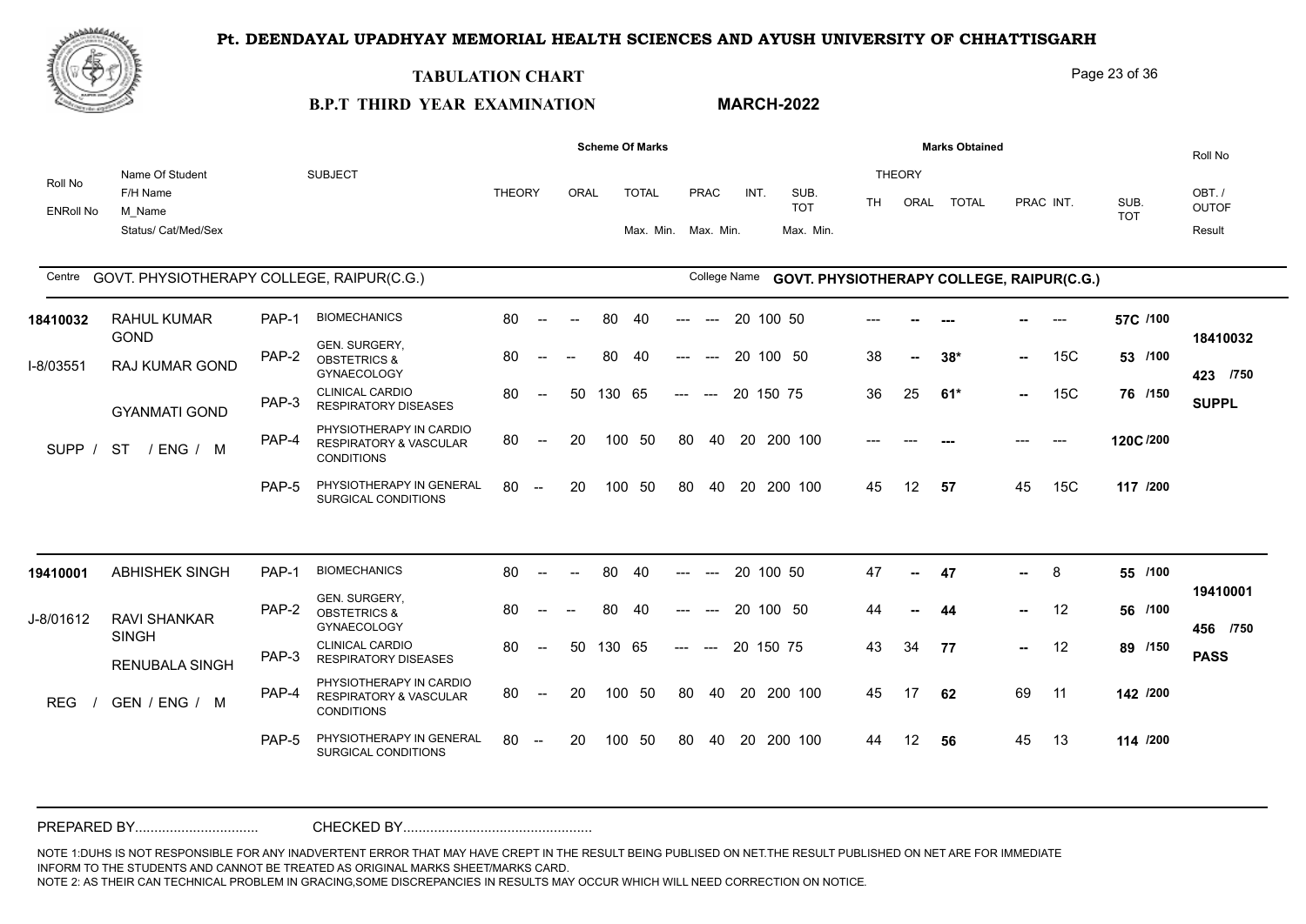# Pt. DEENDAYAL UPADHYAY MEMORIAL HEALTH SCIENCES AND AYUSH UNIVERSITY OF CHHATTISGARH

## TABULATION CHART

**B.P.T THIRD YEAR EXAMINATION** **MARCH-2022**

Centre: GOVT. PHYSIOTHERAPY COLLEGE, RAIPUR(C.G.) — College Name: GOVT. PHYSIOTHERAPY COLLEGE, RAIPUR(C.G.)

| Roll No / ENRoll No | Name Of Student / F/H Name / M_Name / Status/ Cat/Med/Sex | | SUBJECT | THEORY | ORAL | TOTAL Max. | TOTAL Min. | PRAC Max. | PRAC Min. | INT. | SUB. TOT Max. | SUB. TOT Min. | TH | ORAL | TOTAL | PRAC | INT. | SUB. TOT | Roll No / OBT. / OUTOF / Result |
|---|---|---|---|---|---|---|---|---|---|---|---|---|---|---|---|---|---|---|---|
| 18410032 | RAHUL KUMAR GOND | PAP-1 | BIOMECHANICS | 80 | -- | 80 | 40 | --- | --- | 20 | 100 | 50 | --- | -- | --- | -- | --- | 57C /100 | 18410032 |
| I-8/03551 | RAJ KUMAR GOND | PAP-2 | GEN. SURGERY, OBSTETRICS & GYNAECOLOGY | 80 | -- | 80 | 40 | --- | --- | 20 | 100 | 50 | 38 | -- | 38* | -- | 15C | 53 /100 | 423 /750 |
| | GYANMATI GOND | PAP-3 | CLINICAL CARDIO RESPIRATORY DISEASES | 80 | 50 | 130 | 65 | --- | --- | 20 | 150 | 75 | 36 | 25 | 61* | -- | 15C | 76 /150 | SUPPL |
| | SUPP / ST / ENG / M | PAP-4 | PHYSIOTHERAPY IN CARDIO RESPIRATORY & VASCULAR CONDITIONS | 80 | 20 | 100 | 50 | 80 | 40 | 20 | 200 | 100 | --- | --- | --- | --- | --- | 120C /200 | |
| | | PAP-5 | PHYSIOTHERAPY IN GENERAL SURGICAL CONDITIONS | 80 | 20 | 100 | 50 | 80 | 40 | 20 | 200 | 100 | 45 | 12 | 57 | 45 | 15C | 117 /200 | |
| 19410001 | ABHISHEK SINGH | PAP-1 | BIOMECHANICS | 80 | -- | 80 | 40 | --- | --- | 20 | 100 | 50 | 47 | -- | 47 | -- | 8 | 55 /100 | 19410001 |
| J-8/01612 | RAVI SHANKAR SINGH | PAP-2 | GEN. SURGERY, OBSTETRICS & GYNAECOLOGY | 80 | -- | 80 | 40 | --- | --- | 20 | 100 | 50 | 44 | -- | 44 | -- | 12 | 56 /100 | 456 /750 |
| | RENUBALA SINGH | PAP-3 | CLINICAL CARDIO RESPIRATORY DISEASES | 80 | 50 | 130 | 65 | --- | --- | 20 | 150 | 75 | 43 | 34 | 77 | -- | 12 | 89 /150 | PASS |
| | REG / GEN / ENG / M | PAP-4 | PHYSIOTHERAPY IN CARDIO RESPIRATORY & VASCULAR CONDITIONS | 80 | 20 | 100 | 50 | 80 | 40 | 20 | 200 | 100 | 45 | 17 | 62 | 69 | 11 | 142 /200 | |
| | | PAP-5 | PHYSIOTHERAPY IN GENERAL SURGICAL CONDITIONS | 80 | 20 | 100 | 50 | 80 | 40 | 20 | 200 | 100 | 44 | 12 | 56 | 45 | 13 | 114 /200 | |

PREPARED BY................................ CHECKED BY................................................

NOTE 1:DUHS IS NOT RESPONSIBLE FOR ANY INADVERTENT ERROR THAT MAY HAVE CREPT IN THE RESULT BEING PUBLISED ON NET.THE RESULT PUBLISHED ON NET ARE FOR IMMEDIATE INFORM TO THE STUDENTS AND CANNOT BE TREATED AS ORIGINAL MARKS SHEET/MARKS CARD.
NOTE 2: AS THEIR CAN TECHNICAL PROBLEM IN GRACING,SOME DISCREPANCIES IN RESULTS MAY OCCUR WHICH WILL NEED CORRECTION ON NOTICE.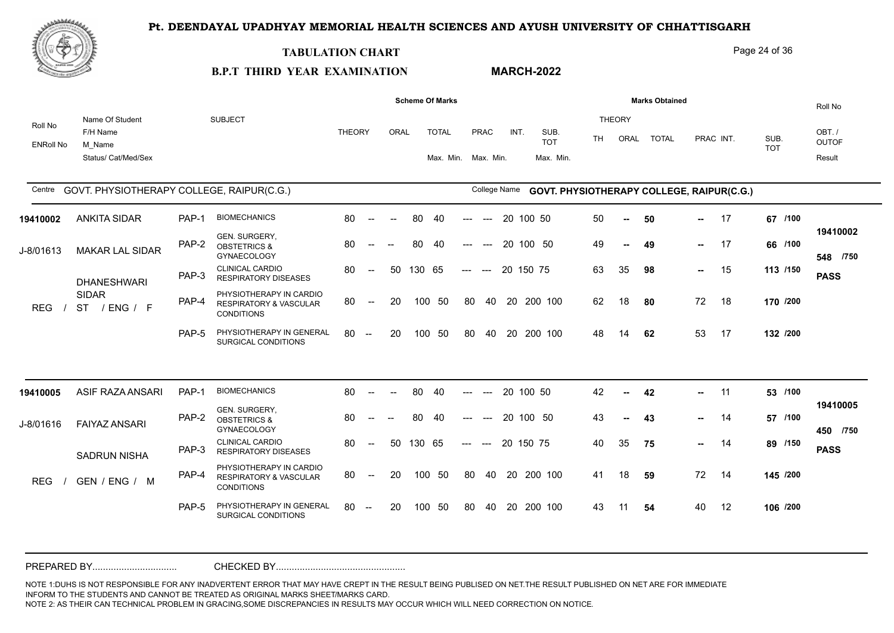# Pt. DEENDAYAL UPADHYAY MEMORIAL HEALTH SCIENCES AND AYUSH UNIVERSITY OF CHHATTISGARH

## TABULATION CHART

**B.P.T THIRD YEAR EXAMINATION** **MARCH-2022**

Centre: GOVT. PHYSIOTHERAPY COLLEGE, RAIPUR(C.G.) — College Name: GOVT. PHYSIOTHERAPY COLLEGE, RAIPUR(C.G.)

| Roll No / ENRoll No | Name Of Student / F/H Name / M_Name / Status/ Cat/Med/Sex | | SUBJECT | THEORY | ORAL | TOTAL Max. | TOTAL Min. | PRAC Max. | PRAC Min. | INT. | SUB. TOT Max. | SUB. TOT Min. | TH | ORAL | TOTAL | PRAC | INT. | SUB. TOT | Roll No / OBT. / OUTOF / Result |
|---|---|---|---|---|---|---|---|---|---|---|---|---|---|---|---|---|---|---|---|
| 19410002 | ANKITA SIDAR | PAP-1 | BIOMECHANICS | 80 | -- | 80 | 40 | --- | --- | 20 | 100 | 50 | 50 | -- | 50 | -- | 17 | 67 /100 | 19410002 |
| J-8/01613 | MAKAR LAL SIDAR | PAP-2 | GEN. SURGERY, OBSTETRICS & GYNAECOLOGY | 80 | -- | 80 | 40 | --- | --- | 20 | 100 | 50 | 49 | -- | 49 | -- | 17 | 66 /100 | 548 /750 |
| | DHANESHWARI SIDAR | PAP-3 | CLINICAL CARDIO RESPIRATORY DISEASES | 80 | 50 | 130 | 65 | --- | --- | 20 | 150 | 75 | 63 | 35 | 98 | -- | 15 | 113 /150 | PASS |
| | REG / ST / ENG / F | PAP-4 | PHYSIOTHERAPY IN CARDIO RESPIRATORY & VASCULAR CONDITIONS | 80 | 20 | 100 | 50 | 80 | 40 | 20 | 200 | 100 | 62 | 18 | 80 | 72 | 18 | 170 /200 | |
| | | PAP-5 | PHYSIOTHERAPY IN GENERAL SURGICAL CONDITIONS | 80 | 20 | 100 | 50 | 80 | 40 | 20 | 200 | 100 | 48 | 14 | 62 | 53 | 17 | 132 /200 | |
| 19410005 | ASIF RAZA ANSARI | PAP-1 | BIOMECHANICS | 80 | -- | 80 | 40 | --- | --- | 20 | 100 | 50 | 42 | -- | 42 | -- | 11 | 53 /100 | 19410005 |
| J-8/01616 | FAIYAZ ANSARI | PAP-2 | GEN. SURGERY, OBSTETRICS & GYNAECOLOGY | 80 | -- | 80 | 40 | --- | --- | 20 | 100 | 50 | 43 | -- | 43 | -- | 14 | 57 /100 | 450 /750 |
| | SADRUN NISHA | PAP-3 | CLINICAL CARDIO RESPIRATORY DISEASES | 80 | 50 | 130 | 65 | --- | --- | 20 | 150 | 75 | 40 | 35 | 75 | -- | 14 | 89 /150 | PASS |
| | REG / GEN / ENG / M | PAP-4 | PHYSIOTHERAPY IN CARDIO RESPIRATORY & VASCULAR CONDITIONS | 80 | 20 | 100 | 50 | 80 | 40 | 20 | 200 | 100 | 41 | 18 | 59 | 72 | 14 | 145 /200 | |
| | | PAP-5 | PHYSIOTHERAPY IN GENERAL SURGICAL CONDITIONS | 80 | 20 | 100 | 50 | 80 | 40 | 20 | 200 | 100 | 43 | 11 | 54 | 40 | 12 | 106 /200 | |

PREPARED BY................................ CHECKED BY................................................

NOTE 1:DUHS IS NOT RESPONSIBLE FOR ANY INADVERTENT ERROR THAT MAY HAVE CREPT IN THE RESULT BEING PUBLISED ON NET.THE RESULT PUBLISHED ON NET ARE FOR IMMEDIATE INFORM TO THE STUDENTS AND CANNOT BE TREATED AS ORIGINAL MARKS SHEET/MARKS CARD.
NOTE 2: AS THEIR CAN TECHNICAL PROBLEM IN GRACING,SOME DISCREPANCIES IN RESULTS MAY OCCUR WHICH WILL NEED CORRECTION ON NOTICE.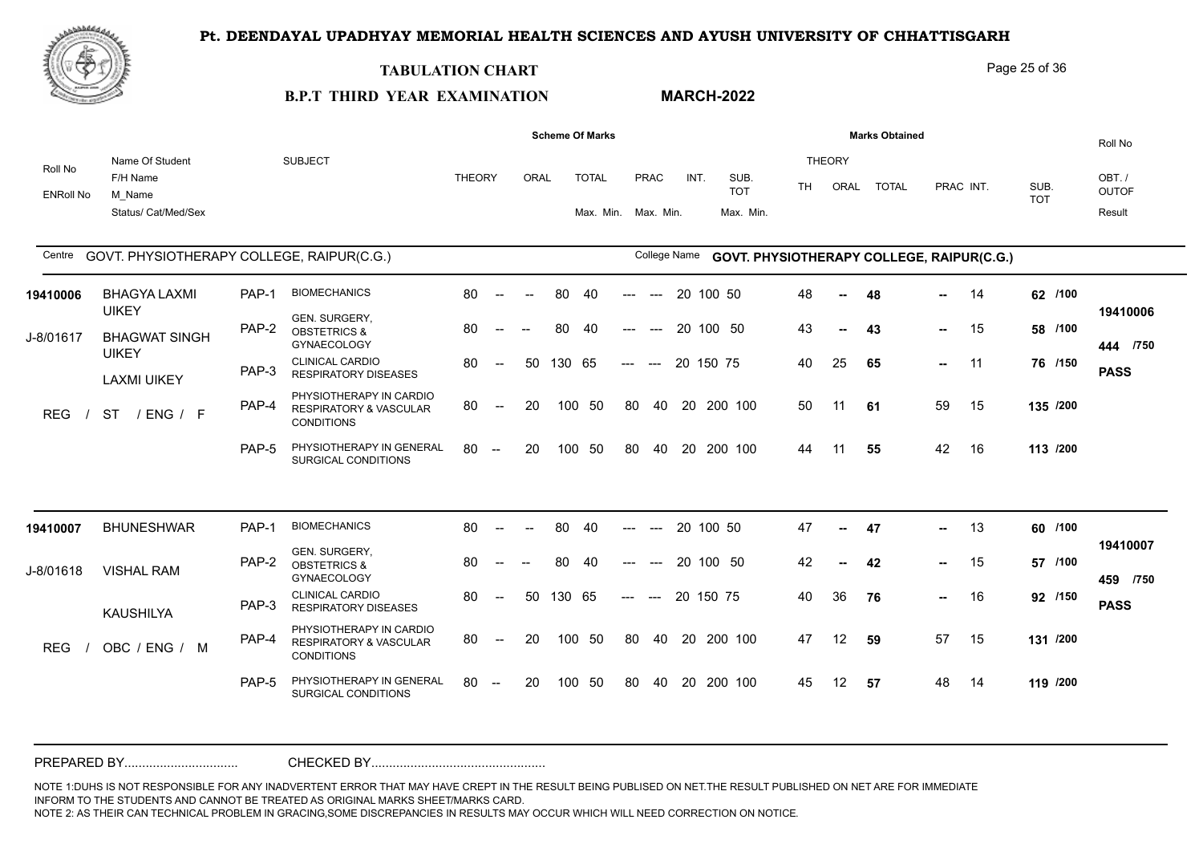# Pt. DEENDAYAL UPADHYAY MEMORIAL HEALTH SCIENCES AND AYUSH UNIVERSITY OF CHHATTISGARH

## TABULATION CHART

**B.P.T THIRD YEAR EXAMINATION** **MARCH-2022**

Centre: GOVT. PHYSIOTHERAPY COLLEGE, RAIPUR(C.G.)
College Name: GOVT. PHYSIOTHERAPY COLLEGE, RAIPUR(C.G.)

| Roll No / ENRoll No | Name Of Student / F/H Name / M_Name / Status/ Cat/Med/Sex | | SUBJECT | THEORY | ORAL | TOTAL Max. | TOTAL Min. | PRAC Max. | PRAC Min. | INT. | SUB. TOT Max. | SUB. TOT Min. | TH | ORAL | TOTAL | PRAC | INT. | SUB. TOT | Roll No / OBT./OUTOF / Result |
|---|---|---|---|---|---|---|---|---|---|---|---|---|---|---|---|---|---|---|---|
| **19410006** | BHAGYA LAXMI UIKEY | PAP-1 | BIOMECHANICS | 80 | -- | 80 | 40 | --- | --- | 20 | 100 | 50 | 48 | -- | **48** | -- | 14 | **62 /100** | **19410006** |
| J-8/01617 | BHAGWAT SINGH UIKEY | PAP-2 | GEN. SURGERY, OBSTETRICS & GYNAECOLOGY | 80 | -- | 80 | 40 | --- | --- | 20 | 100 | 50 | 43 | -- | **43** | -- | 15 | **58 /100** | **444 /750** |
| | LAXMI UIKEY | PAP-3 | CLINICAL CARDIO RESPIRATORY DISEASES | 80 | 50 | 130 | 65 | --- | --- | 20 | 150 | 75 | 40 | 25 | **65** | -- | 11 | **76 /150** | **PASS** |
| | REG / ST / ENG / F | PAP-4 | PHYSIOTHERAPY IN CARDIO RESPIRATORY & VASCULAR CONDITIONS | 80 | 20 | 100 | 50 | 80 | 40 | 20 | 200 | 100 | 50 | 11 | **61** | 59 | 15 | **135 /200** | |
| | | PAP-5 | PHYSIOTHERAPY IN GENERAL SURGICAL CONDITIONS | 80 | 20 | 100 | 50 | 80 | 40 | 20 | 200 | 100 | 44 | 11 | **55** | 42 | 16 | **113 /200** | |
| **19410007** | BHUNESHWAR | PAP-1 | BIOMECHANICS | 80 | -- | 80 | 40 | --- | --- | 20 | 100 | 50 | 47 | -- | **47** | -- | 13 | **60 /100** | **19410007** |
| J-8/01618 | VISHAL RAM | PAP-2 | GEN. SURGERY, OBSTETRICS & GYNAECOLOGY | 80 | -- | 80 | 40 | --- | --- | 20 | 100 | 50 | 42 | -- | **42** | -- | 15 | **57 /100** | **459 /750** |
| | KAUSHILYA | PAP-3 | CLINICAL CARDIO RESPIRATORY DISEASES | 80 | 50 | 130 | 65 | --- | --- | 20 | 150 | 75 | 40 | 36 | **76** | -- | 16 | **92 /150** | **PASS** |
| | REG / OBC / ENG / M | PAP-4 | PHYSIOTHERAPY IN CARDIO RESPIRATORY & VASCULAR CONDITIONS | 80 | 20 | 100 | 50 | 80 | 40 | 20 | 200 | 100 | 47 | 12 | **59** | 57 | 15 | **131 /200** | |
| | | PAP-5 | PHYSIOTHERAPY IN GENERAL SURGICAL CONDITIONS | 80 | 20 | 100 | 50 | 80 | 40 | 20 | 200 | 100 | 45 | 12 | **57** | 48 | 14 | **119 /200** | |

PREPARED BY................................ CHECKED BY................................................

NOTE 1:DUHS IS NOT RESPONSIBLE FOR ANY INADVERTENT ERROR THAT MAY HAVE CREPT IN THE RESULT BEING PUBLISED ON NET.THE RESULT PUBLISHED ON NET ARE FOR IMMEDIATE INFORM TO THE STUDENTS AND CANNOT BE TREATED AS ORIGINAL MARKS SHEET/MARKS CARD.
NOTE 2: AS THEIR CAN TECHNICAL PROBLEM IN GRACING,SOME DISCREPANCIES IN RESULTS MAY OCCUR WHICH WILL NEED CORRECTION ON NOTICE.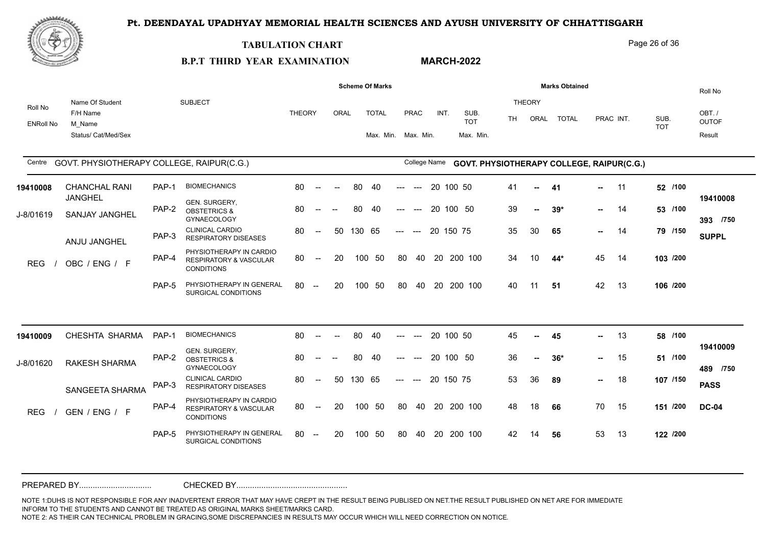# Pt. DEENDAYAL UPADHYAY MEMORIAL HEALTH SCIENCES AND AYUSH UNIVERSITY OF CHHATTISGARH

## TABULATION CHART

**B.P.T THIRD YEAR EXAMINATION** **MARCH-2022**

Centre: GOVT. PHYSIOTHERAPY COLLEGE, RAIPUR(C.G.) College Name: GOVT. PHYSIOTHERAPY COLLEGE, RAIPUR(C.G.)

| Roll No / ENRoll No | Name Of Student / F/H Name / M_Name / Status/ Cat/Med/Sex | | SUBJECT | THEORY | ORAL | TOTAL Max. | TOTAL Min. | PRAC Max. | PRAC Min. | INT. | SUB. TOT Max. | SUB. TOT Min. | TH | ORAL | TOTAL | PRAC | INT. | SUB. TOT | Roll No / OBT. / OUTOF / Result |
|---|---|---|---|---|---|---|---|---|---|---|---|---|---|---|---|---|---|---|---|
| 19410008 | CHANCHAL RANI JANGHEL | PAP-1 | BIOMECHANICS | 80 | -- | 80 | 40 | --- | --- | 20 | 100 | 50 | 41 | -- | 41 | -- | 11 | 52 /100 | 19410008 |
| J-8/01619 | SANJAY JANGHEL | PAP-2 | GEN. SURGERY, OBSTETRICS & GYNAECOLOGY | 80 | -- | 80 | 40 | --- | --- | 20 | 100 | 50 | 39 | -- | 39* | -- | 14 | 53 /100 | 393 /750 |
| | ANJU JANGHEL | PAP-3 | CLINICAL CARDIO RESPIRATORY DISEASES | 80 | 50 | 130 | 65 | --- | --- | 20 | 150 | 75 | 35 | 30 | 65 | -- | 14 | 79 /150 | SUPPL |
| | REG / OBC / ENG / F | PAP-4 | PHYSIOTHERAPY IN CARDIO RESPIRATORY & VASCULAR CONDITIONS | 80 | 20 | 100 | 50 | 80 | 40 | 20 | 200 | 100 | 34 | 10 | 44* | 45 | 14 | 103 /200 | |
| | | PAP-5 | PHYSIOTHERAPY IN GENERAL SURGICAL CONDITIONS | 80 | 20 | 100 | 50 | 80 | 40 | 20 | 200 | 100 | 40 | 11 | 51 | 42 | 13 | 106 /200 | |
| 19410009 | CHESHTA SHARMA | PAP-1 | BIOMECHANICS | 80 | -- | 80 | 40 | --- | --- | 20 | 100 | 50 | 45 | -- | 45 | -- | 13 | 58 /100 | 19410009 |
| J-8/01620 | RAKESH SHARMA | PAP-2 | GEN. SURGERY, OBSTETRICS & GYNAECOLOGY | 80 | -- | 80 | 40 | --- | --- | 20 | 100 | 50 | 36 | -- | 36* | -- | 15 | 51 /100 | 489 /750 |
| | SANGEETA SHARMA | PAP-3 | CLINICAL CARDIO RESPIRATORY DISEASES | 80 | 50 | 130 | 65 | --- | --- | 20 | 150 | 75 | 53 | 36 | 89 | -- | 18 | 107 /150 | PASS |
| | REG / GEN / ENG / F | PAP-4 | PHYSIOTHERAPY IN CARDIO RESPIRATORY & VASCULAR CONDITIONS | 80 | 20 | 100 | 50 | 80 | 40 | 20 | 200 | 100 | 48 | 18 | 66 | 70 | 15 | 151 /200 | DC-04 |
| | | PAP-5 | PHYSIOTHERAPY IN GENERAL SURGICAL CONDITIONS | 80 | 20 | 100 | 50 | 80 | 40 | 20 | 200 | 100 | 42 | 14 | 56 | 53 | 13 | 122 /200 | |

PREPARED BY................................ CHECKED BY................................................

NOTE 1:DUHS IS NOT RESPONSIBLE FOR ANY INADVERTENT ERROR THAT MAY HAVE CREPT IN THE RESULT BEING PUBLISED ON NET.THE RESULT PUBLISHED ON NET ARE FOR IMMEDIATE INFORM TO THE STUDENTS AND CANNOT BE TREATED AS ORIGINAL MARKS SHEET/MARKS CARD.
NOTE 2: AS THEIR CAN TECHNICAL PROBLEM IN GRACING,SOME DISCREPANCIES IN RESULTS MAY OCCUR WHICH WILL NEED CORRECTION ON NOTICE.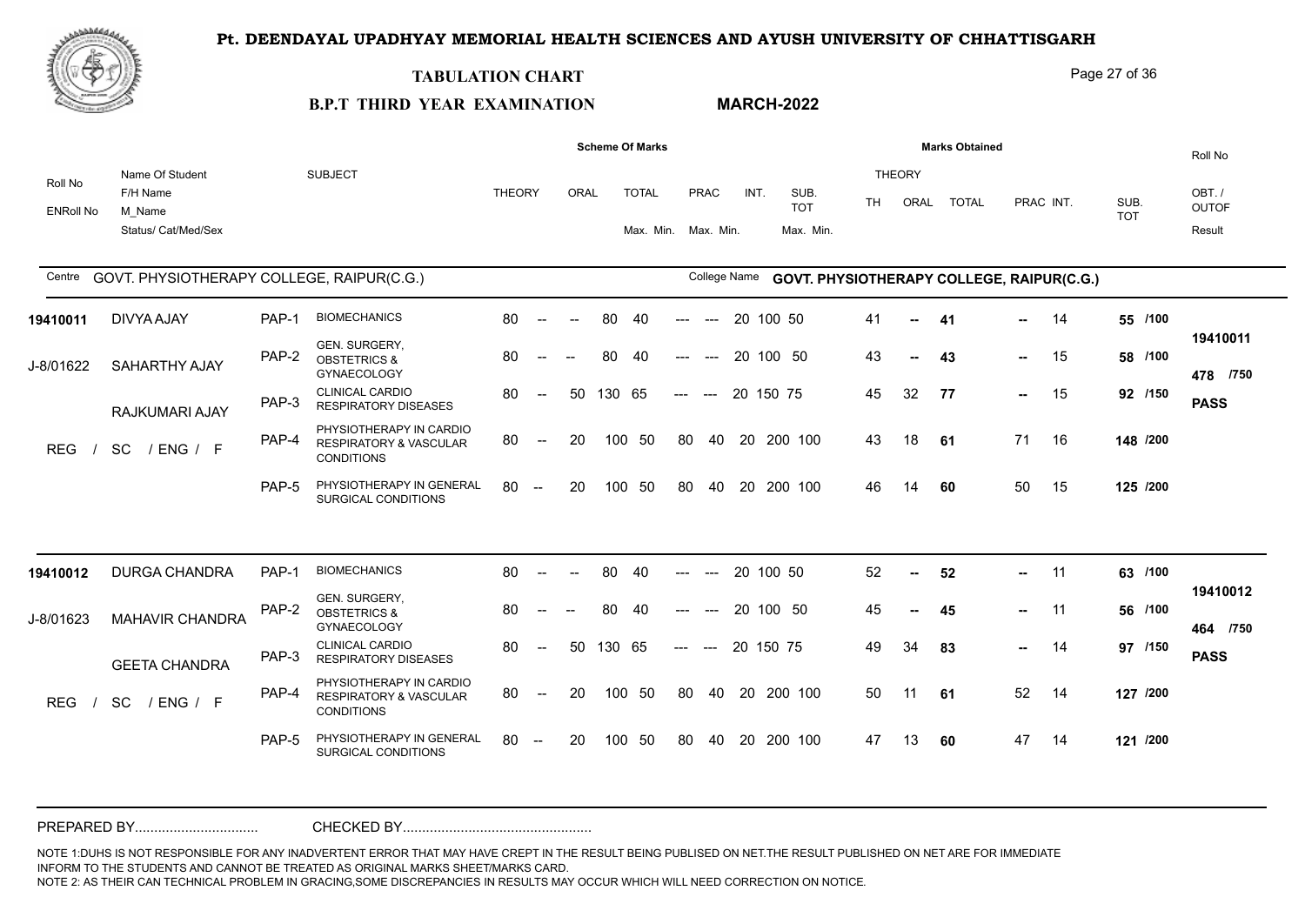# Pt. DEENDAYAL UPADHYAY MEMORIAL HEALTH SCIENCES AND AYUSH UNIVERSITY OF CHHATTISGARH

## TABULATION CHART

**B.P.T THIRD YEAR EXAMINATION** **MARCH-2022**

Centre: GOVT. PHYSIOTHERAPY COLLEGE, RAIPUR(C.G.)    College Name: GOVT. PHYSIOTHERAPY COLLEGE, RAIPUR(C.G.)

| Roll No / ENRoll No | Name Of Student / F/H Name / M_Name / Status/ Cat/Med/Sex | | SUBJECT | THEORY | ORAL | TOTAL Max. | TOTAL Min. | PRAC Max. | PRAC Min. | INT. | SUB. TOT Max. | SUB. TOT Min. | TH | ORAL | TOTAL | PRAC | INT. | SUB. TOT | Roll No / OBT. / OUTOF / Result |
|---|---|---|---|---|---|---|---|---|---|---|---|---|---|---|---|---|---|---|---|
| 19410011 | DIVYA AJAY | PAP-1 | BIOMECHANICS | 80 | -- | 80 | 40 | --- | --- | 20 | 100 | 50 | 41 | -- | 41 | -- | 14 | 55 /100 | 19410011 |
| J-8/01622 | SAHARTHY AJAY | PAP-2 | GEN. SURGERY, OBSTETRICS & GYNAECOLOGY | 80 | -- | 80 | 40 | --- | --- | 20 | 100 | 50 | 43 | -- | 43 | -- | 15 | 58 /100 | 478 /750 |
| | RAJKUMARI AJAY | PAP-3 | CLINICAL CARDIO RESPIRATORY DISEASES | 80 | 50 | 130 | 65 | --- | --- | 20 | 150 | 75 | 45 | 32 | 77 | -- | 15 | 92 /150 | PASS |
| | REG / SC / ENG / F | PAP-4 | PHYSIOTHERAPY IN CARDIO RESPIRATORY & VASCULAR CONDITIONS | 80 | 20 | 100 | 50 | 80 | 40 | 20 | 200 | 100 | 43 | 18 | 61 | 71 | 16 | 148 /200 | |
| | | PAP-5 | PHYSIOTHERAPY IN GENERAL SURGICAL CONDITIONS | 80 | 20 | 100 | 50 | 80 | 40 | 20 | 200 | 100 | 46 | 14 | 60 | 50 | 15 | 125 /200 | |
| 19410012 | DURGA CHANDRA | PAP-1 | BIOMECHANICS | 80 | -- | 80 | 40 | --- | --- | 20 | 100 | 50 | 52 | -- | 52 | -- | 11 | 63 /100 | 19410012 |
| J-8/01623 | MAHAVIR CHANDRA | PAP-2 | GEN. SURGERY, OBSTETRICS & GYNAECOLOGY | 80 | -- | 80 | 40 | --- | --- | 20 | 100 | 50 | 45 | -- | 45 | -- | 11 | 56 /100 | 464 /750 |
| | GEETA CHANDRA | PAP-3 | CLINICAL CARDIO RESPIRATORY DISEASES | 80 | 50 | 130 | 65 | --- | --- | 20 | 150 | 75 | 49 | 34 | 83 | -- | 14 | 97 /150 | PASS |
| | REG / SC / ENG / F | PAP-4 | PHYSIOTHERAPY IN CARDIO RESPIRATORY & VASCULAR CONDITIONS | 80 | 20 | 100 | 50 | 80 | 40 | 20 | 200 | 100 | 50 | 11 | 61 | 52 | 14 | 127 /200 | |
| | | PAP-5 | PHYSIOTHERAPY IN GENERAL SURGICAL CONDITIONS | 80 | 20 | 100 | 50 | 80 | 40 | 20 | 200 | 100 | 47 | 13 | 60 | 47 | 14 | 121 /200 | |

PREPARED BY................................ CHECKED BY................................................

NOTE 1:DUHS IS NOT RESPONSIBLE FOR ANY INADVERTENT ERROR THAT MAY HAVE CREPT IN THE RESULT BEING PUBLISED ON NET.THE RESULT PUBLISHED ON NET ARE FOR IMMEDIATE INFORM TO THE STUDENTS AND CANNOT BE TREATED AS ORIGINAL MARKS SHEET/MARKS CARD.
NOTE 2: AS THEIR CAN TECHNICAL PROBLEM IN GRACING,SOME DISCREPANCIES IN RESULTS MAY OCCUR WHICH WILL NEED CORRECTION ON NOTICE.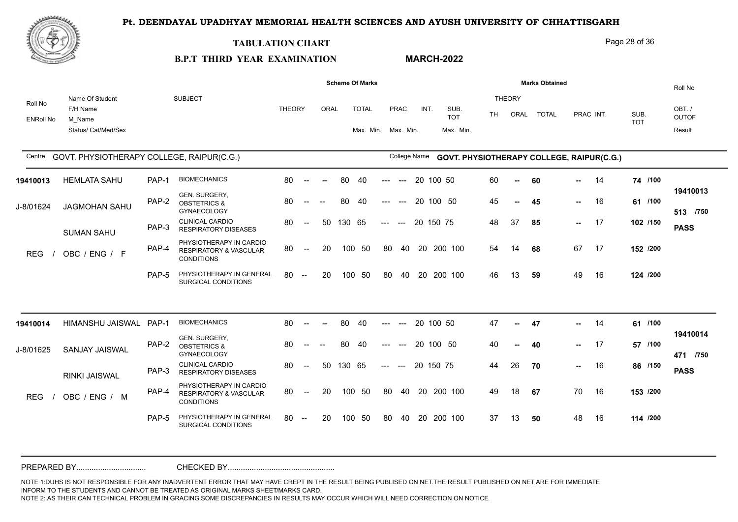# Pt. DEENDAYAL UPADHYAY MEMORIAL HEALTH SCIENCES AND AYUSH UNIVERSITY OF CHHATTISGARH

## TABULATION CHART

**B.P.T THIRD YEAR EXAMINATION** **MARCH-2022**

Centre: GOVT. PHYSIOTHERAPY COLLEGE, RAIPUR(C.G.) — College Name: GOVT. PHYSIOTHERAPY COLLEGE, RAIPUR(C.G.)

| Roll No / ENRoll No | Name Of Student / F/H Name / M_Name / Status/ Cat/Med/Sex | | SUBJECT | THEORY | ORAL | TOTAL Max. | TOTAL Min. | PRAC Max. | PRAC Min. | INT. | SUB. TOT Max. | SUB. TOT Min. | TH | ORAL | TOTAL | PRAC | INT. | SUB. TOT | Roll No / OBT. / OUTOF / Result |
|---|---|---|---|---|---|---|---|---|---|---|---|---|---|---|---|---|---|---|---|
| 19410013 | HEMLATA SAHU | PAP-1 | BIOMECHANICS | 80 | -- | 80 | 40 | --- | --- | 20 | 100 | 50 | 60 | -- | 60 | -- | 14 | 74 /100 | 19410013 |
| J-8/01624 | JAGMOHAN SAHU | PAP-2 | GEN. SURGERY, OBSTETRICS & GYNAECOLOGY | 80 | -- | 80 | 40 | --- | --- | 20 | 100 | 50 | 45 | -- | 45 | -- | 16 | 61 /100 | 513 /750 |
| | SUMAN SAHU | PAP-3 | CLINICAL CARDIO RESPIRATORY DISEASES | 80 | 50 | 130 | 65 | --- | --- | 20 | 150 | 75 | 48 | 37 | 85 | -- | 17 | 102 /150 | PASS |
| | REG / OBC / ENG / F | PAP-4 | PHYSIOTHERAPY IN CARDIO RESPIRATORY & VASCULAR CONDITIONS | 80 | 20 | 100 | 50 | 80 | 40 | 20 | 200 | 100 | 54 | 14 | 68 | 67 | 17 | 152 /200 | |
| | | PAP-5 | PHYSIOTHERAPY IN GENERAL SURGICAL CONDITIONS | 80 | 20 | 100 | 50 | 80 | 40 | 20 | 200 | 100 | 46 | 13 | 59 | 49 | 16 | 124 /200 | |
| 19410014 | HIMANSHU JAISWAL | PAP-1 | BIOMECHANICS | 80 | -- | 80 | 40 | --- | --- | 20 | 100 | 50 | 47 | -- | 47 | -- | 14 | 61 /100 | 19410014 |
| J-8/01625 | SANJAY JAISWAL | PAP-2 | GEN. SURGERY, OBSTETRICS & GYNAECOLOGY | 80 | -- | 80 | 40 | --- | --- | 20 | 100 | 50 | 40 | -- | 40 | -- | 17 | 57 /100 | 471 /750 |
| | RINKI JAISWAL | PAP-3 | CLINICAL CARDIO RESPIRATORY DISEASES | 80 | 50 | 130 | 65 | --- | --- | 20 | 150 | 75 | 44 | 26 | 70 | -- | 16 | 86 /150 | PASS |
| | REG / OBC / ENG / M | PAP-4 | PHYSIOTHERAPY IN CARDIO RESPIRATORY & VASCULAR CONDITIONS | 80 | 20 | 100 | 50 | 80 | 40 | 20 | 200 | 100 | 49 | 18 | 67 | 70 | 16 | 153 /200 | |
| | | PAP-5 | PHYSIOTHERAPY IN GENERAL SURGICAL CONDITIONS | 80 | 20 | 100 | 50 | 80 | 40 | 20 | 200 | 100 | 37 | 13 | 50 | 48 | 16 | 114 /200 | |

PREPARED BY................................ CHECKED BY................................................

NOTE 1:DUHS IS NOT RESPONSIBLE FOR ANY INADVERTENT ERROR THAT MAY HAVE CREPT IN THE RESULT BEING PUBLISED ON NET.THE RESULT PUBLISHED ON NET ARE FOR IMMEDIATE INFORM TO THE STUDENTS AND CANNOT BE TREATED AS ORIGINAL MARKS SHEET/MARKS CARD.
NOTE 2: AS THEIR CAN TECHNICAL PROBLEM IN GRACING,SOME DISCREPANCIES IN RESULTS MAY OCCUR WHICH WILL NEED CORRECTION ON NOTICE.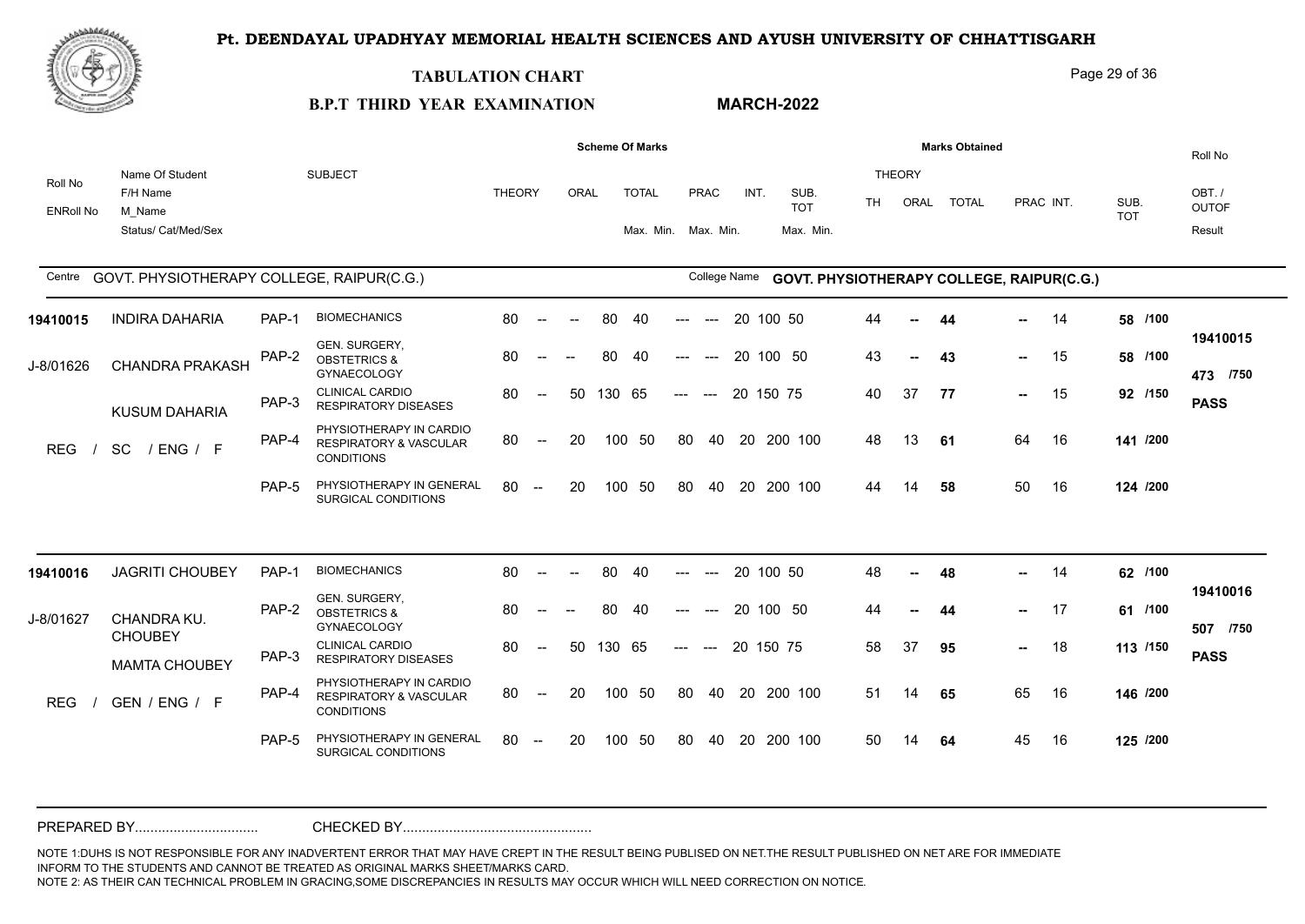# Pt. DEENDAYAL UPADHYAY MEMORIAL HEALTH SCIENCES AND AYUSH UNIVERSITY OF CHHATTISGARH

## TABULATION CHART

**B.P.T THIRD YEAR EXAMINATION** **MARCH-2022**

Centre: GOVT. PHYSIOTHERAPY COLLEGE, RAIPUR(C.G.) — College Name: GOVT. PHYSIOTHERAPY COLLEGE, RAIPUR(C.G.)

| Roll No / ENRoll No | Name Of Student / F/H Name / M_Name / Status/ Cat/Med/Sex | | SUBJECT | THEORY | ORAL | TOTAL Max. | TOTAL Min. | PRAC Max. | PRAC Min. | INT. | SUB. TOT Max. | SUB. TOT Min. | TH | ORAL | TOTAL | PRAC | INT. | SUB. TOT | Roll No / OBT./OUTOF / Result |
|---|---|---|---|---|---|---|---|---|---|---|---|---|---|---|---|---|---|---|---|
| 19410015 | INDIRA DAHARIA | PAP-1 | BIOMECHANICS | 80 | -- | 80 | 40 | --- | --- | 20 | 100 | 50 | 44 | -- | 44 | -- | 14 | 58 /100 | 19410015 |
| J-8/01626 | CHANDRA PRAKASH | PAP-2 | GEN. SURGERY, OBSTETRICS & GYNAECOLOGY | 80 | -- | 80 | 40 | --- | --- | 20 | 100 | 50 | 43 | -- | 43 | -- | 15 | 58 /100 | 473 /750 |
| | KUSUM DAHARIA | PAP-3 | CLINICAL CARDIO RESPIRATORY DISEASES | 80 | 50 | 130 | 65 | --- | --- | 20 | 150 | 75 | 40 | 37 | 77 | -- | 15 | 92 /150 | PASS |
| | REG / SC / ENG / F | PAP-4 | PHYSIOTHERAPY IN CARDIO RESPIRATORY & VASCULAR CONDITIONS | 80 | 20 | 100 | 50 | 80 | 40 | 20 | 200 | 100 | 48 | 13 | 61 | 64 | 16 | 141 /200 | |
| | | PAP-5 | PHYSIOTHERAPY IN GENERAL SURGICAL CONDITIONS | 80 | 20 | 100 | 50 | 80 | 40 | 20 | 200 | 100 | 44 | 14 | 58 | 50 | 16 | 124 /200 | |
| 19410016 | JAGRITI CHOUBEY | PAP-1 | BIOMECHANICS | 80 | -- | 80 | 40 | --- | --- | 20 | 100 | 50 | 48 | -- | 48 | -- | 14 | 62 /100 | 19410016 |
| J-8/01627 | CHANDRA KU. CHOUBEY | PAP-2 | GEN. SURGERY, OBSTETRICS & GYNAECOLOGY | 80 | -- | 80 | 40 | --- | --- | 20 | 100 | 50 | 44 | -- | 44 | -- | 17 | 61 /100 | 507 /750 |
| | MAMTA CHOUBEY | PAP-3 | CLINICAL CARDIO RESPIRATORY DISEASES | 80 | 50 | 130 | 65 | --- | --- | 20 | 150 | 75 | 58 | 37 | 95 | -- | 18 | 113 /150 | PASS |
| | REG / GEN / ENG / F | PAP-4 | PHYSIOTHERAPY IN CARDIO RESPIRATORY & VASCULAR CONDITIONS | 80 | 20 | 100 | 50 | 80 | 40 | 20 | 200 | 100 | 51 | 14 | 65 | 65 | 16 | 146 /200 | |
| | | PAP-5 | PHYSIOTHERAPY IN GENERAL SURGICAL CONDITIONS | 80 | 20 | 100 | 50 | 80 | 40 | 20 | 200 | 100 | 50 | 14 | 64 | 45 | 16 | 125 /200 | |

PREPARED BY................................ CHECKED BY................................................

NOTE 1:DUHS IS NOT RESPONSIBLE FOR ANY INADVERTENT ERROR THAT MAY HAVE CREPT IN THE RESULT BEING PUBLISED ON NET.THE RESULT PUBLISHED ON NET ARE FOR IMMEDIATE INFORM TO THE STUDENTS AND CANNOT BE TREATED AS ORIGINAL MARKS SHEET/MARKS CARD.
NOTE 2: AS THEIR CAN TECHNICAL PROBLEM IN GRACING,SOME DISCREPANCIES IN RESULTS MAY OCCUR WHICH WILL NEED CORRECTION ON NOTICE.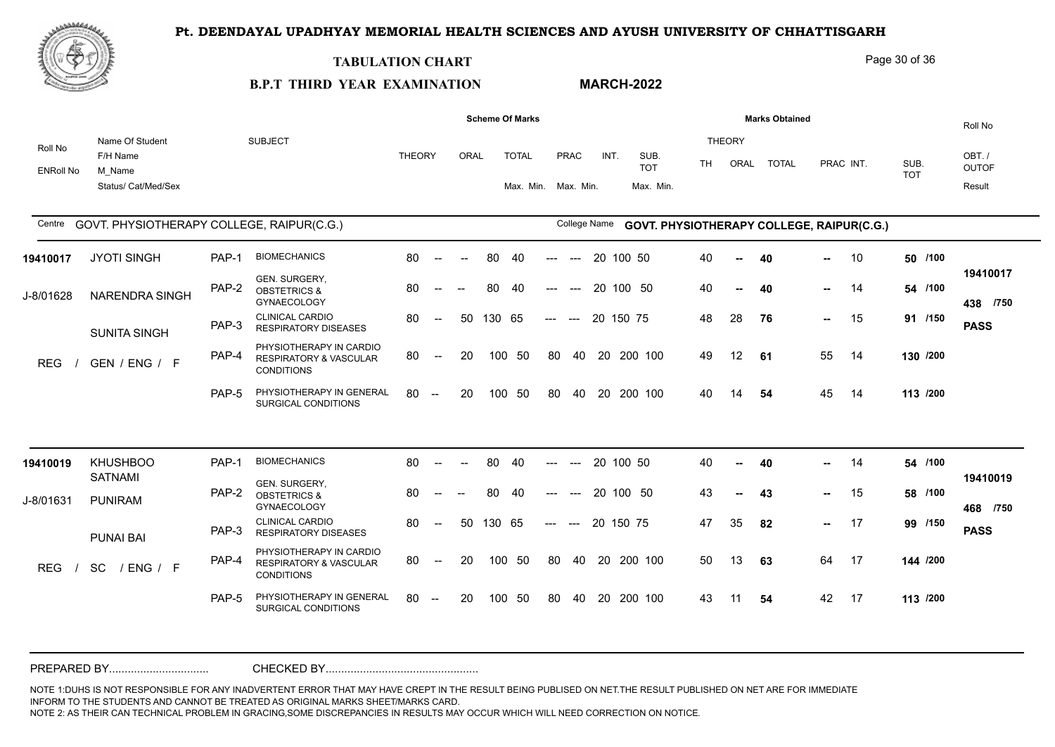# Pt. DEENDAYAL UPADHYAY MEMORIAL HEALTH SCIENCES AND AYUSH UNIVERSITY OF CHHATTISGARH

## TABULATION CHART

**B.P.T THIRD YEAR EXAMINATION** — **MARCH-2022**

Centre: GOVT. PHYSIOTHERAPY COLLEGE, RAIPUR(C.G.) — College Name: **GOVT. PHYSIOTHERAPY COLLEGE, RAIPUR(C.G.)**

| Roll No / ENRoll No | Name Of Student / F/H Name / M_Name / Status/ Cat/Med/Sex | | SUBJECT | THEORY | ORAL | TOTAL Max. | TOTAL Min. | PRAC Max. | PRAC Min. | INT. | SUB. TOT Max. | SUB. TOT Min. | TH | ORAL | TOTAL | PRAC | INT. | SUB. TOT | Roll No / OBT. / OUTOF / Result |
|---|---|---|---|---|---|---|---|---|---|---|---|---|---|---|---|---|---|---|---|
| **19410017** | JYOTI SINGH | PAP-1 | BIOMECHANICS | 80 | -- | 80 | 40 | --- | --- | 20 | 100 | 50 | 40 | -- | **40** | -- | 10 | **50 /100** | **19410017** |
| J-8/01628 | NARENDRA SINGH | PAP-2 | GEN. SURGERY, OBSTETRICS & GYNAECOLOGY | 80 | -- | 80 | 40 | --- | --- | 20 | 100 | 50 | 40 | -- | **40** | -- | 14 | **54 /100** | **438 /750** |
| | SUNITA SINGH | PAP-3 | CLINICAL CARDIO RESPIRATORY DISEASES | 80 | 50 | 130 | 65 | --- | --- | 20 | 150 | 75 | 48 | 28 | **76** | -- | 15 | **91 /150** | **PASS** |
| | REG / GEN / ENG / F | PAP-4 | PHYSIOTHERAPY IN CARDIO RESPIRATORY & VASCULAR CONDITIONS | 80 | 20 | 100 | 50 | 80 | 40 | 20 | 200 | 100 | 49 | 12 | **61** | 55 | 14 | **130 /200** | |
| | | PAP-5 | PHYSIOTHERAPY IN GENERAL SURGICAL CONDITIONS | 80 | 20 | 100 | 50 | 80 | 40 | 20 | 200 | 100 | 40 | 14 | **54** | 45 | 14 | **113 /200** | |
| **19410019** | KHUSHBOO SATNAMI | PAP-1 | BIOMECHANICS | 80 | -- | 80 | 40 | --- | --- | 20 | 100 | 50 | 40 | -- | **40** | -- | 14 | **54 /100** | **19410019** |
| J-8/01631 | PUNIRAM | PAP-2 | GEN. SURGERY, OBSTETRICS & GYNAECOLOGY | 80 | -- | 80 | 40 | --- | --- | 20 | 100 | 50 | 43 | -- | **43** | -- | 15 | **58 /100** | **468 /750** |
| | PUNAI BAI | PAP-3 | CLINICAL CARDIO RESPIRATORY DISEASES | 80 | 50 | 130 | 65 | --- | --- | 20 | 150 | 75 | 47 | 35 | **82** | -- | 17 | **99 /150** | **PASS** |
| | REG / SC / ENG / F | PAP-4 | PHYSIOTHERAPY IN CARDIO RESPIRATORY & VASCULAR CONDITIONS | 80 | 20 | 100 | 50 | 80 | 40 | 20 | 200 | 100 | 50 | 13 | **63** | 64 | 17 | **144 /200** | |
| | | PAP-5 | PHYSIOTHERAPY IN GENERAL SURGICAL CONDITIONS | 80 | 20 | 100 | 50 | 80 | 40 | 20 | 200 | 100 | 43 | 11 | **54** | 42 | 17 | **113 /200** | |

PREPARED BY................................ CHECKED BY................................................

NOTE 1:DUHS IS NOT RESPONSIBLE FOR ANY INADVERTENT ERROR THAT MAY HAVE CREPT IN THE RESULT BEING PUBLISED ON NET.THE RESULT PUBLISHED ON NET ARE FOR IMMEDIATE INFORM TO THE STUDENTS AND CANNOT BE TREATED AS ORIGINAL MARKS SHEET/MARKS CARD.
NOTE 2: AS THEIR CAN TECHNICAL PROBLEM IN GRACING,SOME DISCREPANCIES IN RESULTS MAY OCCUR WHICH WILL NEED CORRECTION ON NOTICE.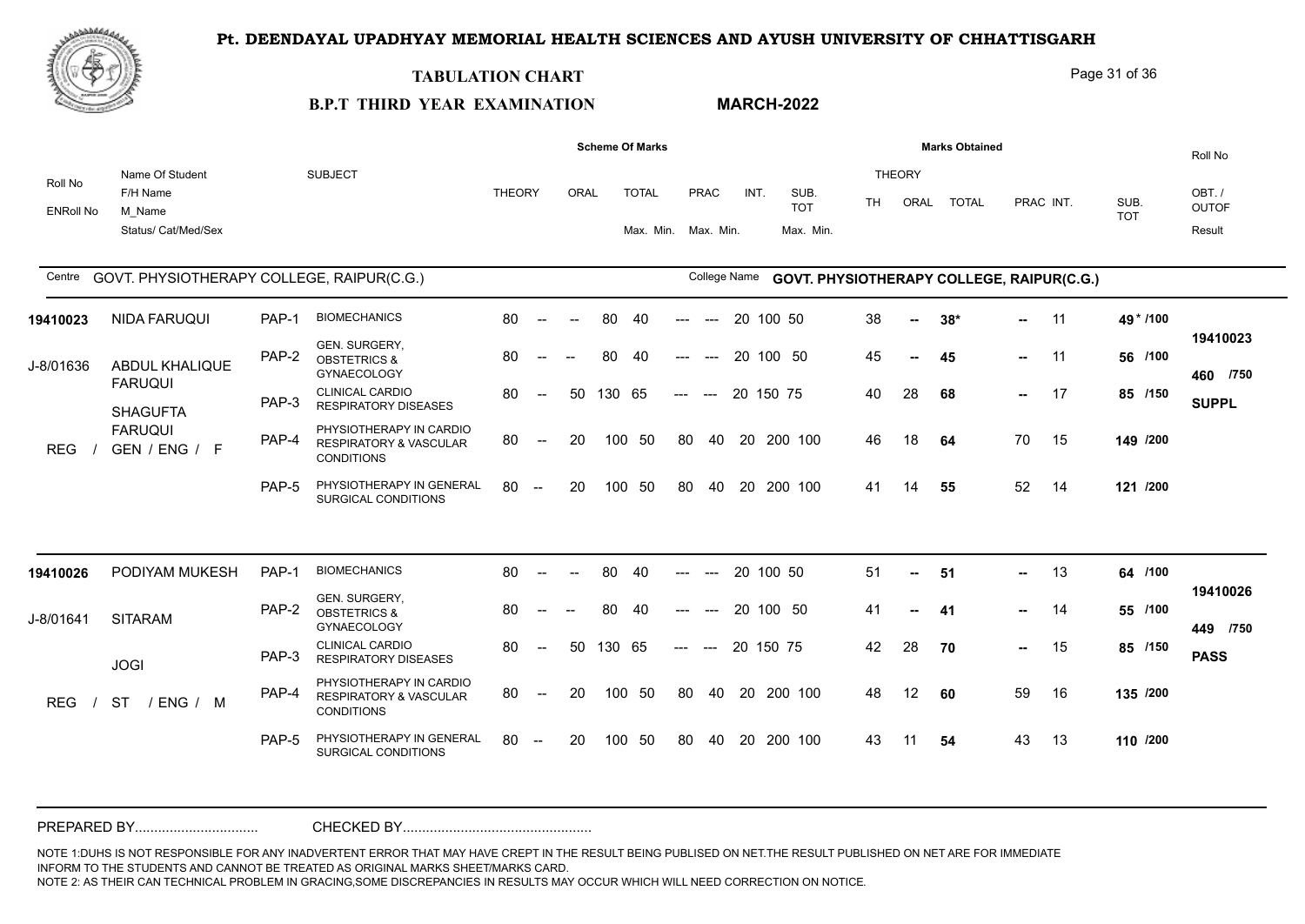# Pt. DEENDAYAL UPADHYAY MEMORIAL HEALTH SCIENCES AND AYUSH UNIVERSITY OF CHHATTISGARH

## TABULATION CHART

**B.P.T THIRD YEAR EXAMINATION** **MARCH-2022**

Centre: GOVT. PHYSIOTHERAPY COLLEGE, RAIPUR(C.G.) — College Name: GOVT. PHYSIOTHERAPY COLLEGE, RAIPUR(C.G.)

| Roll No / ENRoll No | Name Of Student / F/H Name / M_Name / Status/ Cat/Med/Sex | | SUBJECT | THEORY | ORAL | TOTAL Max. | TOTAL Min. | PRAC Max. | PRAC Min. | INT. | SUB. TOT Max. | SUB. TOT Min. | TH | ORAL | TOTAL | PRAC | INT. | SUB. TOT | Roll No / OBT./OUTOF / Result |
|---|---|---|---|---|---|---|---|---|---|---|---|---|---|---|---|---|---|---|---|
| 19410023 | NIDA FARUQUI | PAP-1 | BIOMECHANICS | 80 | -- | 80 | 40 | --- | --- | 20 | 100 | 50 | 38 | -- | 38* | -- | 11 | 49 * /100 | 19410023 |
| J-8/01636 | ABDUL KHALIQUE FARUQUI | PAP-2 | GEN. SURGERY, OBSTETRICS & GYNAECOLOGY | 80 | -- | 80 | 40 | --- | --- | 20 | 100 | 50 | 45 | -- | 45 | -- | 11 | 56 /100 | 460 /750 |
| | SHAGUFTA FARUQUI | PAP-3 | CLINICAL CARDIO RESPIRATORY DISEASES | 80 | 50 | 130 | 65 | --- | --- | 20 | 150 | 75 | 40 | 28 | 68 | -- | 17 | 85 /150 | SUPPL |
| | REG / GEN / ENG / F | PAP-4 | PHYSIOTHERAPY IN CARDIO RESPIRATORY & VASCULAR CONDITIONS | 80 | 20 | 100 | 50 | 80 | 40 | 20 | 200 | 100 | 46 | 18 | 64 | 70 | 15 | 149 /200 | |
| | | PAP-5 | PHYSIOTHERAPY IN GENERAL SURGICAL CONDITIONS | 80 | 20 | 100 | 50 | 80 | 40 | 20 | 200 | 100 | 41 | 14 | 55 | 52 | 14 | 121 /200 | |
| 19410026 | PODIYAM MUKESH | PAP-1 | BIOMECHANICS | 80 | -- | 80 | 40 | --- | --- | 20 | 100 | 50 | 51 | -- | 51 | -- | 13 | 64 /100 | 19410026 |
| J-8/01641 | SITARAM | PAP-2 | GEN. SURGERY, OBSTETRICS & GYNAECOLOGY | 80 | -- | 80 | 40 | --- | --- | 20 | 100 | 50 | 41 | -- | 41 | -- | 14 | 55 /100 | 449 /750 |
| | JOGI | PAP-3 | CLINICAL CARDIO RESPIRATORY DISEASES | 80 | 50 | 130 | 65 | --- | --- | 20 | 150 | 75 | 42 | 28 | 70 | -- | 15 | 85 /150 | PASS |
| | REG / ST / ENG / M | PAP-4 | PHYSIOTHERAPY IN CARDIO RESPIRATORY & VASCULAR CONDITIONS | 80 | 20 | 100 | 50 | 80 | 40 | 20 | 200 | 100 | 48 | 12 | 60 | 59 | 16 | 135 /200 | |
| | | PAP-5 | PHYSIOTHERAPY IN GENERAL SURGICAL CONDITIONS | 80 | 20 | 100 | 50 | 80 | 40 | 20 | 200 | 100 | 43 | 11 | 54 | 43 | 13 | 110 /200 | |

PREPARED BY................................ CHECKED BY................................................

NOTE 1:DUHS IS NOT RESPONSIBLE FOR ANY INADVERTENT ERROR THAT MAY HAVE CREPT IN THE RESULT BEING PUBLISED ON NET.THE RESULT PUBLISHED ON NET ARE FOR IMMEDIATE INFORM TO THE STUDENTS AND CANNOT BE TREATED AS ORIGINAL MARKS SHEET/MARKS CARD.
NOTE 2: AS THEIR CAN TECHNICAL PROBLEM IN GRACING,SOME DISCREPANCIES IN RESULTS MAY OCCUR WHICH WILL NEED CORRECTION ON NOTICE.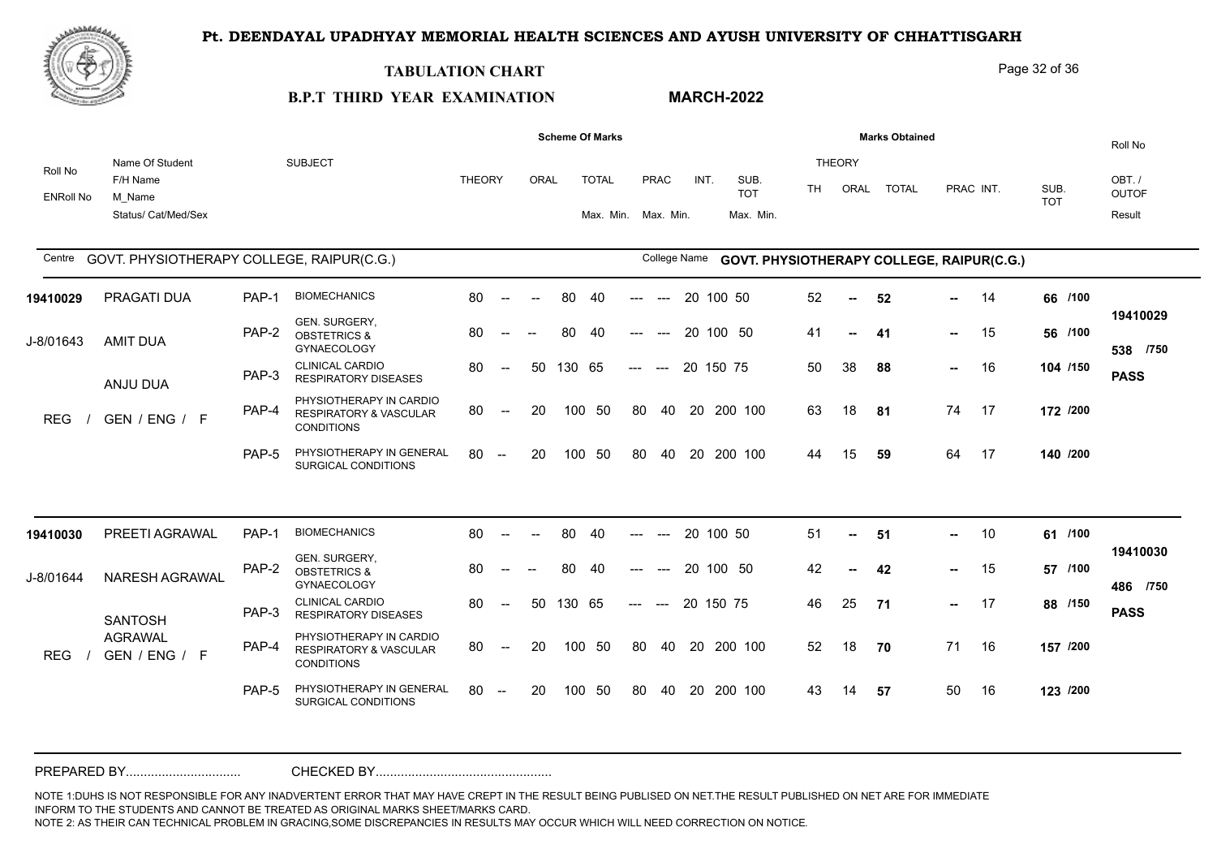# Pt. DEENDAYAL UPADHYAY MEMORIAL HEALTH SCIENCES AND AYUSH UNIVERSITY OF CHHATTISGARH

## TABULATION CHART

**B.P.T THIRD YEAR EXAMINATION** **MARCH-2022**

Centre: GOVT. PHYSIOTHERAPY COLLEGE, RAIPUR(C.G.) College Name: GOVT. PHYSIOTHERAPY COLLEGE, RAIPUR(C.G.)

| Roll No / ENRoll No | Name Of Student / F/H Name / M_Name / Status/ Cat/Med/Sex | | SUBJECT | THEORY | ORAL | TOTAL Max. | TOTAL Min. | PRAC Max. | PRAC Min. | INT. | SUB. TOT Max. | SUB. TOT Min. | TH | ORAL | TOTAL | PRAC | INT. | SUB. TOT | Roll No / OBT. / OUTOF / Result |
|---|---|---|---|---|---|---|---|---|---|---|---|---|---|---|---|---|---|---|---|
| 19410029 | PRAGATI DUA | PAP-1 | BIOMECHANICS | 80 | -- | 80 | 40 | --- | --- | 20 | 100 | 50 | 52 | -- | 52 | -- | 14 | 66 /100 | 19410029 |
| J-8/01643 | AMIT DUA | PAP-2 | GEN. SURGERY, OBSTETRICS & GYNAECOLOGY | 80 | -- | 80 | 40 | --- | --- | 20 | 100 | 50 | 41 | -- | 41 | -- | 15 | 56 /100 | 538 /750 |
| | ANJU DUA | PAP-3 | CLINICAL CARDIO RESPIRATORY DISEASES | 80 | 50 | 130 | 65 | --- | --- | 20 | 150 | 75 | 50 | 38 | 88 | -- | 16 | 104 /150 | PASS |
| | REG / GEN / ENG / F | PAP-4 | PHYSIOTHERAPY IN CARDIO RESPIRATORY & VASCULAR CONDITIONS | 80 | 20 | 100 | 50 | 80 | 40 | 20 | 200 | 100 | 63 | 18 | 81 | 74 | 17 | 172 /200 | |
| | | PAP-5 | PHYSIOTHERAPY IN GENERAL SURGICAL CONDITIONS | 80 | 20 | 100 | 50 | 80 | 40 | 20 | 200 | 100 | 44 | 15 | 59 | 64 | 17 | 140 /200 | |
| 19410030 | PREETI AGRAWAL | PAP-1 | BIOMECHANICS | 80 | -- | 80 | 40 | --- | --- | 20 | 100 | 50 | 51 | -- | 51 | -- | 10 | 61 /100 | 19410030 |
| J-8/01644 | NARESH AGRAWAL | PAP-2 | GEN. SURGERY, OBSTETRICS & GYNAECOLOGY | 80 | -- | 80 | 40 | --- | --- | 20 | 100 | 50 | 42 | -- | 42 | -- | 15 | 57 /100 | 486 /750 |
| | SANTOSH AGRAWAL | PAP-3 | CLINICAL CARDIO RESPIRATORY DISEASES | 80 | 50 | 130 | 65 | --- | --- | 20 | 150 | 75 | 46 | 25 | 71 | -- | 17 | 88 /150 | PASS |
| | REG / GEN / ENG / F | PAP-4 | PHYSIOTHERAPY IN CARDIO RESPIRATORY & VASCULAR CONDITIONS | 80 | 20 | 100 | 50 | 80 | 40 | 20 | 200 | 100 | 52 | 18 | 70 | 71 | 16 | 157 /200 | |
| | | PAP-5 | PHYSIOTHERAPY IN GENERAL SURGICAL CONDITIONS | 80 | 20 | 100 | 50 | 80 | 40 | 20 | 200 | 100 | 43 | 14 | 57 | 50 | 16 | 123 /200 | |

PREPARED BY................................ CHECKED BY................................................

NOTE 1:DUHS IS NOT RESPONSIBLE FOR ANY INADVERTENT ERROR THAT MAY HAVE CREPT IN THE RESULT BEING PUBLISED ON NET.THE RESULT PUBLISHED ON NET ARE FOR IMMEDIATE INFORM TO THE STUDENTS AND CANNOT BE TREATED AS ORIGINAL MARKS SHEET/MARKS CARD.
NOTE 2: AS THEIR CAN TECHNICAL PROBLEM IN GRACING,SOME DISCREPANCIES IN RESULTS MAY OCCUR WHICH WILL NEED CORRECTION ON NOTICE.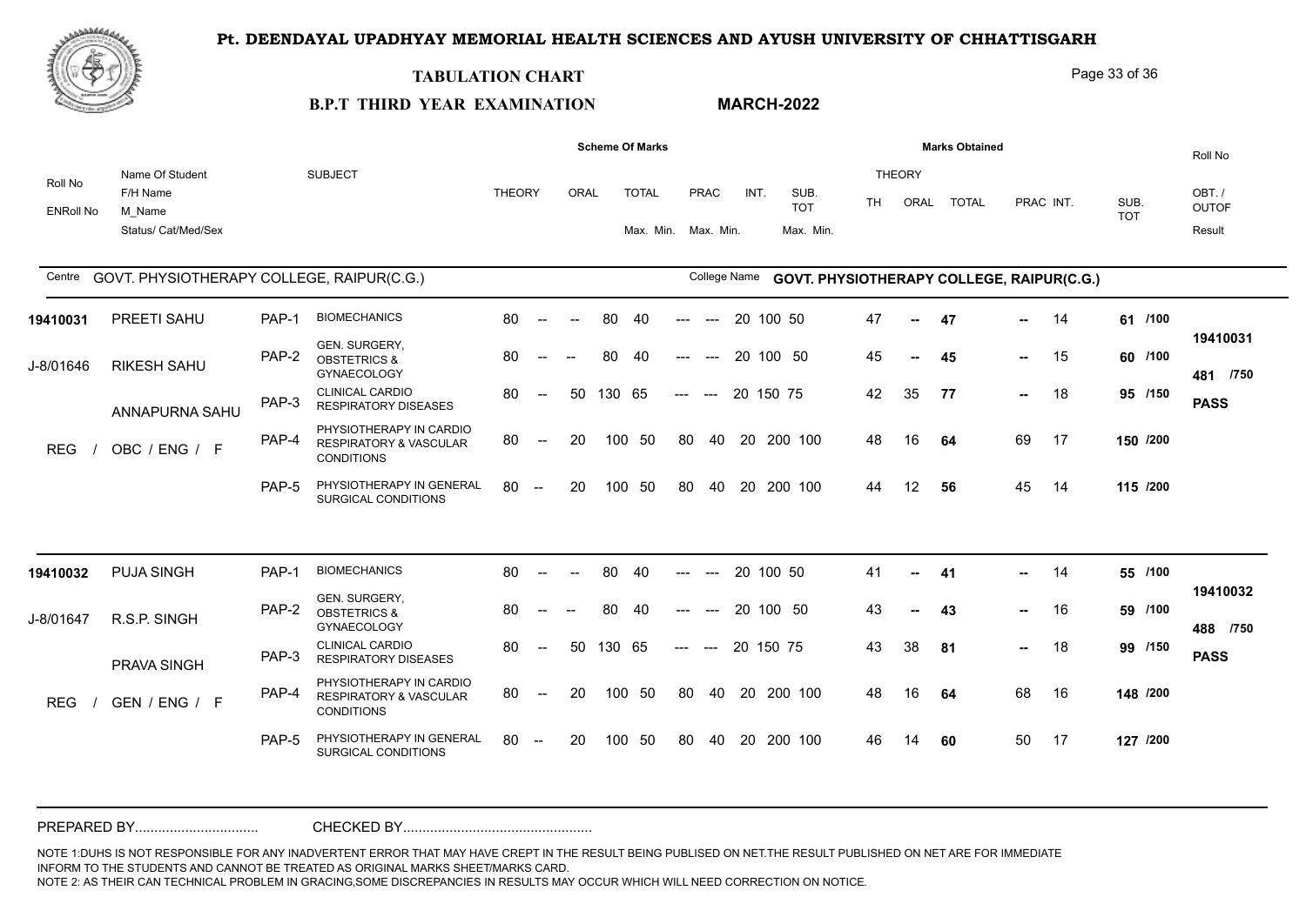# Pt. DEENDAYAL UPADHYAY MEMORIAL HEALTH SCIENCES AND AYUSH UNIVERSITY OF CHHATTISGARH

## TABULATION CHART

**B.P.T THIRD YEAR EXAMINATION** **MARCH-2022**

| Roll No / ENRoll No | Name Of Student / F/H Name / M_Name / Status/ Cat/Med/Sex | | SUBJECT | THEORY | ORAL | TOTAL Max. | TOTAL Min. | PRAC Max. | PRAC Min. | INT. | SUB. TOT Max. | SUB. TOT Min. | TH | ORAL | TOTAL | PRAC | INT. | SUB. TOT | Roll No / OBT. / OUTOF / Result |
|---|---|---|---|---|---|---|---|---|---|---|---|---|---|---|---|---|---|---|---|
| | | | | **Scheme Of Marks** | | | | | | | | | **Marks Obtained** | | | | | | |

Centre GOVT. PHYSIOTHERAPY COLLEGE, RAIPUR(C.G.) — College Name **GOVT. PHYSIOTHERAPY COLLEGE, RAIPUR(C.G.)**

| Roll No / ENRoll No | Name Of Student / F/H Name / M_Name / Status/ Cat/Med/Sex | | SUBJECT | THEORY | ORAL | TOTAL Max. | TOTAL Min. | PRAC Max. | PRAC Min. | INT. | SUB. TOT Max. | SUB. TOT Min. | TH | ORAL | TOTAL | PRAC | INT. | SUB. TOT | Roll No / OBT. / OUTOF / Result |
|---|---|---|---|---|---|---|---|---|---|---|---|---|---|---|---|---|---|---|---|
| **19410031** | PREETI SAHU | PAP-1 | BIOMECHANICS | 80 | -- | 80 | 40 | --- | --- | 20 | 100 | 50 | 47 | -- | **47** | -- | 14 | **61 /100** | **19410031** |
| J-8/01646 | RIKESH SAHU | PAP-2 | GEN. SURGERY, OBSTETRICS & GYNAECOLOGY | 80 | -- | 80 | 40 | --- | --- | 20 | 100 | 50 | 45 | -- | **45** | -- | 15 | **60 /100** | **481 /750** |
| | ANNAPURNA SAHU | PAP-3 | CLINICAL CARDIO RESPIRATORY DISEASES | 80 | 50 | 130 | 65 | --- | --- | 20 | 150 | 75 | 42 | 35 | **77** | -- | 18 | **95 /150** | **PASS** |
| | REG / OBC / ENG / F | PAP-4 | PHYSIOTHERAPY IN CARDIO RESPIRATORY & VASCULAR CONDITIONS | 80 | 20 | 100 | 50 | 80 | 40 | 20 | 200 | 100 | 48 | 16 | **64** | 69 | 17 | **150 /200** | |
| | | PAP-5 | PHYSIOTHERAPY IN GENERAL SURGICAL CONDITIONS | 80 | 20 | 100 | 50 | 80 | 40 | 20 | 200 | 100 | 44 | 12 | **56** | 45 | 14 | **115 /200** | |
| **19410032** | PUJA SINGH | PAP-1 | BIOMECHANICS | 80 | -- | 80 | 40 | --- | --- | 20 | 100 | 50 | 41 | -- | **41** | -- | 14 | **55 /100** | **19410032** |
| J-8/01647 | R.S.P. SINGH | PAP-2 | GEN. SURGERY, OBSTETRICS & GYNAECOLOGY | 80 | -- | 80 | 40 | --- | --- | 20 | 100 | 50 | 43 | -- | **43** | -- | 16 | **59 /100** | **488 /750** |
| | PRAVA SINGH | PAP-3 | CLINICAL CARDIO RESPIRATORY DISEASES | 80 | 50 | 130 | 65 | --- | --- | 20 | 150 | 75 | 43 | 38 | **81** | -- | 18 | **99 /150** | **PASS** |
| | REG / GEN / ENG / F | PAP-4 | PHYSIOTHERAPY IN CARDIO RESPIRATORY & VASCULAR CONDITIONS | 80 | 20 | 100 | 50 | 80 | 40 | 20 | 200 | 100 | 48 | 16 | **64** | 68 | 16 | **148 /200** | |
| | | PAP-5 | PHYSIOTHERAPY IN GENERAL SURGICAL CONDITIONS | 80 | 20 | 100 | 50 | 80 | 40 | 20 | 200 | 100 | 46 | 14 | **60** | 50 | 17 | **127 /200** | |

PREPARED BY................................ CHECKED BY................................................

NOTE 1:DUHS IS NOT RESPONSIBLE FOR ANY INADVERTENT ERROR THAT MAY HAVE CREPT IN THE RESULT BEING PUBLISED ON NET.THE RESULT PUBLISHED ON NET ARE FOR IMMEDIATE INFORM TO THE STUDENTS AND CANNOT BE TREATED AS ORIGINAL MARKS SHEET/MARKS CARD.
NOTE 2: AS THEIR CAN TECHNICAL PROBLEM IN GRACING,SOME DISCREPANCIES IN RESULTS MAY OCCUR WHICH WILL NEED CORRECTION ON NOTICE.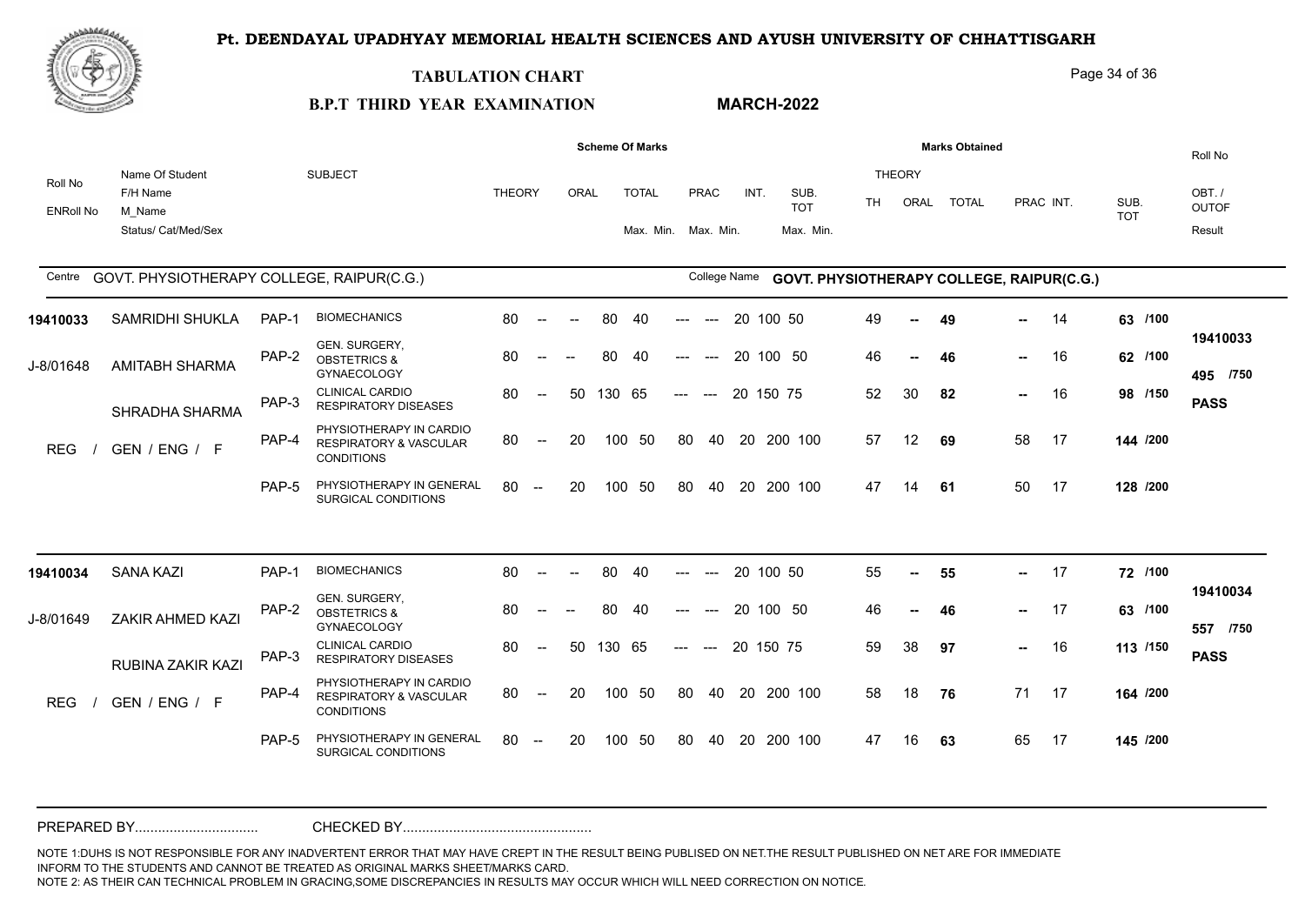# Pt. DEENDAYAL UPADHYAY MEMORIAL HEALTH SCIENCES AND AYUSH UNIVERSITY OF CHHATTISGARH

## TABULATION CHART

**B.P.T THIRD YEAR EXAMINATION** — **MARCH-2022**

| Roll No / ENRoll No | Name Of Student / F/H Name / M_Name / Status/ Cat/Med/Sex | | SUBJECT | THEORY | ORAL | TOTAL Max. Min. | PRAC Max. Min. | INT. | SUB. TOT Max. Min. | TH | ORAL | TOTAL | PRAC | INT. | SUB. TOT | Roll No / OBT. / OUTOF / Result |
|---|---|---|---|---|---|---|---|---|---|---|---|---|---|---|---|---|

Centre: GOVT. PHYSIOTHERAPY COLLEGE, RAIPUR(C.G.) — College Name: GOVT. PHYSIOTHERAPY COLLEGE, RAIPUR(C.G.)

| Roll No / ENRoll No | Name / F/H Name / M_Name / Status | Paper | Subject | THEORY | ORAL | TOTAL (Max. Min.) | PRAC (Max. Min.) | INT. | SUB. TOT (Max. Min.) | TH | ORAL | TOTAL | PRAC | INT. | SUB. TOT | Result |
|---|---|---|---|---|---|---|---|---|---|---|---|---|---|---|---|---|
| 19410033 | SAMRIDHI SHUKLA | PAP-1 | BIOMECHANICS | 80 -- | -- | 80 40 | --- --- | 20 | 100 50 | 49 | -- | 49 | -- | 14 | 63 /100 | 19410033 |
| J-8/01648 | AMITABH SHARMA | PAP-2 | GEN. SURGERY, OBSTETRICS & GYNAECOLOGY | 80 -- | -- | 80 40 | --- --- | 20 | 100 50 | 46 | -- | 46 | -- | 16 | 62 /100 | 495 /750 |
| | SHRADHA SHARMA | PAP-3 | CLINICAL CARDIO RESPIRATORY DISEASES | 80 -- | 50 | 130 65 | --- --- | 20 | 150 75 | 52 | 30 | 82 | -- | 16 | 98 /150 | PASS |
| | REG / GEN / ENG / F | PAP-4 | PHYSIOTHERAPY IN CARDIO RESPIRATORY & VASCULAR CONDITIONS | 80 -- | 20 | 100 50 | 80 40 | 20 | 200 100 | 57 | 12 | 69 | 58 | 17 | 144 /200 | |
| | | PAP-5 | PHYSIOTHERAPY IN GENERAL SURGICAL CONDITIONS | 80 -- | 20 | 100 50 | 80 40 | 20 | 200 100 | 47 | 14 | 61 | 50 | 17 | 128 /200 | |
| 19410034 | SANA KAZI | PAP-1 | BIOMECHANICS | 80 -- | -- | 80 40 | --- --- | 20 | 100 50 | 55 | -- | 55 | -- | 17 | 72 /100 | 19410034 |
| J-8/01649 | ZAKIR AHMED KAZI | PAP-2 | GEN. SURGERY, OBSTETRICS & GYNAECOLOGY | 80 -- | -- | 80 40 | --- --- | 20 | 100 50 | 46 | -- | 46 | -- | 17 | 63 /100 | 557 /750 |
| | RUBINA ZAKIR KAZI | PAP-3 | CLINICAL CARDIO RESPIRATORY DISEASES | 80 -- | 50 | 130 65 | --- --- | 20 | 150 75 | 59 | 38 | 97 | -- | 16 | 113 /150 | PASS |
| | REG / GEN / ENG / F | PAP-4 | PHYSIOTHERAPY IN CARDIO RESPIRATORY & VASCULAR CONDITIONS | 80 -- | 20 | 100 50 | 80 40 | 20 | 200 100 | 58 | 18 | 76 | 71 | 17 | 164 /200 | |
| | | PAP-5 | PHYSIOTHERAPY IN GENERAL SURGICAL CONDITIONS | 80 -- | 20 | 100 50 | 80 40 | 20 | 200 100 | 47 | 16 | 63 | 65 | 17 | 145 /200 | |

PREPARED BY................................ CHECKED BY................................................

NOTE 1:DUHS IS NOT RESPONSIBLE FOR ANY INADVERTENT ERROR THAT MAY HAVE CREPT IN THE RESULT BEING PUBLISED ON NET.THE RESULT PUBLISHED ON NET ARE FOR IMMEDIATE INFORM TO THE STUDENTS AND CANNOT BE TREATED AS ORIGINAL MARKS SHEET/MARKS CARD.
NOTE 2: AS THEIR CAN TECHNICAL PROBLEM IN GRACING,SOME DISCREPANCIES IN RESULTS MAY OCCUR WHICH WILL NEED CORRECTION ON NOTICE.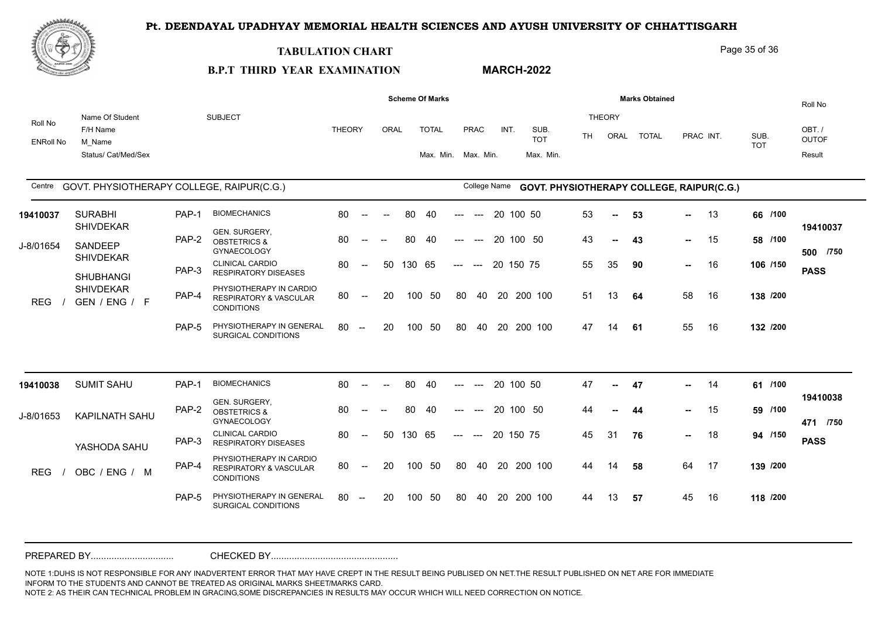# Pt. DEENDAYAL UPADHYAY MEMORIAL HEALTH SCIENCES AND AYUSH UNIVERSITY OF CHHATTISGARH

## TABULATION CHART

**B.P.T THIRD YEAR EXAMINATION** **MARCH-2022**

Centre: GOVT. PHYSIOTHERAPY COLLEGE, RAIPUR(C.G.) — College Name: GOVT. PHYSIOTHERAPY COLLEGE, RAIPUR(C.G.)

| Roll No / ENRoll No | Name Of Student / F/H Name / M_Name / Status/ Cat/Med/Sex | | SUBJECT | THEORY | ORAL | TOTAL Max. | TOTAL Min. | PRAC Max. | PRAC Min. | INT. | SUB. TOT Max. | SUB. TOT Min. | TH | ORAL | TOTAL | PRAC | INT. | SUB. TOT | Roll No / OBT. / OUTOF / Result |
|---|---|---|---|---|---|---|---|---|---|---|---|---|---|---|---|---|---|---|---|
| 19410037 | SURABHI SHIVDEKAR | PAP-1 | BIOMECHANICS | 80 | -- | 80 | 40 | --- | --- | 20 | 100 | 50 | 53 | -- | 53 | -- | 13 | 66 /100 | 19410037 |
| J-8/01654 | SANDEEP SHIVDEKAR | PAP-2 | GEN. SURGERY, OBSTETRICS & GYNAECOLOGY | 80 | -- | 80 | 40 | --- | --- | 20 | 100 | 50 | 43 | -- | 43 | -- | 15 | 58 /100 | 500 /750 |
| | SHUBHANGI SHIVDEKAR | PAP-3 | CLINICAL CARDIO RESPIRATORY DISEASES | 80 | 50 | 130 | 65 | --- | --- | 20 | 150 | 75 | 55 | 35 | 90 | -- | 16 | 106 /150 | PASS |
| | REG / GEN / ENG / F | PAP-4 | PHYSIOTHERAPY IN CARDIO RESPIRATORY & VASCULAR CONDITIONS | 80 | 20 | 100 | 50 | 80 | 40 | 20 | 200 | 100 | 51 | 13 | 64 | 58 | 16 | 138 /200 | |
| | | PAP-5 | PHYSIOTHERAPY IN GENERAL SURGICAL CONDITIONS | 80 | 20 | 100 | 50 | 80 | 40 | 20 | 200 | 100 | 47 | 14 | 61 | 55 | 16 | 132 /200 | |
| 19410038 | SUMIT SAHU | PAP-1 | BIOMECHANICS | 80 | -- | 80 | 40 | --- | --- | 20 | 100 | 50 | 47 | -- | 47 | -- | 14 | 61 /100 | 19410038 |
| J-8/01653 | KAPILNATH SAHU | PAP-2 | GEN. SURGERY, OBSTETRICS & GYNAECOLOGY | 80 | -- | 80 | 40 | --- | --- | 20 | 100 | 50 | 44 | -- | 44 | -- | 15 | 59 /100 | 471 /750 |
| | YASHODA SAHU | PAP-3 | CLINICAL CARDIO RESPIRATORY DISEASES | 80 | 50 | 130 | 65 | --- | --- | 20 | 150 | 75 | 45 | 31 | 76 | -- | 18 | 94 /150 | PASS |
| | REG / OBC / ENG / M | PAP-4 | PHYSIOTHERAPY IN CARDIO RESPIRATORY & VASCULAR CONDITIONS | 80 | 20 | 100 | 50 | 80 | 40 | 20 | 200 | 100 | 44 | 14 | 58 | 64 | 17 | 139 /200 | |
| | | PAP-5 | PHYSIOTHERAPY IN GENERAL SURGICAL CONDITIONS | 80 | 20 | 100 | 50 | 80 | 40 | 20 | 200 | 100 | 44 | 13 | 57 | 45 | 16 | 118 /200 | |

PREPARED BY................................ CHECKED BY................................................

NOTE 1:DUHS IS NOT RESPONSIBLE FOR ANY INADVERTENT ERROR THAT MAY HAVE CREPT IN THE RESULT BEING PUBLISED ON NET.THE RESULT PUBLISHED ON NET ARE FOR IMMEDIATE INFORM TO THE STUDENTS AND CANNOT BE TREATED AS ORIGINAL MARKS SHEET/MARKS CARD.
NOTE 2: AS THEIR CAN TECHNICAL PROBLEM IN GRACING,SOME DISCREPANCIES IN RESULTS MAY OCCUR WHICH WILL NEED CORRECTION ON NOTICE.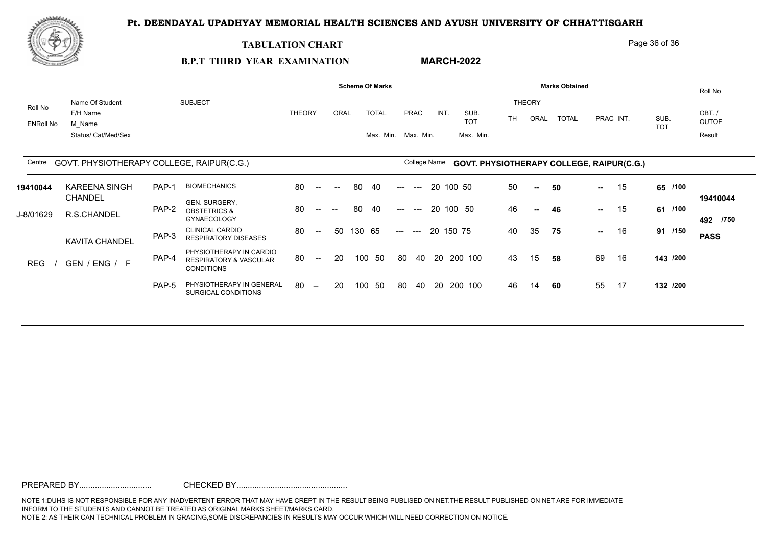# Pt. DEENDAYAL UPADHYAY MEMORIAL HEALTH SCIENCES AND AYUSH UNIVERSITY OF CHHATTISGARH

## TABULATION CHART

**B.P.T THIRD YEAR EXAMINATION** **MARCH-2022**

| Roll No / ENRoll No | Name Of Student / F/H Name / M_Name / Status/ Cat/Med/Sex | | SUBJECT | Scheme Of Marks: THEORY | ORAL | TOTAL Max. | TOTAL Min. | PRAC Max. | PRAC Min. | INT. | SUB. TOT Max. | SUB. TOT Min. | Marks Obtained: THEORY TH | ORAL | TOTAL | PRAC | INT. | SUB. TOT | Roll No / OBT. / OUTOF / Result |
|---|---|---|---|---|---|---|---|---|---|---|---|---|---|---|---|---|---|---|---|
| | | | | | | | | | | | | | | | | | | | |

Centre GOVT. PHYSIOTHERAPY COLLEGE, RAIPUR(C.G.) — College Name **GOVT. PHYSIOTHERAPY COLLEGE, RAIPUR(C.G.)**

| Roll No / ENRoll No | Name Of Student | Paper | SUBJECT | THEORY | ORAL | TOTAL Max. | TOTAL Min. | PRAC Max. | PRAC Min. | INT. | SUB. TOT Max. | SUB. TOT Min. | TH | ORAL | TOTAL | PRAC | INT. | SUB. TOT | Result |
|---|---|---|---|---|---|---|---|---|---|---|---|---|---|---|---|---|---|---|---|
| **19410044** | KAREENA SINGH CHANDEL | PAP-1 | BIOMECHANICS | 80 -- | -- | 80 | 40 | --- | --- | 20 | 100 | 50 | 50 | -- | **50** | -- | 15 | **65 /100** | **19410044** |
| J-8/01629 | R.S.CHANDEL | PAP-2 | GEN. SURGERY, OBSTETRICS & GYNAECOLOGY | 80 -- | -- | 80 | 40 | --- | --- | 20 | 100 | 50 | 46 | -- | **46** | -- | 15 | **61 /100** | **492 /750** |
| | KAVITA CHANDEL | PAP-3 | CLINICAL CARDIO RESPIRATORY DISEASES | 80 -- | 50 | 130 | 65 | --- | --- | 20 | 150 | 75 | 40 | 35 | **75** | -- | 16 | **91 /150** | **PASS** |
| REG | GEN / ENG / F | PAP-4 | PHYSIOTHERAPY IN CARDIO RESPIRATORY & VASCULAR CONDITIONS | 80 -- | 20 | 100 | 50 | 80 | 40 | 20 | 200 | 100 | 43 | 15 | **58** | 69 | 16 | **143 /200** | |
| | | PAP-5 | PHYSIOTHERAPY IN GENERAL SURGICAL CONDITIONS | 80 -- | 20 | 100 | 50 | 80 | 40 | 20 | 200 | 100 | 46 | 14 | **60** | 55 | 17 | **132 /200** | |

PREPARED BY................................ CHECKED BY................................................

NOTE 1:DUHS IS NOT RESPONSIBLE FOR ANY INADVERTENT ERROR THAT MAY HAVE CREPT IN THE RESULT BEING PUBLISED ON NET.THE RESULT PUBLISHED ON NET ARE FOR IMMEDIATE INFORM TO THE STUDENTS AND CANNOT BE TREATED AS ORIGINAL MARKS SHEET/MARKS CARD.
NOTE 2: AS THEIR CAN TECHNICAL PROBLEM IN GRACING,SOME DISCREPANCIES IN RESULTS MAY OCCUR WHICH WILL NEED CORRECTION ON NOTICE.